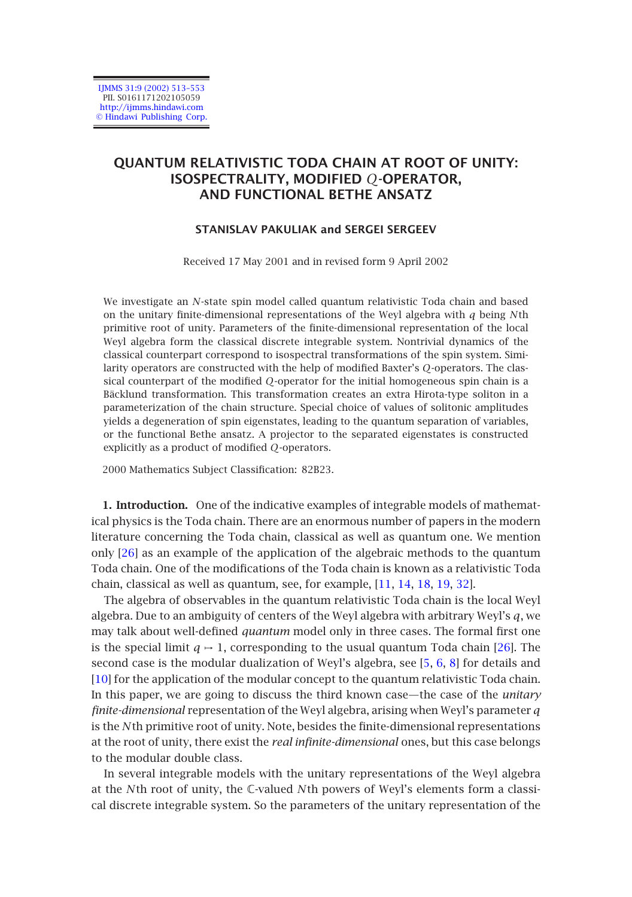# QUANTUM RELATIVISTIC TODA CHAIN AT ROOT OF UNITY: ISOSPECTRALITY, MODIFIED $Q$-OPERATOR, AND FUNCTIONAL BETHE ANSATZ

**STANISLAV PAKULIAK and SERGEI SERGEEV**

Received 17 May 2001 and in revised form 9 April 2002

We investigate an $N$-state spin model called quantum relativistic Toda chain and based on the unitary finite-dimensional representations of the Weyl algebra with $q$ being $N$th primitive root of unity. Parameters of the finite-dimensional representation of the local Weyl algebra form the classical discrete integrable system. Nontrivial dynamics of the classical counterpart correspond to isospectral transformations of the spin system. Similarity operators are constructed with the help of modified Baxter's $Q$-operators. The classical counterpart of the modified $Q$-operator for the initial homogeneous spin chain is a Bäcklund transformation. This transformation creates an extra Hirota-type soliton in a parameterization of the chain structure. Special choice of values of solitonic amplitudes yields a degeneration of spin eigenstates, leading to the quantum separation of variables, or the functional Bethe ansatz. A projector to the separated eigenstates is constructed explicitly as a product of modified $Q$-operators.

2000 Mathematics Subject Classification: 82B23.

**1. Introduction.** One of the indicative examples of integrable models of mathematical physics is the Toda chain. There are an enormous number of papers in the modern literature concerning the Toda chain, classical as well as quantum one. We mention only [26] as an example of the application of the algebraic methods to the quantum Toda chain. One of the modifications of the Toda chain is known as a relativistic Toda chain, classical as well as quantum, see, for example, [11, 14, 18, 19, 32].

The algebra of observables in the quantum relativistic Toda chain is the local Weyl algebra. Due to an ambiguity of centers of the Weyl algebra with arbitrary Weyl's $q$, we may talk about well-defined *quantum* model only in three cases. The formal first one is the special limit $q \mapsto 1$, corresponding to the usual quantum Toda chain [26]. The second case is the modular dualization of Weyl's algebra, see [5, 6, 8] for details and [10] for the application of the modular concept to the quantum relativistic Toda chain. In this paper, we are going to discuss the third known case—the case of the *unitary finite-dimensional* representation of the Weyl algebra, arising when Weyl's parameter $q$ is the $N$th primitive root of unity. Note, besides the finite-dimensional representations at the root of unity, there exist the *real infinite-dimensional* ones, but this case belongs to the modular double class.

In several integrable models with the unitary representations of the Weyl algebra at the $N$th root of unity, the $\mathbb{C}$-valued $N$th powers of Weyl's elements form a classical discrete integrable system. So the parameters of the unitary representation of the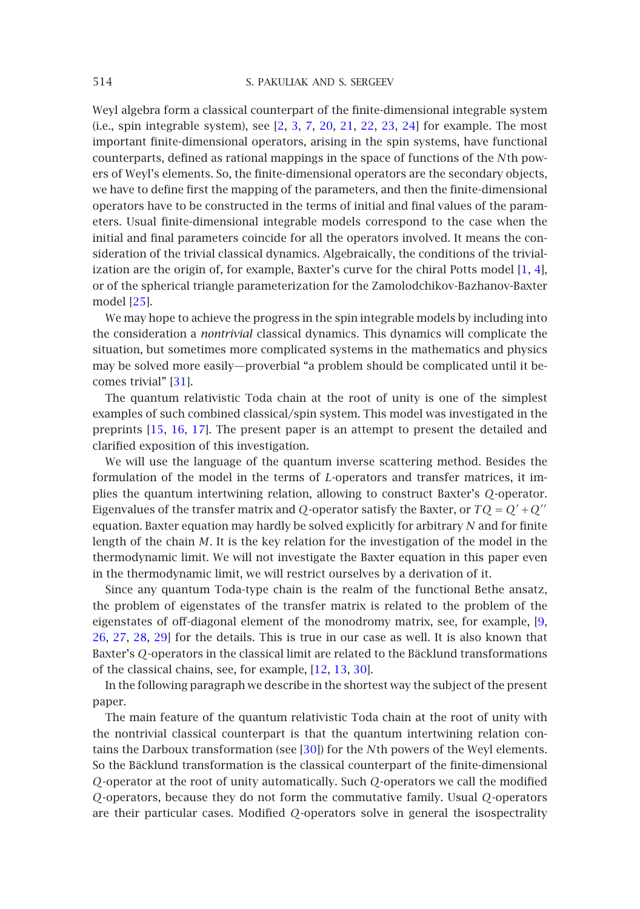Weyl algebra form a classical counterpart of the finite-dimensional integrable system (i.e., spin integrable system), see [2, 3, 7, 20, 21, 22, 23, 24] for example. The most important finite-dimensional operators, arising in the spin systems, have functional counterparts, defined as rational mappings in the space of functions of the $N$th powers of Weyl's elements. So, the finite-dimensional operators are the secondary objects, we have to define first the mapping of the parameters, and then the finite-dimensional operators have to be constructed in the terms of initial and final values of the parameters. Usual finite-dimensional integrable models correspond to the case when the initial and final parameters coincide for all the operators involved. It means the consideration of the trivial classical dynamics. Algebraically, the conditions of the trivialization are the origin of, for example, Baxter's curve for the chiral Potts model [1, 4], or of the spherical triangle parameterization for the Zamolodchikov-Bazhanov-Baxter model [25].

We may hope to achieve the progress in the spin integrable models by including into the consideration a *nontrivial* classical dynamics. This dynamics will complicate the situation, but sometimes more complicated systems in the mathematics and physics may be solved more easily—proverbial "a problem should be complicated until it becomes trivial" [31].

The quantum relativistic Toda chain at the root of unity is one of the simplest examples of such combined classical/spin system. This model was investigated in the preprints [15, 16, 17]. The present paper is an attempt to present the detailed and clarified exposition of this investigation.

We will use the language of the quantum inverse scattering method. Besides the formulation of the model in the terms of $L$-operators and transfer matrices, it implies the quantum intertwining relation, allowing to construct Baxter's $Q$-operator. Eigenvalues of the transfer matrix and $Q$-operator satisfy the Baxter, or $TQ = Q' + Q''$ equation. Baxter equation may hardly be solved explicitly for arbitrary $N$ and for finite length of the chain $M$. It is the key relation for the investigation of the model in the thermodynamic limit. We will not investigate the Baxter equation in this paper even in the thermodynamic limit, we will restrict ourselves by a derivation of it.

Since any quantum Toda-type chain is the realm of the functional Bethe ansatz, the problem of eigenstates of the transfer matrix is related to the problem of the eigenstates of off-diagonal element of the monodromy matrix, see, for example, [9, 26, 27, 28, 29] for the details. This is true in our case as well. It is also known that Baxter's $Q$-operators in the classical limit are related to the Bäcklund transformations of the classical chains, see, for example, [12, 13, 30].

In the following paragraph we describe in the shortest way the subject of the present paper.

The main feature of the quantum relativistic Toda chain at the root of unity with the nontrivial classical counterpart is that the quantum intertwining relation contains the Darboux transformation (see [30]) for the $N$th powers of the Weyl elements. So the Bäcklund transformation is the classical counterpart of the finite-dimensional $Q$-operator at the root of unity automatically. Such $Q$-operators we call the modified $Q$-operators, because they do not form the commutative family. Usual $Q$-operators are their particular cases. Modified $Q$-operators solve in general the isospectrality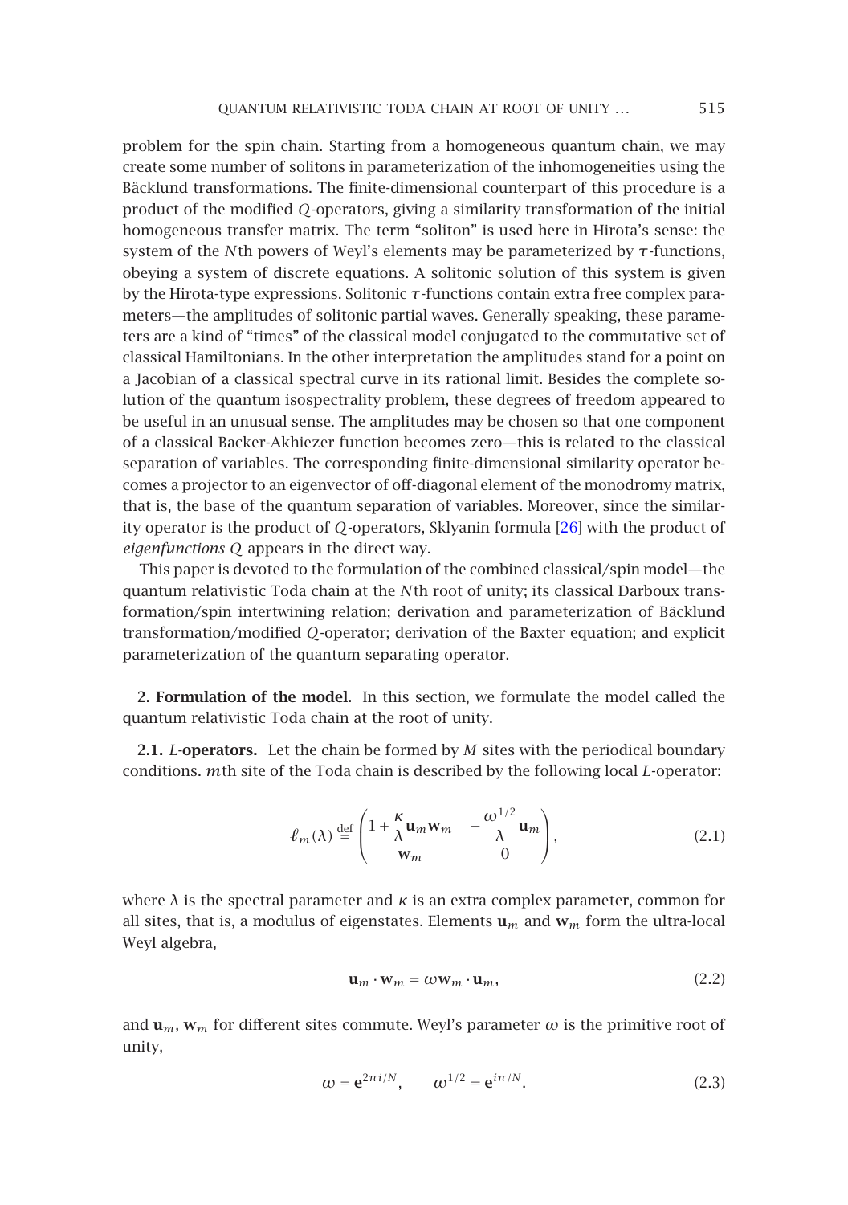problem for the spin chain. Starting from a homogeneous quantum chain, we may create some number of solitons in parameterization of the inhomogeneities using the Bäcklund transformations. The finite-dimensional counterpart of this procedure is a product of the modified $Q$-operators, giving a similarity transformation of the initial homogeneous transfer matrix. The term "soliton" is used here in Hirota's sense: the system of the $N$th powers of Weyl's elements may be parameterized by $\tau$-functions, obeying a system of discrete equations. A solitonic solution of this system is given by the Hirota-type expressions. Solitonic $\tau$-functions contain extra free complex parameters—the amplitudes of solitonic partial waves. Generally speaking, these parameters are a kind of "times" of the classical model conjugated to the commutative set of classical Hamiltonians. In the other interpretation the amplitudes stand for a point on a Jacobian of a classical spectral curve in its rational limit. Besides the complete solution of the quantum isospectrality problem, these degrees of freedom appeared to be useful in an unusual sense. The amplitudes may be chosen so that one component of a classical Backer-Akhiezer function becomes zero—this is related to the classical separation of variables. The corresponding finite-dimensional similarity operator becomes a projector to an eigenvector of off-diagonal element of the monodromy matrix, that is, the base of the quantum separation of variables. Moreover, since the similarity operator is the product of $Q$-operators, Sklyanin formula [26] with the product of *eigenfunctions* $Q$ appears in the direct way.

This paper is devoted to the formulation of the combined classical/spin model—the quantum relativistic Toda chain at the $N$th root of unity; its classical Darboux transformation/spin intertwining relation; derivation and parameterization of Bäcklund transformation/modified $Q$-operator; derivation of the Baxter equation; and explicit parameterization of the quantum separating operator.

## 2. Formulation of the model.

In this section, we formulate the model called the quantum relativistic Toda chain at the root of unity.

### 2.1. $L$-operators.

Let the chain be formed by $M$ sites with the periodical boundary conditions. $m$th site of the Toda chain is described by the following local $L$-operator:

$$\ell_m(\lambda) \overset{\text{def}}{=} \begin{pmatrix} 1+\dfrac{\kappa}{\lambda}\mathbf{u}_m\mathbf{w}_m & -\dfrac{\omega^{1/2}}{\lambda}\mathbf{u}_m \\ \mathbf{w}_m & 0 \end{pmatrix}, \tag{2.1}$$

where $\lambda$ is the spectral parameter and $\kappa$ is an extra complex parameter, common for all sites, that is, a modulus of eigenstates. Elements $\mathbf{u}_m$ and $\mathbf{w}_m$ form the ultra-local Weyl algebra,

$$\mathbf{u}_m \cdot \mathbf{w}_m = \omega \mathbf{w}_m \cdot \mathbf{u}_m, \tag{2.2}$$

and $\mathbf{u}_m, \mathbf{w}_m$ for different sites commute. Weyl's parameter $\omega$ is the primitive root of unity,

$$\omega = \mathbf{e}^{2\pi i/N}, \qquad \omega^{1/2} = \mathbf{e}^{i\pi/N}. \tag{2.3}$$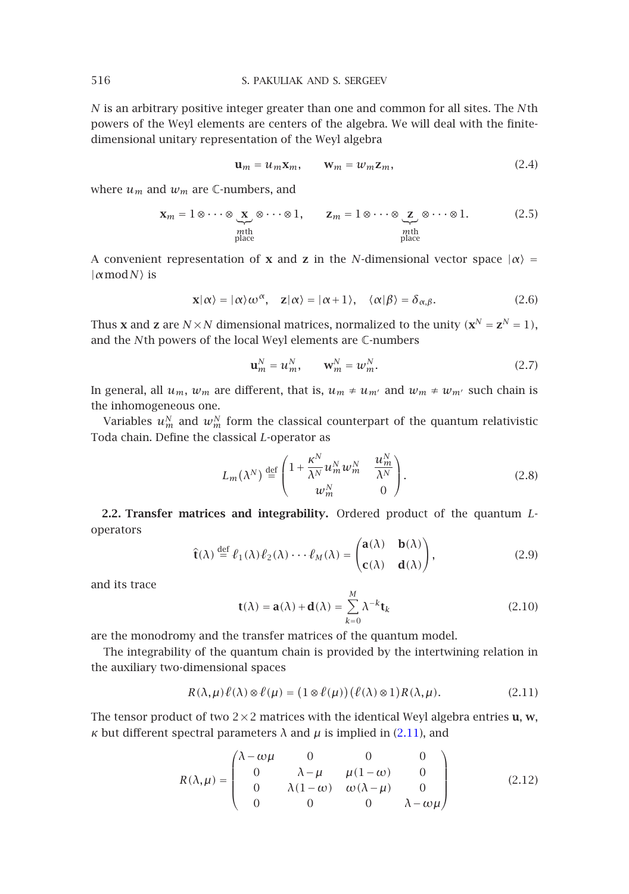$N$ is an arbitrary positive integer greater than one and common for all sites. The $N$th powers of the Weyl elements are centers of the algebra. We will deal with the finite-dimensional unitary representation of the Weyl algebra

$$\mathbf{u}_m = u_m \mathbf{x}_m, \qquad \mathbf{w}_m = w_m \mathbf{z}_m, \tag{2.4}$$

where $u_m$ and $w_m$ are $\mathbb{C}$-numbers, and

$$\mathbf{x}_m = 1 \otimes \cdots \otimes \underbrace{\mathbf{x}}_{\substack{m\text{th} \\ \text{place}}} \otimes \cdots \otimes 1, \qquad \mathbf{z}_m = 1 \otimes \cdots \otimes \underbrace{\mathbf{z}}_{\substack{m\text{th} \\ \text{place}}} \otimes \cdots \otimes 1. \tag{2.5}$$

A convenient representation of $\mathbf{x}$ and $\mathbf{z}$ in the $N$-dimensional vector space $|\alpha\rangle = |\alpha \bmod N\rangle$ is

$$\mathbf{x}|\alpha\rangle = |\alpha\rangle \omega^{\alpha}, \quad \mathbf{z}|\alpha\rangle = |\alpha + 1\rangle, \quad \langle \alpha | \beta \rangle = \delta_{\alpha,\beta}. \tag{2.6}$$

Thus $\mathbf{x}$ and $\mathbf{z}$ are $N \times N$ dimensional matrices, normalized to the unity ($\mathbf{x}^N = \mathbf{z}^N = 1$), and the $N$th powers of the local Weyl elements are $\mathbb{C}$-numbers

$$\mathbf{u}_m^N = u_m^N, \qquad \mathbf{w}_m^N = w_m^N. \tag{2.7}$$

In general, all $u_m$, $w_m$ are different, that is, $u_m \neq u_{m'}$ and $w_m \neq w_{m'}$ such chain is the inhomogeneous one.

Variables $u_m^N$ and $w_m^N$ form the classical counterpart of the quantum relativistic Toda chain. Define the classical $L$-operator as

$$L_m(\lambda^N) \overset{\text{def}}{=} \begin{pmatrix} 1 + \dfrac{\kappa^N}{\lambda^N} u_m^N w_m^N & \dfrac{u_m^N}{\lambda^N} \\ w_m^N & 0 \end{pmatrix}. \tag{2.8}$$

**2.2. Transfer matrices and integrability.** Ordered product of the quantum $L$-operators

$$\hat{\mathbf{t}}(\lambda) \overset{\text{def}}{=} \ell_1(\lambda)\ell_2(\lambda)\cdots\ell_M(\lambda) = \begin{pmatrix} \mathbf{a}(\lambda) & \mathbf{b}(\lambda) \\ \mathbf{c}(\lambda) & \mathbf{d}(\lambda) \end{pmatrix}, \tag{2.9}$$

and its trace

$$\mathbf{t}(\lambda) = \mathbf{a}(\lambda) + \mathbf{d}(\lambda) = \sum_{k=0}^{M} \lambda^{-k} \mathbf{t}_k \tag{2.10}$$

are the monodromy and the transfer matrices of the quantum model.

The integrability of the quantum chain is provided by the intertwining relation in the auxiliary two-dimensional spaces

$$R(\lambda,\mu)\ell(\lambda) \otimes \ell(\mu) = (1 \otimes \ell(\mu))(\ell(\lambda) \otimes 1)R(\lambda,\mu). \tag{2.11}$$

The tensor product of two $2 \times 2$ matrices with the identical Weyl algebra entries $\mathbf{u}$, $\mathbf{w}$, $\kappa$ but different spectral parameters $\lambda$ and $\mu$ is implied in (2.11), and

$$R(\lambda,\mu) = \begin{pmatrix} \lambda - \omega\mu & 0 & 0 & 0 \\ 0 & \lambda - \mu & \mu(1-\omega) & 0 \\ 0 & \lambda(1-\omega) & \omega(\lambda - \mu) & 0 \\ 0 & 0 & 0 & \lambda - \omega\mu \end{pmatrix} \tag{2.12}$$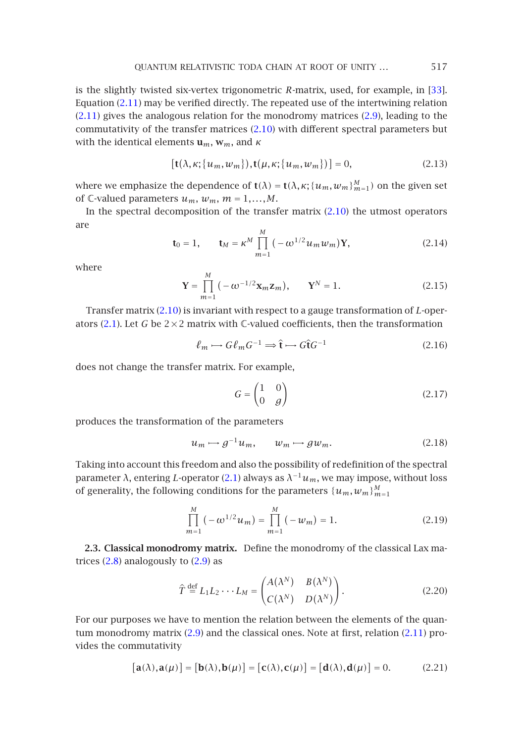is the slightly twisted six-vertex trigonometric $R$-matrix, used, for example, in [33]. Equation (2.11) may be verified directly. The repeated use of the intertwining relation (2.11) gives the analogous relation for the monodromy matrices (2.9), leading to the commutativity of the transfer matrices (2.10) with different spectral parameters but with the identical elements $\mathbf{u}_m$, $\mathbf{w}_m$, and $\kappa$

$$[\mathbf{t}(\lambda,\kappa;\{u_m,w_m\}),\mathbf{t}(\mu,\kappa;\{u_m,w_m\})]=0, \tag{2.13}$$

where we emphasize the dependence of $\mathbf{t}(\lambda)=\mathbf{t}(\lambda,\kappa;\{u_m,w_m\}_{m=1}^{M})$ on the given set of $\mathbb{C}$-valued parameters $u_m$, $w_m$, $m=1,\dots,M$.

In the spectral decomposition of the transfer matrix (2.10) the utmost operators are

$$\mathbf{t}_0=1,\qquad \mathbf{t}_M=\kappa^M\prod_{m=1}^{M}(-\omega^{1/2}u_m w_m)\mathbf{Y}, \tag{2.14}$$

where

$$\mathbf{Y}=\prod_{m=1}^{M}(-\omega^{-1/2}\mathbf{x}_m\mathbf{z}_m),\qquad \mathbf{Y}^N=1. \tag{2.15}$$

Transfer matrix (2.10) is invariant with respect to a gauge transformation of $L$-operators (2.1). Let $G$ be $2\times 2$ matrix with $\mathbb{C}$-valued coefficients, then the transformation

$$\ell_m\longmapsto G\ell_m G^{-1}\Longrightarrow \hat{\mathbf{t}}\longmapsto G\hat{\mathbf{t}}G^{-1} \tag{2.16}$$

does not change the transfer matrix. For example,

$$G=\begin{pmatrix}1&0\\0&g\end{pmatrix} \tag{2.17}$$

produces the transformation of the parameters

$$u_m\longmapsto g^{-1}u_m,\qquad w_m\longmapsto g w_m. \tag{2.18}$$

Taking into account this freedom and also the possibility of redefinition of the spectral parameter $\lambda$, entering $L$-operator (2.1) always as $\lambda^{-1}u_m$, we may impose, without loss of generality, the following conditions for the parameters $\{u_m,w_m\}_{m=1}^{M}$

$$\prod_{m=1}^{M}(-\omega^{1/2}u_m)=\prod_{m=1}^{M}(-w_m)=1. \tag{2.19}$$

**2.3. Classical monodromy matrix.** Define the monodromy of the classical Lax matrices (2.8) analogously to (2.9) as

$$\widehat{T}\overset{\text{def}}{=}L_1L_2\cdots L_M=\begin{pmatrix}A(\lambda^N)&B(\lambda^N)\\C(\lambda^N)&D(\lambda^N)\end{pmatrix}. \tag{2.20}$$

For our purposes we have to mention the relation between the elements of the quantum monodromy matrix (2.9) and the classical ones. Note at first, relation (2.11) provides the commutativity

$$[\mathbf{a}(\lambda),\mathbf{a}(\mu)]=[\mathbf{b}(\lambda),\mathbf{b}(\mu)]=[\mathbf{c}(\lambda),\mathbf{c}(\mu)]=[\mathbf{d}(\lambda),\mathbf{d}(\mu)]=0. \tag{2.21}$$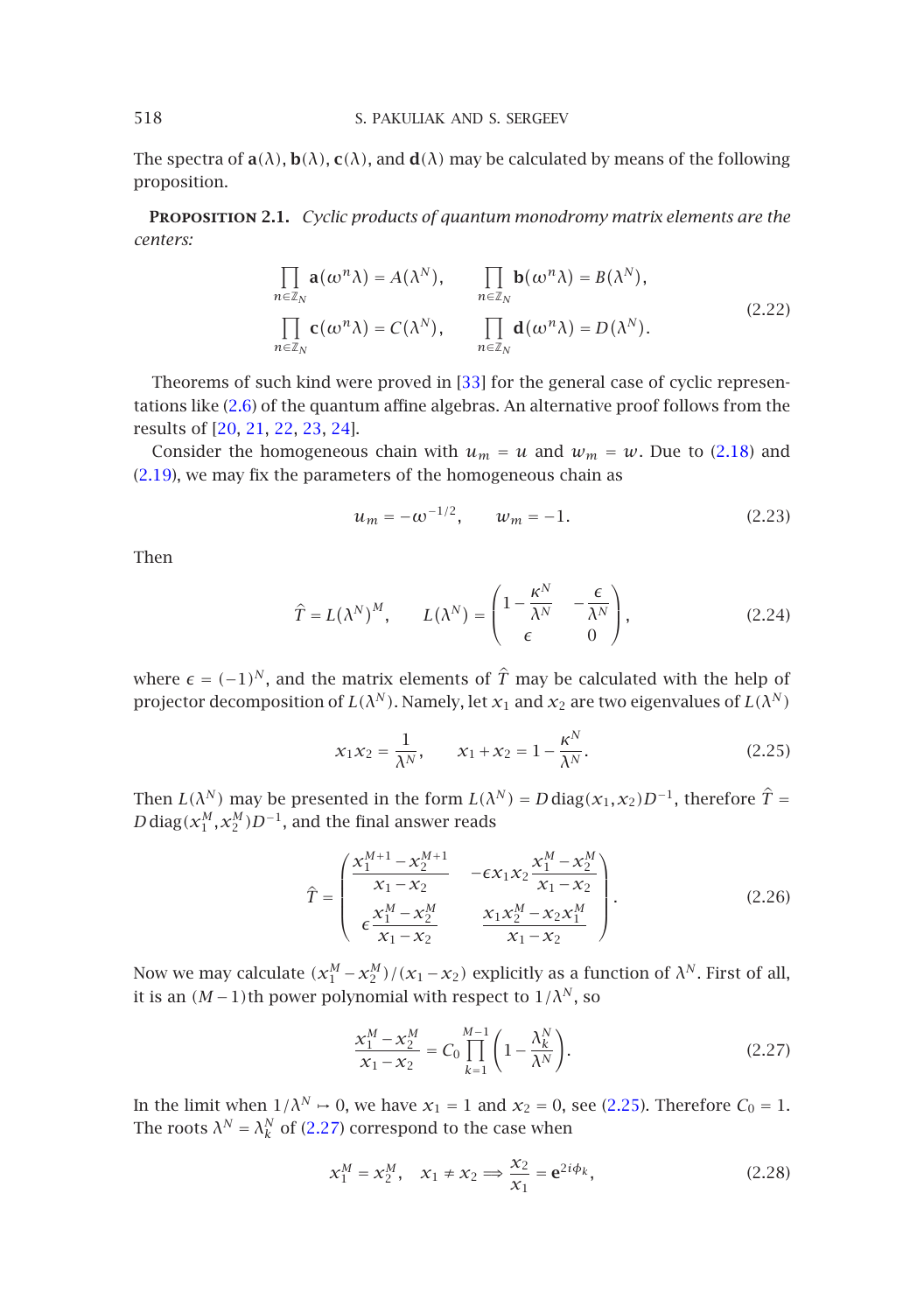The spectra of $\mathbf{a}(\lambda)$, $\mathbf{b}(\lambda)$, $\mathbf{c}(\lambda)$, and $\mathbf{d}(\lambda)$ may be calculated by means of the following proposition.

**Proposition 2.1.** *Cyclic products of quantum monodromy matrix elements are the centers:*

$$\begin{aligned}
\prod_{n\in\mathbb{Z}_N} \mathbf{a}(\omega^n\lambda) &= A(\lambda^N), \qquad \prod_{n\in\mathbb{Z}_N} \mathbf{b}(\omega^n\lambda) = B(\lambda^N), \\
\prod_{n\in\mathbb{Z}_N} \mathbf{c}(\omega^n\lambda) &= C(\lambda^N), \qquad \prod_{n\in\mathbb{Z}_N} \mathbf{d}(\omega^n\lambda) = D(\lambda^N).
\end{aligned} \tag{2.22}$$

Theorems of such kind were proved in [33] for the general case of cyclic representations like (2.6) of the quantum affine algebras. An alternative proof follows from the results of [20, 21, 22, 23, 24].

Consider the homogeneous chain with $u_m = u$ and $w_m = w$. Due to (2.18) and (2.19), we may fix the parameters of the homogeneous chain as

$$u_m = -\omega^{-1/2}, \qquad w_m = -1. \tag{2.23}$$

Then

$$\widehat{T} = L(\lambda^N)^M, \qquad L(\lambda^N) = \begin{pmatrix} 1 - \dfrac{\kappa^N}{\lambda^N} & -\dfrac{\epsilon}{\lambda^N} \\ \epsilon & 0 \end{pmatrix}, \tag{2.24}$$

where $\epsilon = (-1)^N$, and the matrix elements of $\widehat{T}$ may be calculated with the help of projector decomposition of $L(\lambda^N)$. Namely, let $x_1$ and $x_2$ are two eigenvalues of $L(\lambda^N)$

$$x_1x_2 = \frac{1}{\lambda^N}, \qquad x_1 + x_2 = 1 - \frac{\kappa^N}{\lambda^N}. \tag{2.25}$$

Then $L(\lambda^N)$ may be presented in the form $L(\lambda^N) = D\,\mathrm{diag}(x_1, x_2)D^{-1}$, therefore $\widehat{T} = D\,\mathrm{diag}(x_1^M, x_2^M)D^{-1}$, and the final answer reads

$$\widehat{T} = \begin{pmatrix} \dfrac{x_1^{M+1} - x_2^{M+1}}{x_1 - x_2} & -\epsilon x_1x_2 \dfrac{x_1^M - x_2^M}{x_1 - x_2} \\ \epsilon \dfrac{x_1^M - x_2^M}{x_1 - x_2} & \dfrac{x_1x_2^M - x_2x_1^M}{x_1 - x_2} \end{pmatrix}. \tag{2.26}$$

Now we may calculate $(x_1^M - x_2^M)/(x_1 - x_2)$ explicitly as a function of $\lambda^N$. First of all, it is an $(M-1)$th power polynomial with respect to $1/\lambda^N$, so

$$\frac{x_1^M - x_2^M}{x_1 - x_2} = C_0 \prod_{k=1}^{M-1} \left(1 - \frac{\lambda_k^N}{\lambda^N}\right). \tag{2.27}$$

In the limit when $1/\lambda^N \mapsto 0$, we have $x_1 = 1$ and $x_2 = 0$, see (2.25). Therefore $C_0 = 1$. The roots $\lambda^N = \lambda_k^N$ of (2.27) correspond to the case when

$$x_1^M = x_2^M, \quad x_1 \neq x_2 \Longrightarrow \frac{x_2}{x_1} = \mathbf{e}^{2i\phi_k}, \tag{2.28}$$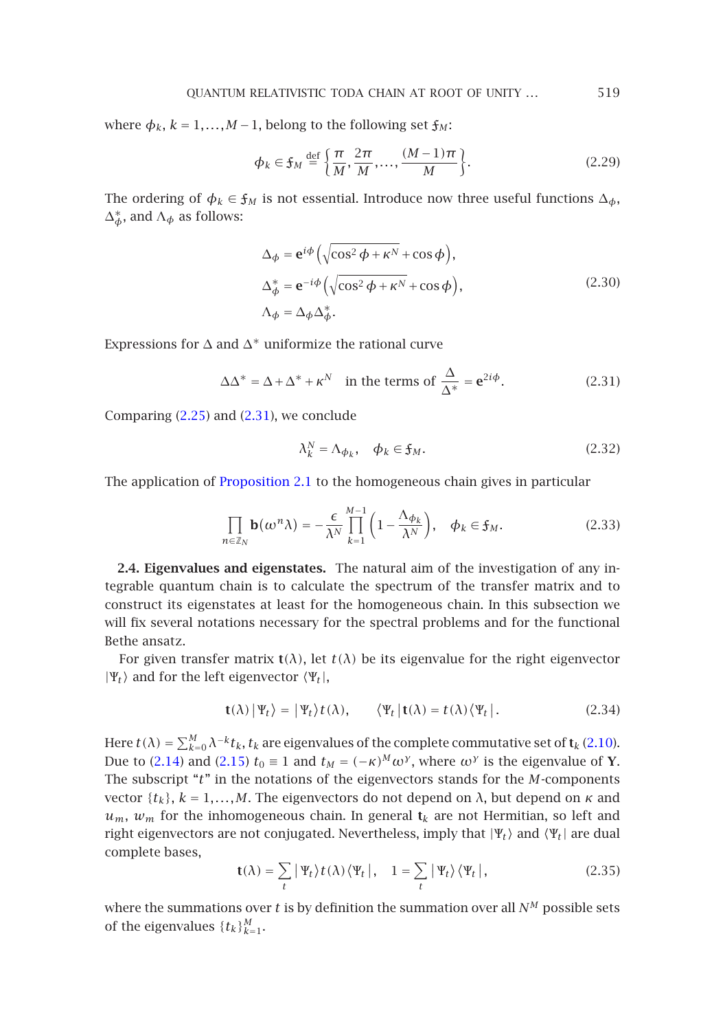where $\phi_k$, $k = 1, \dots, M-1$, belong to the following set $\mathfrak{f}_M$:

$$\phi_k \in \mathfrak{f}_M \stackrel{\text{def}}{=} \left\{ \frac{\pi}{M}, \frac{2\pi}{M}, \dots, \frac{(M-1)\pi}{M} \right\}. \tag{2.29}$$

The ordering of $\phi_k \in \mathfrak{f}_M$ is not essential. Introduce now three useful functions $\Delta_\phi$, $\Delta_\phi^*$, and $\Lambda_\phi$ as follows:

$$\begin{aligned}
\Delta_\phi &= \mathbf{e}^{i\phi}\left(\sqrt{\cos^2\phi + \kappa^N} + \cos\phi\right), \\
\Delta_\phi^* &= \mathbf{e}^{-i\phi}\left(\sqrt{\cos^2\phi + \kappa^N} + \cos\phi\right), \\
\Lambda_\phi &= \Delta_\phi \Delta_\phi^*.
\end{aligned} \tag{2.30}$$

Expressions for $\Delta$ and $\Delta^*$ uniformize the rational curve

$$\Delta\Delta^* = \Delta + \Delta^* + \kappa^N \quad \text{in the terms of } \frac{\Delta}{\Delta^*} = \mathbf{e}^{2i\phi}. \tag{2.31}$$

Comparing (2.25) and (2.31), we conclude

$$\lambda_k^N = \Lambda_{\phi_k}, \quad \phi_k \in \mathfrak{f}_M. \tag{2.32}$$

The application of Proposition 2.1 to the homogeneous chain gives in particular

$$\prod_{n \in \mathbb{Z}_N} \mathbf{b}(\omega^n \lambda) = -\frac{\epsilon}{\lambda^N} \prod_{k=1}^{M-1} \left(1 - \frac{\Lambda_{\phi_k}}{\lambda^N}\right), \quad \phi_k \in \mathfrak{f}_M. \tag{2.33}$$

**2.4. Eigenvalues and eigenstates.** The natural aim of the investigation of any integrable quantum chain is to calculate the spectrum of the transfer matrix and to construct its eigenstates at least for the homogeneous chain. In this subsection we will fix several notations necessary for the spectral problems and for the functional Bethe ansatz.

For given transfer matrix $\mathbf{t}(\lambda)$, let $t(\lambda)$ be its eigenvalue for the right eigenvector $|\Psi_t\rangle$ and for the left eigenvector $\langle \Psi_t|$,

$$\mathbf{t}(\lambda)\,|\,\Psi_t\rangle = |\,\Psi_t\rangle\, t(\lambda), \qquad \langle \Psi_t\,|\,\mathbf{t}(\lambda) = t(\lambda)\langle \Psi_t\,|. \tag{2.34}$$

Here $t(\lambda) = \sum_{k=0}^{M} \lambda^{-k} t_k$, $t_k$ are eigenvalues of the complete commutative set of $\mathbf{t}_k$ (2.10). Due to (2.14) and (2.15) $t_0 \equiv 1$ and $t_M = (-\kappa)^M \omega^y$, where $\omega^y$ is the eigenvalue of $\mathbf{Y}$. The subscript "$t$" in the notations of the eigenvectors stands for the $M$-components vector $\{t_k\}$, $k = 1, \dots, M$. The eigenvectors do not depend on $\lambda$, but depend on $\kappa$ and $u_m$, $w_m$ for the inhomogeneous chain. In general $\mathbf{t}_k$ are not Hermitian, so left and right eigenvectors are not conjugated. Nevertheless, imply that $|\Psi_t\rangle$ and $\langle \Psi_t|$ are dual complete bases,

$$\mathbf{t}(\lambda) = \sum_t |\,\Psi_t\rangle\, t(\lambda) \langle \Psi_t\,|, \quad 1 = \sum_t |\,\Psi_t\rangle \langle \Psi_t\,|, \tag{2.35}$$

where the summations over $t$ is by definition the summation over all $N^M$ possible sets of the eigenvalues $\{t_k\}_{k=1}^M$.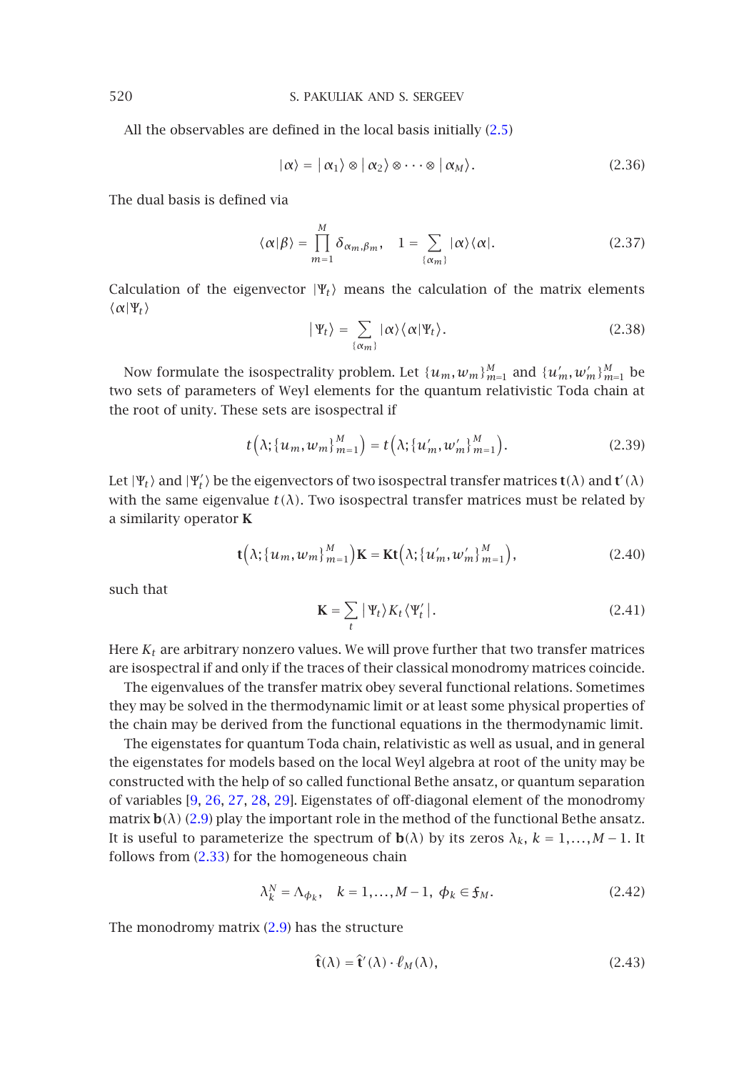All the observables are defined in the local basis initially (2.5)

$$|\alpha\rangle = |\alpha_1\rangle \otimes |\alpha_2\rangle \otimes \cdots \otimes |\alpha_M\rangle. \tag{2.36}$$

The dual basis is defined via

$$\langle \alpha|\beta\rangle = \prod_{m=1}^{M} \delta_{\alpha_m,\beta_m}, \quad 1 = \sum_{\{\alpha_m\}} |\alpha\rangle\langle\alpha|. \tag{2.37}$$

Calculation of the eigenvector $|\Psi_t\rangle$ means the calculation of the matrix elements $\langle\alpha|\Psi_t\rangle$

$$|\Psi_t\rangle = \sum_{\{\alpha_m\}} |\alpha\rangle\langle\alpha|\Psi_t\rangle. \tag{2.38}$$

Now formulate the isospectrality problem. Let $\{u_m, w_m\}_{m=1}^{M}$ and $\{u'_m, w'_m\}_{m=1}^{M}$ be two sets of parameters of Weyl elements for the quantum relativistic Toda chain at the root of unity. These sets are isospectral if

$$t\left(\lambda; \{u_m, w_m\}_{m=1}^{M}\right) = t\left(\lambda; \{u'_m, w'_m\}_{m=1}^{M}\right). \tag{2.39}$$

Let $|\Psi_t\rangle$ and $|\Psi'_t\rangle$ be the eigenvectors of two isospectral transfer matrices $\mathbf{t}(\lambda)$ and $\mathbf{t}'(\lambda)$ with the same eigenvalue $t(\lambda)$. Two isospectral transfer matrices must be related by a similarity operator $\mathbf{K}$

$$\mathbf{t}\left(\lambda; \{u_m, w_m\}_{m=1}^{M}\right)\mathbf{K} = \mathbf{K}\mathbf{t}\left(\lambda; \{u'_m, w'_m\}_{m=1}^{M}\right), \tag{2.40}$$

such that

$$\mathbf{K} = \sum_t |\Psi_t\rangle K_t \langle\Psi'_t|. \tag{2.41}$$

Here $K_t$ are arbitrary nonzero values. We will prove further that two transfer matrices are isospectral if and only if the traces of their classical monodromy matrices coincide.

The eigenvalues of the transfer matrix obey several functional relations. Sometimes they may be solved in the thermodynamic limit or at least some physical properties of the chain may be derived from the functional equations in the thermodynamic limit.

The eigenstates for quantum Toda chain, relativistic as well as usual, and in general the eigenstates for models based on the local Weyl algebra at root of the unity may be constructed with the help of so called functional Bethe ansatz, or quantum separation of variables [9, 26, 27, 28, 29]. Eigenstates of off-diagonal element of the monodromy matrix $\mathbf{b}(\lambda)$ (2.9) play the important role in the method of the functional Bethe ansatz. It is useful to parameterize the spectrum of $\mathbf{b}(\lambda)$ by its zeros $\lambda_k$, $k = 1, \ldots, M-1$. It follows from (2.33) for the homogeneous chain

$$\lambda_k^N = \Lambda_{\phi_k}, \quad k = 1, \ldots, M-1, \; \phi_k \in \mathfrak{F}_M. \tag{2.42}$$

The monodromy matrix (2.9) has the structure

$$\hat{\mathbf{t}}(\lambda) = \hat{\mathbf{t}}'(\lambda) \cdot \ell_M(\lambda), \tag{2.43}$$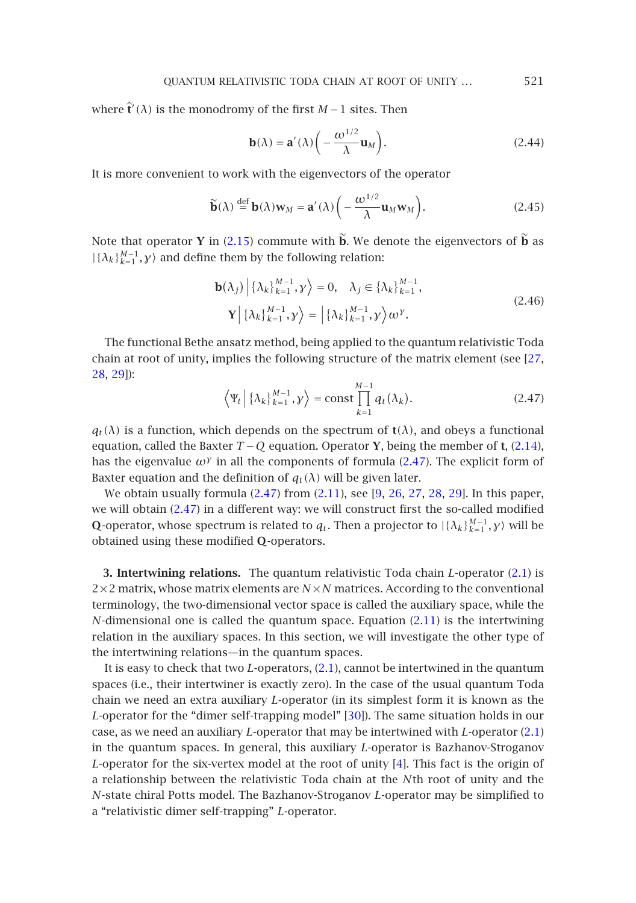where $\hat{\mathbf{t}}'(\lambda)$ is the monodromy of the first $M-1$ sites. Then

$$\mathbf{b}(\lambda) = \mathbf{a}'(\lambda)\left(-\frac{\omega^{1/2}}{\lambda}\mathbf{u}_M\right). \tag{2.44}$$

It is more convenient to work with the eigenvectors of the operator

$$\widetilde{\mathbf{b}}(\lambda) \stackrel{\text{def}}{=} \mathbf{b}(\lambda)\mathbf{w}_M = \mathbf{a}'(\lambda)\left(-\frac{\omega^{1/2}}{\lambda}\mathbf{u}_M\mathbf{w}_M\right). \tag{2.45}$$

Note that operator $\mathbf{Y}$ in (2.15) commute with $\widetilde{\mathbf{b}}$. We denote the eigenvectors of $\widetilde{\mathbf{b}}$ as $|\{\lambda_k\}_{k=1}^{M-1},\gamma\rangle$ and define them by the following relation:

$$\begin{aligned}
\mathbf{b}(\lambda_j)\left|\{\lambda_k\}_{k=1}^{M-1},\gamma\right\rangle &= 0, \quad \lambda_j \in \{\lambda_k\}_{k=1}^{M-1}, \\
\mathbf{Y}\left|\{\lambda_k\}_{k=1}^{M-1},\gamma\right\rangle &= \left|\{\lambda_k\}_{k=1}^{M-1},\gamma\right\rangle\omega^{\gamma}.
\end{aligned} \tag{2.46}$$

The functional Bethe ansatz method, being applied to the quantum relativistic Toda chain at root of unity, implies the following structure of the matrix element (see [27, 28, 29]):

$$\left\langle \Psi_t \,\middle|\, \{\lambda_k\}_{k=1}^{M-1},\gamma\right\rangle = \text{const}\prod_{k=1}^{M-1} q_t(\lambda_k). \tag{2.47}$$

$q_t(\lambda)$ is a function, which depends on the spectrum of $\mathbf{t}(\lambda)$, and obeys a functional equation, called the Baxter $T-Q$ equation. Operator $\mathbf{Y}$, being the member of $\mathbf{t}$, (2.14), has the eigenvalue $\omega^{\gamma}$ in all the components of formula (2.47). The explicit form of Baxter equation and the definition of $q_t(\lambda)$ will be given later.

We obtain usually formula (2.47) from (2.11), see [9, 26, 27, 28, 29]. In this paper, we will obtain (2.47) in a different way: we will construct first the so-called modified $\mathbf{Q}$-operator, whose spectrum is related to $q_t$. Then a projector to $|\{\lambda_k\}_{k=1}^{M-1},\gamma\rangle$ will be obtained using these modified $\mathbf{Q}$-operators.

**3. Intertwining relations.** The quantum relativistic Toda chain $L$-operator (2.1) is $2\times 2$ matrix, whose matrix elements are $N\times N$ matrices. According to the conventional terminology, the two-dimensional vector space is called the auxiliary space, while the $N$-dimensional one is called the quantum space. Equation (2.11) is the intertwining relation in the auxiliary spaces. In this section, we will investigate the other type of the intertwining relations—in the quantum spaces.

It is easy to check that two $L$-operators, (2.1), cannot be intertwined in the quantum spaces (i.e., their intertwiner is exactly zero). In the case of the usual quantum Toda chain we need an extra auxiliary $L$-operator (in its simplest form it is known as the $L$-operator for the "dimer self-trapping model" [30]). The same situation holds in our case, as we need an auxiliary $L$-operator that may be intertwined with $L$-operator (2.1) in the quantum spaces. In general, this auxiliary $L$-operator is Bazhanov-Stroganov $L$-operator for the six-vertex model at the root of unity [4]. This fact is the origin of a relationship between the relativistic Toda chain at the $N$th root of unity and the $N$-state chiral Potts model. The Bazhanov-Stroganov $L$-operator may be simplified to a "relativistic dimer self-trapping" $L$-operator.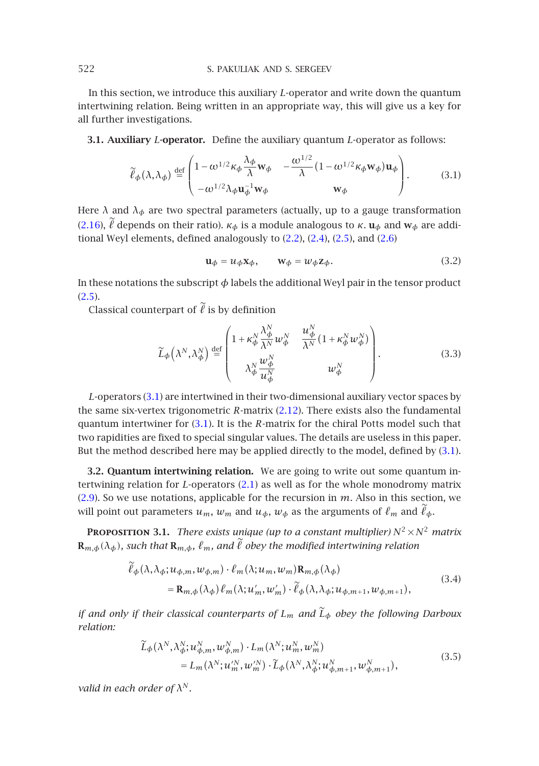In this section, we introduce this auxiliary $L$-operator and write down the quantum intertwining relation. Being written in an appropriate way, this will give us a key for all further investigations.

**3.1. Auxiliary $L$-operator.** Define the auxiliary quantum $L$-operator as follows:

$$\widetilde{\ell}_{\phi}(\lambda,\lambda_{\phi}) \stackrel{\text{def}}{=} \begin{pmatrix} 1-\omega^{1/2}\kappa_{\phi}\dfrac{\lambda_{\phi}}{\lambda}\mathbf{w}_{\phi} & -\dfrac{\omega^{1/2}}{\lambda}\left(1-\omega^{1/2}\kappa_{\phi}\mathbf{w}_{\phi}\right)\mathbf{u}_{\phi} \\ -\omega^{1/2}\lambda_{\phi}\mathbf{u}_{\phi}^{-1}\mathbf{w}_{\phi} & \mathbf{w}_{\phi} \end{pmatrix}. \tag{3.1}$$

Here $\lambda$ and $\lambda_{\phi}$ are two spectral parameters (actually, up to a gauge transformation (2.16), $\widetilde{\ell}$ depends on their ratio). $\kappa_{\phi}$ is a module analogous to $\kappa$. $\mathbf{u}_{\phi}$ and $\mathbf{w}_{\phi}$ are additional Weyl elements, defined analogously to (2.2), (2.4), (2.5), and (2.6)

$$\mathbf{u}_{\phi} = u_{\phi}\mathbf{x}_{\phi}, \qquad \mathbf{w}_{\phi} = w_{\phi}\mathbf{z}_{\phi}. \tag{3.2}$$

In these notations the subscript $\phi$ labels the additional Weyl pair in the tensor product (2.5).

Classical counterpart of $\widetilde{\ell}$ is by definition

$$\widetilde{L}_{\phi}\left(\lambda^{N},\lambda_{\phi}^{N}\right) \stackrel{\text{def}}{=} \begin{pmatrix} 1+\kappa_{\phi}^{N}\dfrac{\lambda_{\phi}^{N}}{\lambda^{N}}w_{\phi}^{N} & \dfrac{u_{\phi}^{N}}{\lambda^{N}}\left(1+\kappa_{\phi}^{N}w_{\phi}^{N}\right) \\ \lambda_{\phi}^{N}\dfrac{w_{\phi}^{N}}{u_{\phi}^{N}} & w_{\phi}^{N} \end{pmatrix}. \tag{3.3}$$

$L$-operators (3.1) are intertwined in their two-dimensional auxiliary vector spaces by the same six-vertex trigonometric $R$-matrix (2.12). There exists also the fundamental quantum intertwiner for (3.1). It is the $R$-matrix for the chiral Potts model such that two rapidities are fixed to special singular values. The details are useless in this paper. But the method described here may be applied directly to the model, defined by (3.1).

**3.2. Quantum intertwining relation.** We are going to write out some quantum intertwining relation for $L$-operators (2.1) as well as for the whole monodromy matrix (2.9). So we use notations, applicable for the recursion in $m$. Also in this section, we will point out parameters $u_m$, $w_m$ and $u_{\phi}$, $w_{\phi}$ as the arguments of $\ell_m$ and $\widetilde{\ell}_{\phi}$.

**Proposition 3.1.** *There exists unique (up to a constant multiplier) $N^2\times N^2$ matrix $\mathbf{R}_{m,\phi}(\lambda_{\phi})$, such that $\mathbf{R}_{m,\phi}$, $\ell_m$, and $\widetilde{\ell}$ obey the modified intertwining relation*

$$\begin{aligned} &\widetilde{\ell}_{\phi}(\lambda,\lambda_{\phi};u_{\phi,m},w_{\phi,m})\cdot\ell_m(\lambda;u_m,w_m)\mathbf{R}_{m,\phi}(\lambda_{\phi}) \\ &\quad=\mathbf{R}_{m,\phi}(\lambda_{\phi})\ell_m(\lambda;u_m',w_m')\cdot\widetilde{\ell}_{\phi}(\lambda,\lambda_{\phi};u_{\phi,m+1},w_{\phi,m+1}), \end{aligned} \tag{3.4}$$

*if and only if their classical counterparts of $L_m$ and $\widetilde{L}_{\phi}$ obey the following Darboux relation:*

$$\begin{aligned} &\widetilde{L}_{\phi}(\lambda^N,\lambda_{\phi}^N;u_{\phi,m}^N,w_{\phi,m}^N)\cdot L_m(\lambda^N;u_m^N,w_m^N) \\ &\quad= L_m(\lambda^N;u_m'^N,w_m'^N)\cdot\widetilde{L}_{\phi}(\lambda^N,\lambda_{\phi}^N;u_{\phi,m+1}^N,w_{\phi,m+1}^N), \end{aligned} \tag{3.5}$$

*valid in each order of $\lambda^N$.*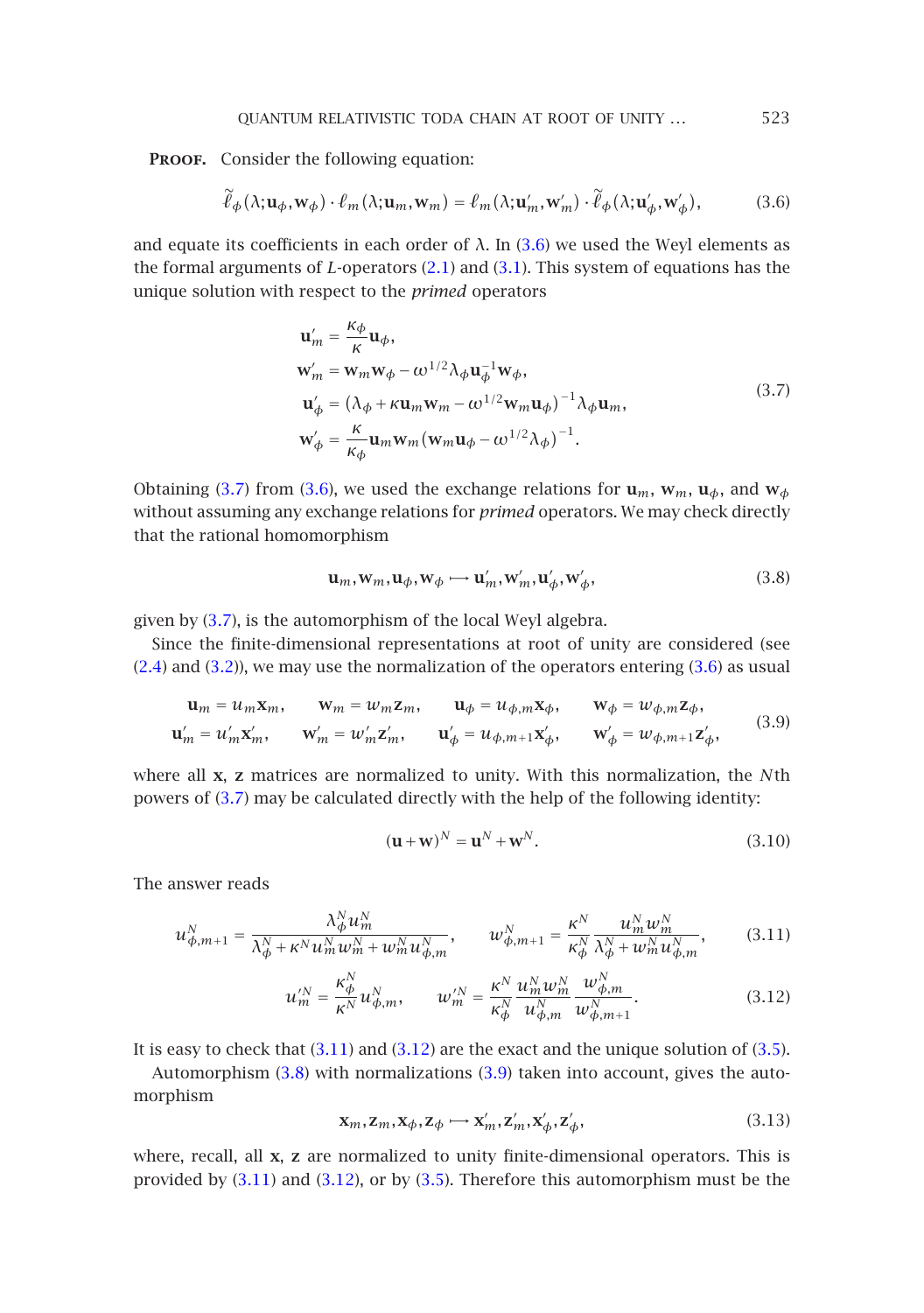**Proof.** Consider the following equation:

$$\widetilde{\ell}_{\phi}(\lambda;\mathbf{u}_{\phi},\mathbf{w}_{\phi})\cdot\ell_m(\lambda;\mathbf{u}_m,\mathbf{w}_m)=\ell_m(\lambda;\mathbf{u}_m',\mathbf{w}_m')\cdot\widetilde{\ell}_{\phi}(\lambda;\mathbf{u}_{\phi}',\mathbf{w}_{\phi}'),\tag{3.6}$$

and equate its coefficients in each order of $\lambda$. In (3.6) we used the Weyl elements as the formal arguments of $L$-operators (2.1) and (3.1). This system of equations has the unique solution with respect to the *primed* operators

$$\begin{aligned}
\mathbf{u}_m' &= \frac{\kappa_{\phi}}{\kappa}\mathbf{u}_{\phi},\\
\mathbf{w}_m' &= \mathbf{w}_m\mathbf{w}_{\phi}-\omega^{1/2}\lambda_{\phi}\mathbf{u}_{\phi}^{-1}\mathbf{w}_{\phi},\\
\mathbf{u}_{\phi}' &= \left(\lambda_{\phi}+\kappa\mathbf{u}_m\mathbf{w}_m-\omega^{1/2}\mathbf{w}_m\mathbf{u}_{\phi}\right)^{-1}\lambda_{\phi}\mathbf{u}_m,\\
\mathbf{w}_{\phi}' &= \frac{\kappa}{\kappa_{\phi}}\mathbf{u}_m\mathbf{w}_m\left(\mathbf{w}_m\mathbf{u}_{\phi}-\omega^{1/2}\lambda_{\phi}\right)^{-1}.
\end{aligned}\tag{3.7}$$

Obtaining (3.7) from (3.6), we used the exchange relations for $\mathbf{u}_m$, $\mathbf{w}_m$, $\mathbf{u}_{\phi}$, and $\mathbf{w}_{\phi}$ without assuming any exchange relations for *primed* operators. We may check directly that the rational homomorphism

$$\mathbf{u}_m,\mathbf{w}_m,\mathbf{u}_{\phi},\mathbf{w}_{\phi}\longmapsto\mathbf{u}_m',\mathbf{w}_m',\mathbf{u}_{\phi}',\mathbf{w}_{\phi}',\tag{3.8}$$

given by (3.7), is the automorphism of the local Weyl algebra.

Since the finite-dimensional representations at root of unity are considered (see (2.4) and (3.2)), we may use the normalization of the operators entering (3.6) as usual

$$\begin{aligned}
\mathbf{u}_m&=u_m\mathbf{x}_m, & \mathbf{w}_m&=w_m\mathbf{z}_m, & \mathbf{u}_{\phi}&=u_{\phi,m}\mathbf{x}_{\phi}, & \mathbf{w}_{\phi}&=w_{\phi,m}\mathbf{z}_{\phi},\\
\mathbf{u}_m'&=u_m'\mathbf{x}_m', & \mathbf{w}_m'&=w_m'\mathbf{z}_m', & \mathbf{u}_{\phi}'&=u_{\phi,m+1}\mathbf{x}_{\phi}', & \mathbf{w}_{\phi}'&=w_{\phi,m+1}\mathbf{z}_{\phi}',
\end{aligned}\tag{3.9}$$

where all $\mathbf{x}$, $\mathbf{z}$ matrices are normalized to unity. With this normalization, the $N$th powers of (3.7) may be calculated directly with the help of the following identity:

$$(\mathbf{u}+\mathbf{w})^N=\mathbf{u}^N+\mathbf{w}^N.\tag{3.10}$$

The answer reads

$$u_{\phi,m+1}^N=\frac{\lambda_{\phi}^N u_m^N}{\lambda_{\phi}^N+\kappa^N u_m^N w_m^N+w_m^N u_{\phi,m}^N},\qquad w_{\phi,m+1}^N=\frac{\kappa^N}{\kappa_{\phi}^N}\frac{u_m^N w_m^N}{\lambda_{\phi}^N+w_m^N u_{\phi,m}^N},\tag{3.11}$$

$$u_m'^N=\frac{\kappa_{\phi}^N}{\kappa^N}u_{\phi,m}^N,\qquad w_m'^N=\frac{\kappa^N}{\kappa_{\phi}^N}\frac{u_m^N w_m^N}{u_{\phi,m}^N}\frac{w_{\phi,m}^N}{w_{\phi,m+1}^N}.\tag{3.12}$$

It is easy to check that (3.11) and (3.12) are the exact and the unique solution of (3.5).

Automorphism (3.8) with normalizations (3.9) taken into account, gives the automorphism

$$\mathbf{x}_m,\mathbf{z}_m,\mathbf{x}_{\phi},\mathbf{z}_{\phi}\longmapsto\mathbf{x}_m',\mathbf{z}_m',\mathbf{x}_{\phi}',\mathbf{z}_{\phi}',\tag{3.13}$$

where, recall, all $\mathbf{x}$, $\mathbf{z}$ are normalized to unity finite-dimensional operators. This is provided by (3.11) and (3.12), or by (3.5). Therefore this automorphism must be the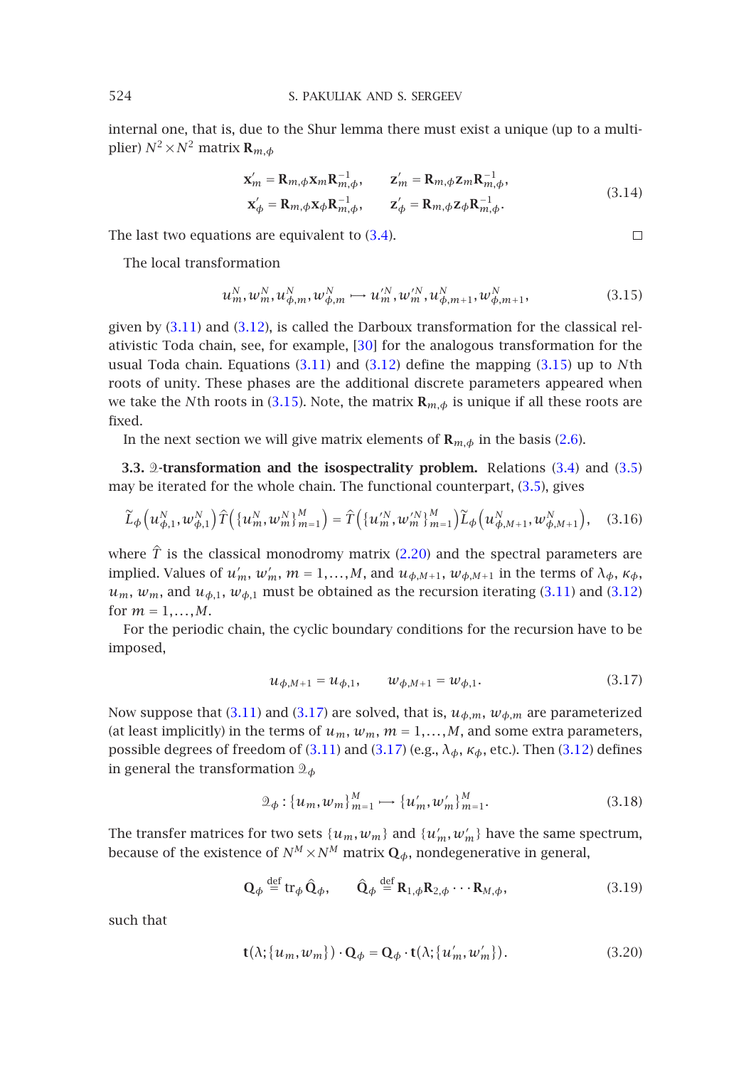internal one, that is, due to the Shur lemma there must exist a unique (up to a multiplier) $N^2 \times N^2$ matrix $\mathbf{R}_{m,\phi}$

$$
\begin{aligned}
\mathbf{x}'_m &= \mathbf{R}_{m,\phi}\mathbf{x}_m\mathbf{R}^{-1}_{m,\phi}, & \mathbf{z}'_m &= \mathbf{R}_{m,\phi}\mathbf{z}_m\mathbf{R}^{-1}_{m,\phi}, \\
\mathbf{x}'_\phi &= \mathbf{R}_{m,\phi}\mathbf{x}_\phi\mathbf{R}^{-1}_{m,\phi}, & \mathbf{z}'_\phi &= \mathbf{R}_{m,\phi}\mathbf{z}_\phi\mathbf{R}^{-1}_{m,\phi}.
\end{aligned}
\tag{3.14}
$$

The last two equations are equivalent to (3.4). □

The local transformation

$$
u_m^N, w_m^N, u_{\phi,m}^N, w_{\phi,m}^N \longmapsto u_m'^N, w_m'^N, u_{\phi,m+1}^N, w_{\phi,m+1}^N,
\tag{3.15}
$$

given by (3.11) and (3.12), is called the Darboux transformation for the classical relativistic Toda chain, see, for example, [30] for the analogous transformation for the usual Toda chain. Equations (3.11) and (3.12) define the mapping (3.15) up to $N$th roots of unity. These phases are the additional discrete parameters appeared when we take the $N$th roots in (3.15). Note, the matrix $\mathbf{R}_{m,\phi}$ is unique if all these roots are fixed.

In the next section we will give matrix elements of $\mathbf{R}_{m,\phi}$ in the basis (2.6).

**3.3. $\mathcal{Q}$-transformation and the isospectrality problem.** Relations (3.4) and (3.5) may be iterated for the whole chain. The functional counterpart, (3.5), gives

$$
\tilde{L}_\phi\left(u_{\phi,1}^N, w_{\phi,1}^N\right)\hat{T}\left(\{u_m^N, w_m^N\}_{m=1}^M\right) = \hat{T}\left(\{u_m'^N, w_m'^N\}_{m=1}^M\right)\tilde{L}_\phi\left(u_{\phi,M+1}^N, w_{\phi,M+1}^N\right),
\tag{3.16}
$$

where $\hat{T}$ is the classical monodromy matrix (2.20) and the spectral parameters are implied. Values of $u'_m$, $w'_m$, $m = 1,\dots,M$, and $u_{\phi,M+1}$, $w_{\phi,M+1}$ in the terms of $\lambda_\phi$, $\kappa_\phi$, $u_m$, $w_m$, and $u_{\phi,1}$, $w_{\phi,1}$ must be obtained as the recursion iterating (3.11) and (3.12) for $m = 1,\dots,M$.

For the periodic chain, the cyclic boundary conditions for the recursion have to be imposed,

$$
u_{\phi,M+1} = u_{\phi,1}, \qquad w_{\phi,M+1} = w_{\phi,1}.
\tag{3.17}
$$

Now suppose that (3.11) and (3.17) are solved, that is, $u_{\phi,m}$, $w_{\phi,m}$ are parameterized (at least implicitly) in the terms of $u_m$, $w_m$, $m = 1,\dots,M$, and some extra parameters, possible degrees of freedom of (3.11) and (3.17) (e.g., $\lambda_\phi$, $\kappa_\phi$, etc.). Then (3.12) defines in general the transformation $\mathcal{Q}_\phi$

$$
\mathcal{Q}_\phi : \{u_m, w_m\}_{m=1}^M \longmapsto \{u'_m, w'_m\}_{m=1}^M.
\tag{3.18}
$$

The transfer matrices for two sets $\{u_m, w_m\}$ and $\{u'_m, w'_m\}$ have the same spectrum, because of the existence of $N^M \times N^M$ matrix $\mathbf{Q}_\phi$, nondegenerative in general,

$$
\mathbf{Q}_\phi \overset{\text{def}}{=} \operatorname{tr}_\phi \hat{\mathbf{Q}}_\phi, \qquad \hat{\mathbf{Q}}_\phi \overset{\text{def}}{=} \mathbf{R}_{1,\phi}\mathbf{R}_{2,\phi}\cdots\mathbf{R}_{M,\phi},
\tag{3.19}
$$

such that

$$
\mathbf{t}(\lambda;\{u_m, w_m\}) \cdot \mathbf{Q}_\phi = \mathbf{Q}_\phi \cdot \mathbf{t}(\lambda;\{u'_m, w'_m\}).
\tag{3.20}
$$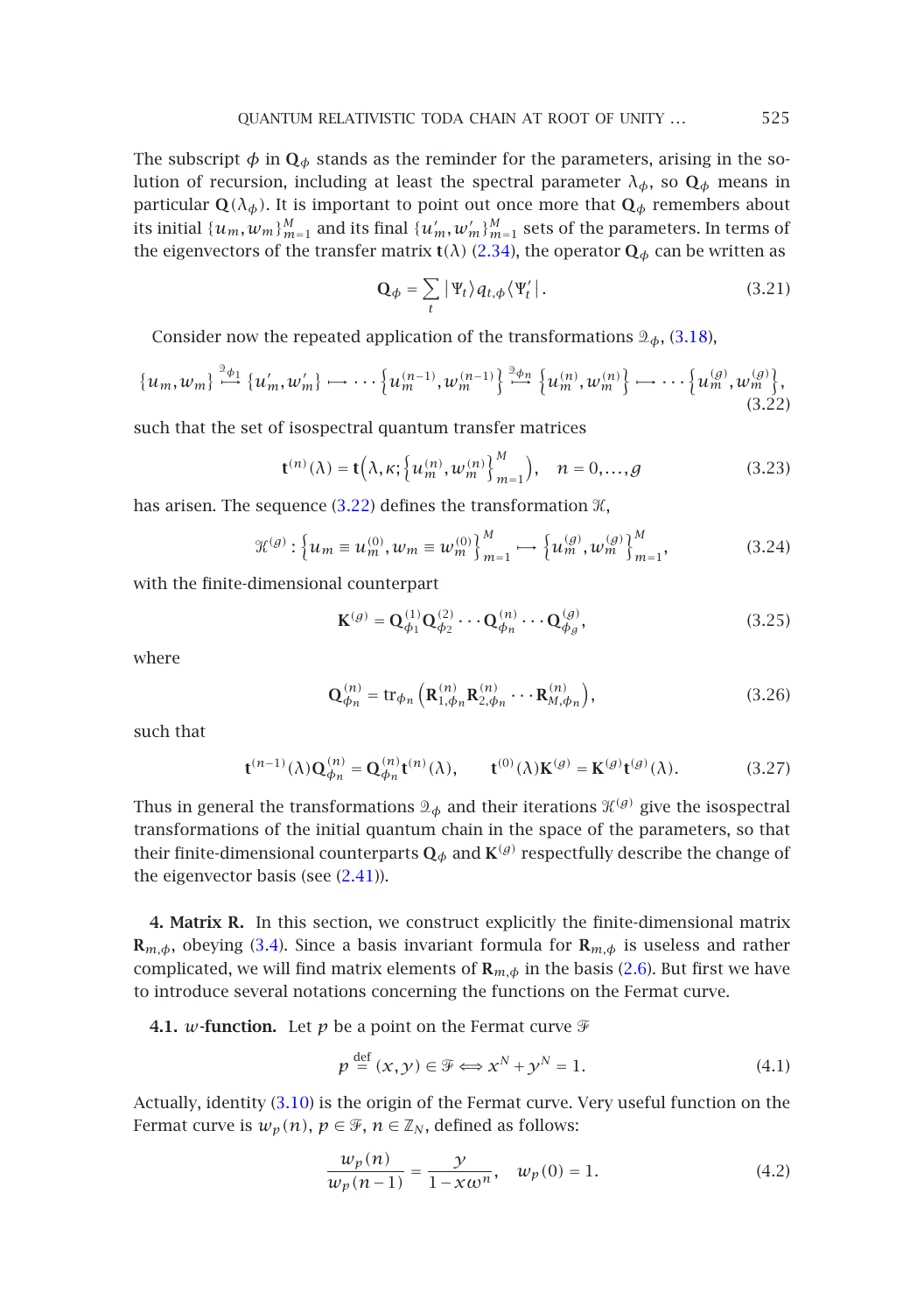The subscript $\phi$ in $\mathbf{Q}_\phi$ stands as the reminder for the parameters, arising in the solution of recursion, including at least the spectral parameter $\lambda_\phi$, so $\mathbf{Q}_\phi$ means in particular $\mathbf{Q}(\lambda_\phi)$. It is important to point out once more that $\mathbf{Q}_\phi$ remembers about its initial $\{u_m, w_m\}_{m=1}^M$ and its final $\{u'_m, w'_m\}_{m=1}^M$ sets of the parameters. In terms of the eigenvectors of the transfer matrix $\mathbf{t}(\lambda)$ (2.34), the operator $\mathbf{Q}_\phi$ can be written as

$$\mathbf{Q}_\phi = \sum_t |\Psi_t\rangle q_{t,\phi} \langle \Psi'_t|. \tag{3.21}$$

Consider now the repeated application of the transformations $\mathcal{Q}_\phi$, (3.18),

$$\{u_m, w_m\} \overset{\mathcal{Q}_{\phi_1}}{\longmapsto} \{u'_m, w'_m\} \longmapsto \cdots \left\{u_m^{(n-1)}, w_m^{(n-1)}\right\} \overset{\mathcal{Q}_{\phi_n}}{\longmapsto} \left\{u_m^{(n)}, w_m^{(n)}\right\} \longmapsto \cdots \left\{u_m^{(g)}, w_m^{(g)}\right\}, \tag{3.22}$$

such that the set of isospectral quantum transfer matrices

$$\mathbf{t}^{(n)}(\lambda) = \mathbf{t}\left(\lambda, \kappa; \left\{u_m^{(n)}, w_m^{(n)}\right\}_{m=1}^M\right), \quad n = 0, \ldots, g \tag{3.23}$$

has arisen. The sequence (3.22) defines the transformation $\mathcal{K}$,

$$\mathcal{K}^{(g)} : \left\{u_m \equiv u_m^{(0)}, w_m \equiv w_m^{(0)}\right\}_{m=1}^M \longmapsto \left\{u_m^{(g)}, w_m^{(g)}\right\}_{m=1}^M, \tag{3.24}$$

with the finite-dimensional counterpart

$$\mathbf{K}^{(g)} = \mathbf{Q}_{\phi_1}^{(1)} \mathbf{Q}_{\phi_2}^{(2)} \cdots \mathbf{Q}_{\phi_n}^{(n)} \cdots \mathbf{Q}_{\phi_g}^{(g)}, \tag{3.25}$$

where

$$\mathbf{Q}_{\phi_n}^{(n)} = \mathrm{tr}_{\phi_n}\left(\mathbf{R}_{1,\phi_n}^{(n)} \mathbf{R}_{2,\phi_n}^{(n)} \cdots \mathbf{R}_{M,\phi_n}^{(n)}\right), \tag{3.26}$$

such that

$$\mathbf{t}^{(n-1)}(\lambda)\mathbf{Q}_{\phi_n}^{(n)} = \mathbf{Q}_{\phi_n}^{(n)} \mathbf{t}^{(n)}(\lambda), \qquad \mathbf{t}^{(0)}(\lambda)\mathbf{K}^{(g)} = \mathbf{K}^{(g)} \mathbf{t}^{(g)}(\lambda). \tag{3.27}$$

Thus in general the transformations $\mathcal{Q}_\phi$ and their iterations $\mathcal{K}^{(g)}$ give the isospectral transformations of the initial quantum chain in the space of the parameters, so that their finite-dimensional counterparts $\mathbf{Q}_\phi$ and $\mathbf{K}^{(g)}$ respectfully describe the change of the eigenvector basis (see (2.41)).

## 4. Matrix R.

In this section, we construct explicitly the finite-dimensional matrix $\mathbf{R}_{m,\phi}$, obeying (3.4). Since a basis invariant formula for $\mathbf{R}_{m,\phi}$ is useless and rather complicated, we will find matrix elements of $\mathbf{R}_{m,\phi}$ in the basis (2.6). But first we have to introduce several notations concerning the functions on the Fermat curve.

### 4.1. $w$-function.

Let $p$ be a point on the Fermat curve $\mathcal{F}$

$$p \overset{\text{def}}{=} (x, y) \in \mathcal{F} \Longleftrightarrow x^N + y^N = 1. \tag{4.1}$$

Actually, identity (3.10) is the origin of the Fermat curve. Very useful function on the Fermat curve is $w_p(n)$, $p \in \mathcal{F}$, $n \in \mathbb{Z}_N$, defined as follows:

$$\frac{w_p(n)}{w_p(n-1)} = \frac{y}{1 - x\omega^n}, \quad w_p(0) = 1. \tag{4.2}$$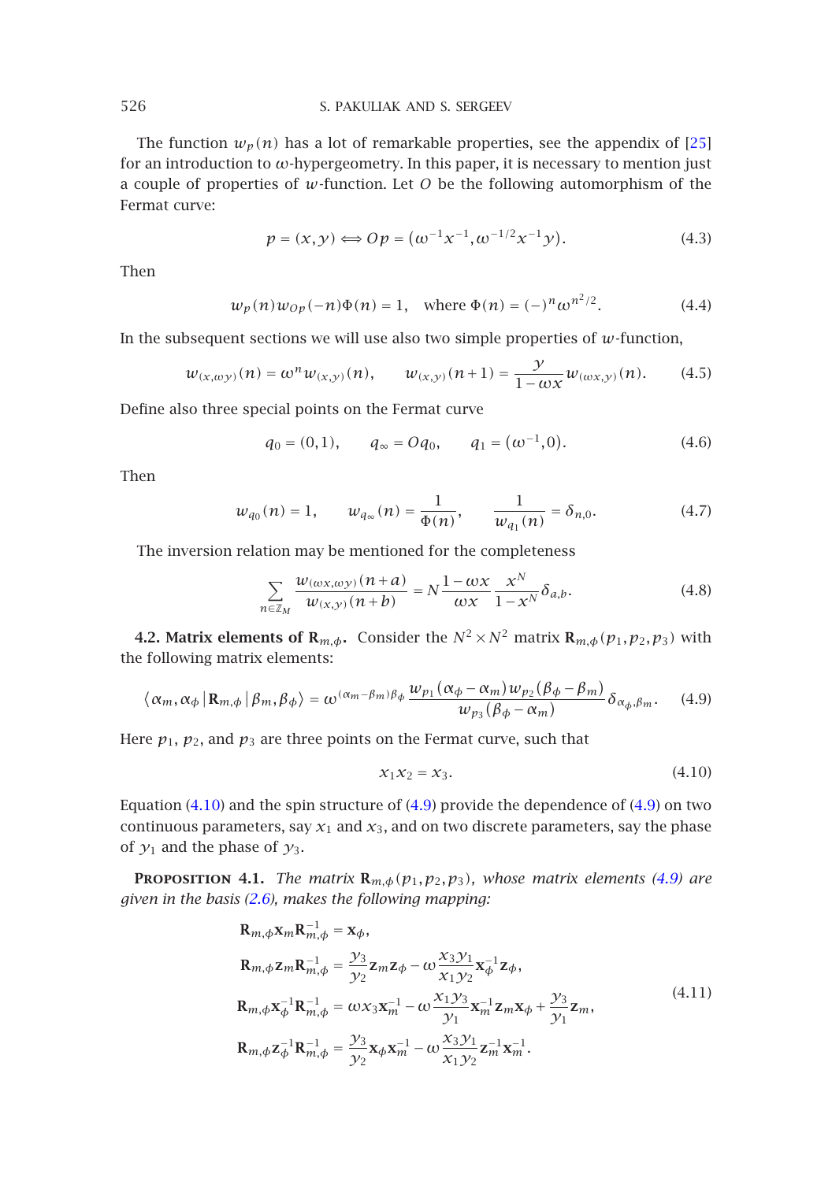The function $w_p(n)$ has a lot of remarkable properties, see the appendix of [25] for an introduction to $\omega$-hypergeometry. In this paper, it is necessary to mention just a couple of properties of $w$-function. Let $O$ be the following automorphism of the Fermat curve:

$$p = (x,y) \Longleftrightarrow Op = (\omega^{-1}x^{-1}, \omega^{-1/2}x^{-1}y). \tag{4.3}$$

Then

$$w_p(n)w_{Op}(-n)\Phi(n) = 1, \quad \text{where } \Phi(n) = (-)^n \omega^{n^2/2}. \tag{4.4}$$

In the subsequent sections we will use also two simple properties of $w$-function,

$$w_{(x,\omega y)}(n) = \omega^n w_{(x,y)}(n), \qquad w_{(x,y)}(n+1) = \frac{y}{1-\omega x} w_{(\omega x, y)}(n). \tag{4.5}$$

Define also three special points on the Fermat curve

$$q_0 = (0,1), \qquad q_\infty = Oq_0, \qquad q_1 = (\omega^{-1}, 0). \tag{4.6}$$

Then

$$w_{q_0}(n) = 1, \qquad w_{q_\infty}(n) = \frac{1}{\Phi(n)}, \qquad \frac{1}{w_{q_1}(n)} = \delta_{n,0}. \tag{4.7}$$

The inversion relation may be mentioned for the completeness

$$\sum_{n\in\mathbb{Z}_M} \frac{w_{(\omega x, \omega y)}(n+a)}{w_{(x,y)}(n+b)} = N \frac{1-\omega x}{\omega x} \frac{x^N}{1-x^N} \delta_{a,b}. \tag{4.8}$$

**4.2. Matrix elements of $\mathbf{R}_{m,\phi}$.** Consider the $N^2 \times N^2$ matrix $\mathbf{R}_{m,\phi}(p_1,p_2,p_3)$ with the following matrix elements:

$$\langle \alpha_m, \alpha_\phi \,|\, \mathbf{R}_{m,\phi} \,|\, \beta_m, \beta_\phi \rangle = \omega^{(\alpha_m - \beta_m)\beta_\phi} \frac{w_{p_1}(\alpha_\phi - \alpha_m) w_{p_2}(\beta_\phi - \beta_m)}{w_{p_3}(\beta_\phi - \alpha_m)} \delta_{\alpha_\phi, \beta_m}. \tag{4.9}$$

Here $p_1$, $p_2$, and $p_3$ are three points on the Fermat curve, such that

$$x_1 x_2 = x_3. \tag{4.10}$$

Equation (4.10) and the spin structure of (4.9) provide the dependence of (4.9) on two continuous parameters, say $x_1$ and $x_3$, and on two discrete parameters, say the phase of $y_1$ and the phase of $y_3$.

**Proposition 4.1.** *The matrix $\mathbf{R}_{m,\phi}(p_1,p_2,p_3)$, whose matrix elements (4.9) are given in the basis (2.6), makes the following mapping:*

$$\begin{aligned}
\mathbf{R}_{m,\phi}\mathbf{x}_m\mathbf{R}_{m,\phi}^{-1} &= \mathbf{x}_\phi, \\
\mathbf{R}_{m,\phi}\mathbf{z}_m\mathbf{R}_{m,\phi}^{-1} &= \frac{y_3}{y_2}\mathbf{z}_m\mathbf{z}_\phi - \omega\frac{x_3 y_1}{x_1 y_2}\mathbf{x}_\phi^{-1}\mathbf{z}_\phi, \\
\mathbf{R}_{m,\phi}\mathbf{x}_\phi^{-1}\mathbf{R}_{m,\phi}^{-1} &= \omega x_3 \mathbf{x}_m^{-1} - \omega\frac{x_1 y_3}{y_1}\mathbf{x}_m^{-1}\mathbf{z}_m\mathbf{x}_\phi + \frac{y_3}{y_1}\mathbf{z}_m, \\
\mathbf{R}_{m,\phi}\mathbf{z}_\phi^{-1}\mathbf{R}_{m,\phi}^{-1} &= \frac{y_3}{y_2}\mathbf{x}_\phi\mathbf{x}_m^{-1} - \omega\frac{x_3 y_1}{x_1 y_2}\mathbf{z}_m^{-1}\mathbf{x}_m^{-1}.
\end{aligned} \tag{4.11}$$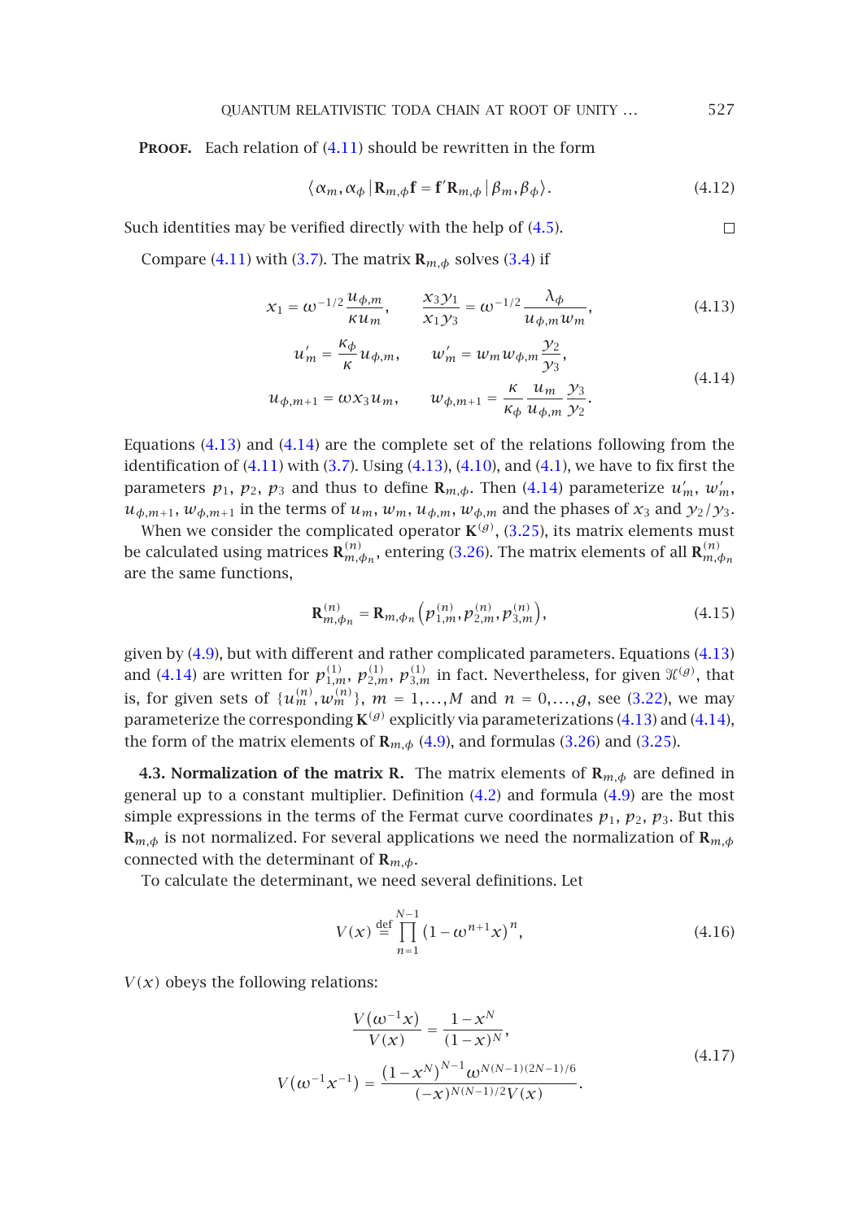**Proof.** Each relation of (4.11) should be rewritten in the form

$$\langle \alpha_m, \alpha_\phi \,|\, \mathbf{R}_{m,\phi} \mathbf{f} = \mathbf{f}' \mathbf{R}_{m,\phi} \,|\, \beta_m, \beta_\phi \rangle. \tag{4.12}$$

Such identities may be verified directly with the help of (4.5). □

Compare (4.11) with (3.7). The matrix $\mathbf{R}_{m,\phi}$ solves (3.4) if

$$x_1 = \omega^{-1/2} \frac{u_{\phi,m}}{\kappa u_m}, \qquad \frac{x_3 y_1}{x_1 y_3} = \omega^{-1/2} \frac{\lambda_\phi}{u_{\phi,m} w_m}, \tag{4.13}$$

$$\begin{aligned} u'_m &= \frac{\kappa_\phi}{\kappa} u_{\phi,m}, \qquad & w'_m &= w_m w_{\phi,m} \frac{y_2}{y_3}, \\ u_{\phi,m+1} &= \omega x_3 u_m, \qquad & w_{\phi,m+1} &= \frac{\kappa}{\kappa_\phi} \frac{u_m}{u_{\phi,m}} \frac{y_3}{y_2}. \end{aligned} \tag{4.14}$$

Equations (4.13) and (4.14) are the complete set of the relations following from the identification of (4.11) with (3.7). Using (4.13), (4.10), and (4.1), we have to fix first the parameters $p_1$, $p_2$, $p_3$ and thus to define $\mathbf{R}_{m,\phi}$. Then (4.14) parameterize $u'_m$, $w'_m$, $u_{\phi,m+1}$, $w_{\phi,m+1}$ in the terms of $u_m$, $w_m$, $u_{\phi,m}$, $w_{\phi,m}$ and the phases of $x_3$ and $y_2/y_3$.

When we consider the complicated operator $\mathbf{K}^{(g)}$, (3.25), its matrix elements must be calculated using matrices $\mathbf{R}^{(n)}_{m,\phi_n}$, entering (3.26). The matrix elements of all $\mathbf{R}^{(n)}_{m,\phi_n}$ are the same functions,

$$\mathbf{R}^{(n)}_{m,\phi_n} = \mathbf{R}_{m,\phi_n}\left(p^{(n)}_{1,m}, p^{(n)}_{2,m}, p^{(n)}_{3,m}\right), \tag{4.15}$$

given by (4.9), but with different and rather complicated parameters. Equations (4.13) and (4.14) are written for $p^{(1)}_{1,m}$, $p^{(1)}_{2,m}$, $p^{(1)}_{3,m}$ in fact. Nevertheless, for given $\mathcal{H}^{(g)}$, that is, for given sets of $\{u^{(n)}_m, w^{(n)}_m\}$, $m = 1,\dots,M$ and $n = 0,\dots,g$, see (3.22), we may parameterize the corresponding $\mathbf{K}^{(g)}$ explicitly via parameterizations (4.13) and (4.14), the form of the matrix elements of $\mathbf{R}_{m,\phi}$ (4.9), and formulas (3.26) and (3.25).

### 4.3. Normalization of the matrix R.

The matrix elements of $\mathbf{R}_{m,\phi}$ are defined in general up to a constant multiplier. Definition (4.2) and formula (4.9) are the most simple expressions in the terms of the Fermat curve coordinates $p_1$, $p_2$, $p_3$. But this $\mathbf{R}_{m,\phi}$ is not normalized. For several applications we need the normalization of $\mathbf{R}_{m,\phi}$ connected with the determinant of $\mathbf{R}_{m,\phi}$.

To calculate the determinant, we need several definitions. Let

$$V(x) \overset{\text{def}}{=} \prod_{n=1}^{N-1} \left(1 - \omega^{n+1} x\right)^n, \tag{4.16}$$

$V(x)$ obeys the following relations:

$$\begin{aligned} \frac{V(\omega^{-1}x)}{V(x)} &= \frac{1 - x^N}{(1-x)^N}, \\ V(\omega^{-1}x^{-1}) &= \frac{(1-x^N)^{N-1} \omega^{N(N-1)(2N-1)/6}}{(-x)^{N(N-1)/2} V(x)}. \end{aligned} \tag{4.17}$$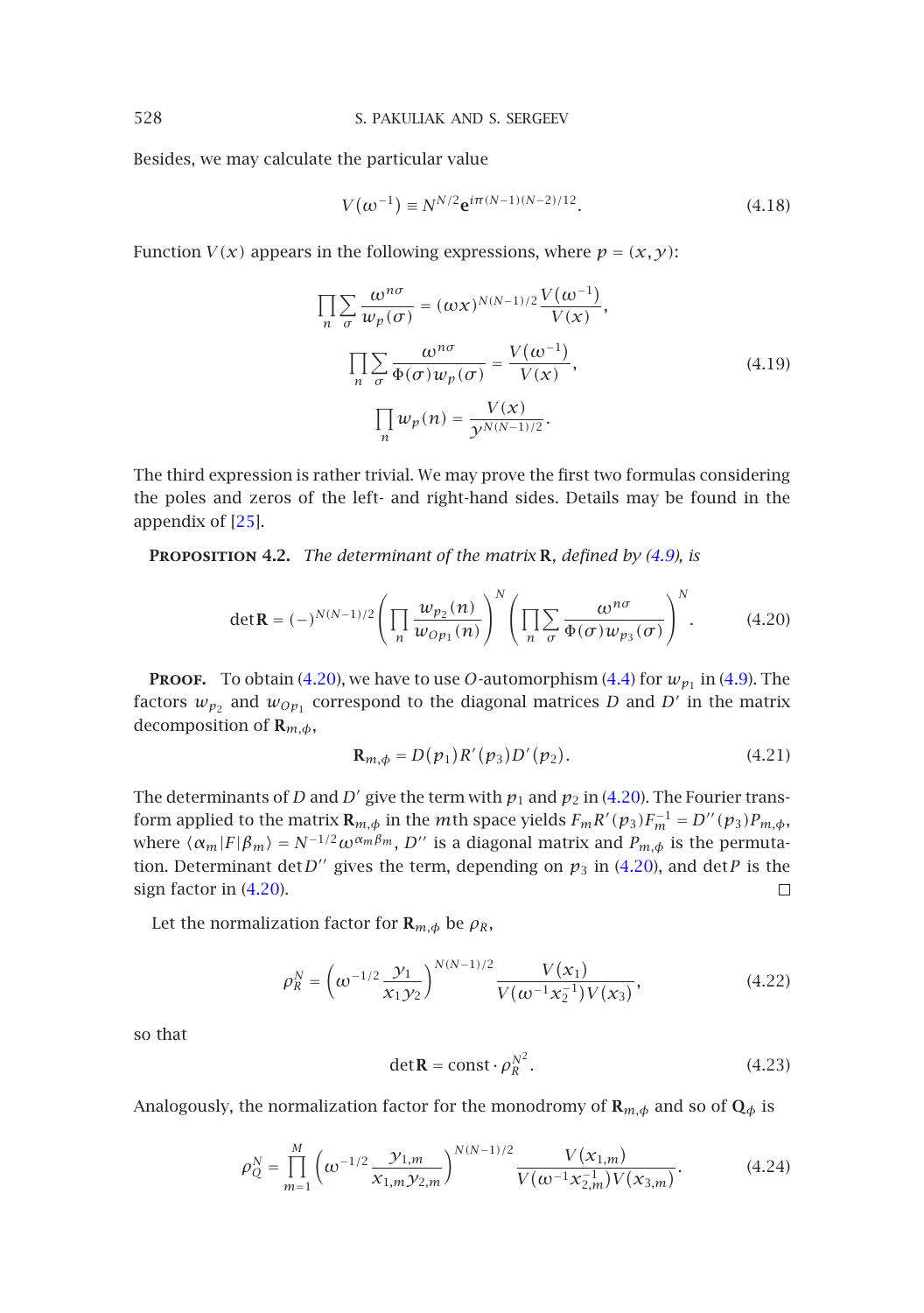Besides, we may calculate the particular value

$$V(\omega^{-1}) \equiv N^{N/2}\mathbf{e}^{i\pi(N-1)(N-2)/12}. \tag{4.18}$$

Function $V(x)$ appears in the following expressions, where $p=(x,y)$:

$$\begin{gathered}
\prod_n\sum_\sigma \frac{\omega^{n\sigma}}{w_p(\sigma)} = (\omega x)^{N(N-1)/2}\frac{V(\omega^{-1})}{V(x)},\\
\prod_n\sum_\sigma \frac{\omega^{n\sigma}}{\Phi(\sigma)w_p(\sigma)} = \frac{V(\omega^{-1})}{V(x)},\\
\prod_n w_p(n) = \frac{V(x)}{y^{N(N-1)/2}}.
\end{gathered} \tag{4.19}$$

The third expression is rather trivial. We may prove the first two formulas considering the poles and zeros of the left- and right-hand sides. Details may be found in the appendix of [25].

**Proposition 4.2.** *The determinant of the matrix* $\mathbf{R}$*, defined by (4.9), is*

$$\det\mathbf{R} = (-)^{N(N-1)/2}\left(\prod_n \frac{w_{p_2}(n)}{w_{Op_1}(n)}\right)^N\left(\prod_n\sum_\sigma \frac{\omega^{n\sigma}}{\Phi(\sigma)w_{p_3}(\sigma)}\right)^N. \tag{4.20}$$

**Proof.** To obtain (4.20), we have to use $O$-automorphism (4.4) for $w_{p_1}$ in (4.9). The factors $w_{p_2}$ and $w_{Op_1}$ correspond to the diagonal matrices $D$ and $D'$ in the matrix decomposition of $\mathbf{R}_{m,\phi}$,

$$\mathbf{R}_{m,\phi} = D(p_1)R'(p_3)D'(p_2). \tag{4.21}$$

The determinants of $D$ and $D'$ give the term with $p_1$ and $p_2$ in (4.20). The Fourier transform applied to the matrix $\mathbf{R}_{m,\phi}$ in the $m$th space yields $F_mR'(p_3)F_m^{-1} = D''(p_3)P_{m,\phi}$, where $\langle\alpha_m|F|\beta_m\rangle = N^{-1/2}\omega^{\alpha_m\beta_m}$, $D''$ is a diagonal matrix and $P_{m,\phi}$ is the permutation. Determinant $\det D''$ gives the term, depending on $p_3$ in (4.20), and $\det P$ is the sign factor in (4.20). □

Let the normalization factor for $\mathbf{R}_{m,\phi}$ be $\rho_R$,

$$\rho_R^N = \left(\omega^{-1/2}\frac{y_1}{x_1y_2}\right)^{N(N-1)/2}\frac{V(x_1)}{V(\omega^{-1}x_2^{-1})V(x_3)}, \tag{4.22}$$

so that

$$\det\mathbf{R} = \text{const}\cdot\rho_R^{N^2}. \tag{4.23}$$

Analogously, the normalization factor for the monodromy of $\mathbf{R}_{m,\phi}$ and so of $\mathbf{Q}_\phi$ is

$$\rho_Q^N = \prod_{m=1}^{M}\left(\omega^{-1/2}\frac{y_{1,m}}{x_{1,m}y_{2,m}}\right)^{N(N-1)/2}\frac{V(x_{1,m})}{V(\omega^{-1}x_{2,m}^{-1})V(x_{3,m})}. \tag{4.24}$$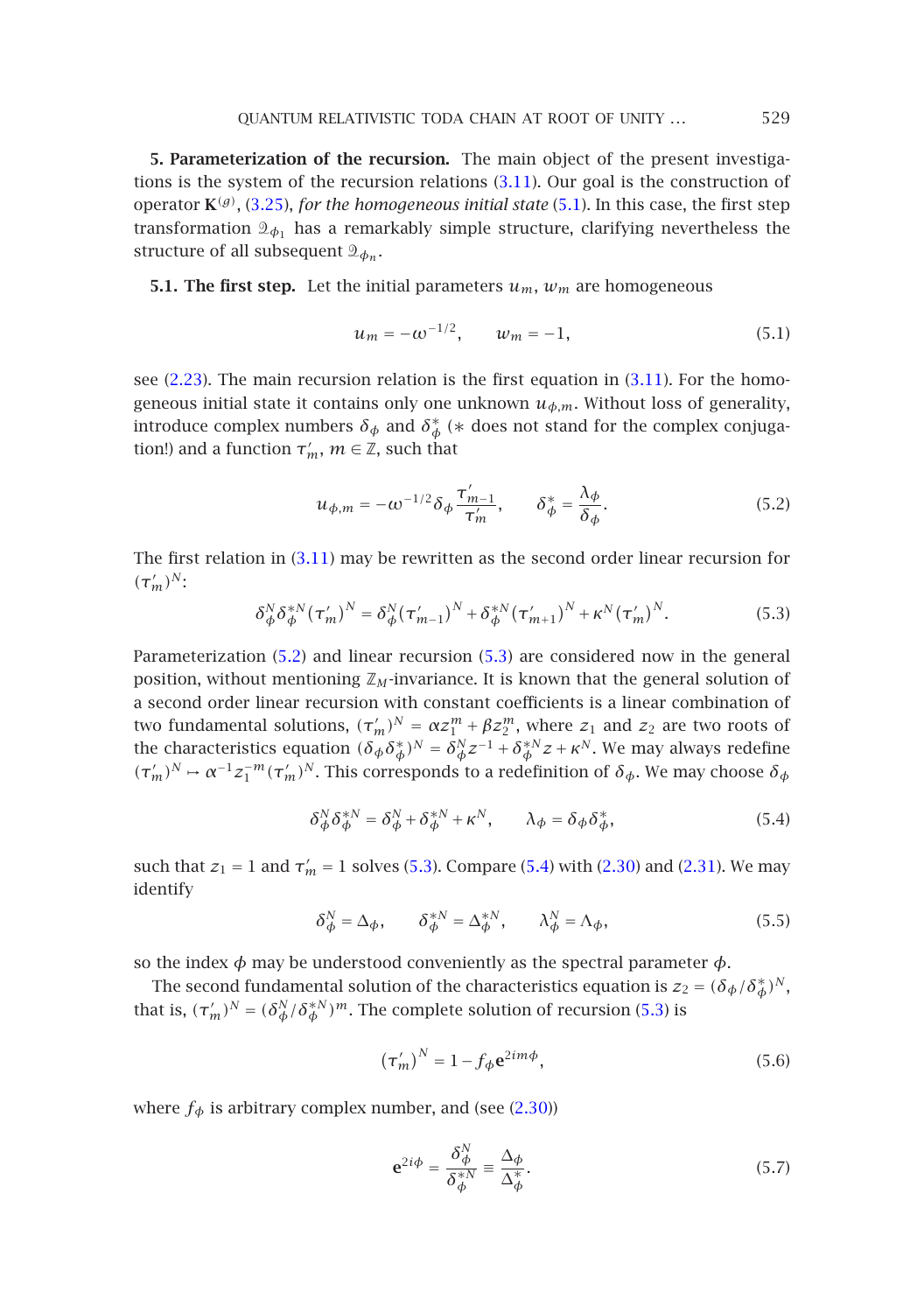**5. Parameterization of the recursion.** The main object of the present investigations is the system of the recursion relations (3.11). Our goal is the construction of operator $\mathbf{K}^{(g)}$, (3.25), *for the homogeneous initial state* (5.1). In this case, the first step transformation $\mathcal{Q}_{\phi_1}$ has a remarkably simple structure, clarifying nevertheless the structure of all subsequent $\mathcal{Q}_{\phi_n}$.

**5.1. The first step.** Let the initial parameters $u_m$, $w_m$ are homogeneous

$$u_m = -\omega^{-1/2}, \qquad w_m = -1, \tag{5.1}$$

see (2.23). The main recursion relation is the first equation in (3.11). For the homogeneous initial state it contains only one unknown $u_{\phi,m}$. Without loss of generality, introduce complex numbers $\delta_\phi$ and $\delta_\phi^*$ ($*$ does not stand for the complex conjugation!) and a function $\tau'_m$, $m \in \mathbb{Z}$, such that

$$u_{\phi,m} = -\omega^{-1/2}\delta_\phi \frac{\tau'_{m-1}}{\tau'_m}, \qquad \delta_\phi^* = \frac{\lambda_\phi}{\delta_\phi}. \tag{5.2}$$

The first relation in (3.11) may be rewritten as the second order linear recursion for $(\tau'_m)^N$:

$$\delta_\phi^N \delta_\phi^{*N} (\tau'_m)^N = \delta_\phi^N (\tau'_{m-1})^N + \delta_\phi^{*N} (\tau'_{m+1})^N + \kappa^N (\tau'_m)^N. \tag{5.3}$$

Parameterization (5.2) and linear recursion (5.3) are considered now in the general position, without mentioning $\mathbb{Z}_M$-invariance. It is known that the general solution of a second order linear recursion with constant coefficients is a linear combination of two fundamental solutions, $(\tau'_m)^N = \alpha z_1^m + \beta z_2^m$, where $z_1$ and $z_2$ are two roots of the characteristics equation $(\delta_\phi\delta_\phi^*)^N = \delta_\phi^N z^{-1} + \delta_\phi^{*N} z + \kappa^N$. We may always redefine $(\tau'_m)^N \mapsto \alpha^{-1} z_1^{-m} (\tau'_m)^N$. This corresponds to a redefinition of $\delta_\phi$. We may choose $\delta_\phi$

$$\delta_\phi^N \delta_\phi^{*N} = \delta_\phi^N + \delta_\phi^{*N} + \kappa^N, \qquad \lambda_\phi = \delta_\phi \delta_\phi^*, \tag{5.4}$$

such that $z_1 = 1$ and $\tau'_m = 1$ solves (5.3). Compare (5.4) with (2.30) and (2.31). We may identify

$$\delta_\phi^N = \Delta_\phi, \qquad \delta_\phi^{*N} = \Delta_\phi^{*N}, \qquad \lambda_\phi^N = \Lambda_\phi, \tag{5.5}$$

so the index $\phi$ may be understood conveniently as the spectral parameter $\phi$.

The second fundamental solution of the characteristics equation is $z_2 = (\delta_\phi/\delta_\phi^*)^N$, that is, $(\tau'_m)^N = (\delta_\phi^N/\delta_\phi^{*N})^m$. The complete solution of recursion (5.3) is

$$(\tau'_m)^N = 1 - f_\phi \mathbf{e}^{2im\phi}, \tag{5.6}$$

where $f_\phi$ is arbitrary complex number, and (see (2.30))

$$\mathbf{e}^{2i\phi} = \frac{\delta_\phi^N}{\delta_\phi^{*N}} \equiv \frac{\Delta_\phi}{\Delta_\phi^*}. \tag{5.7}$$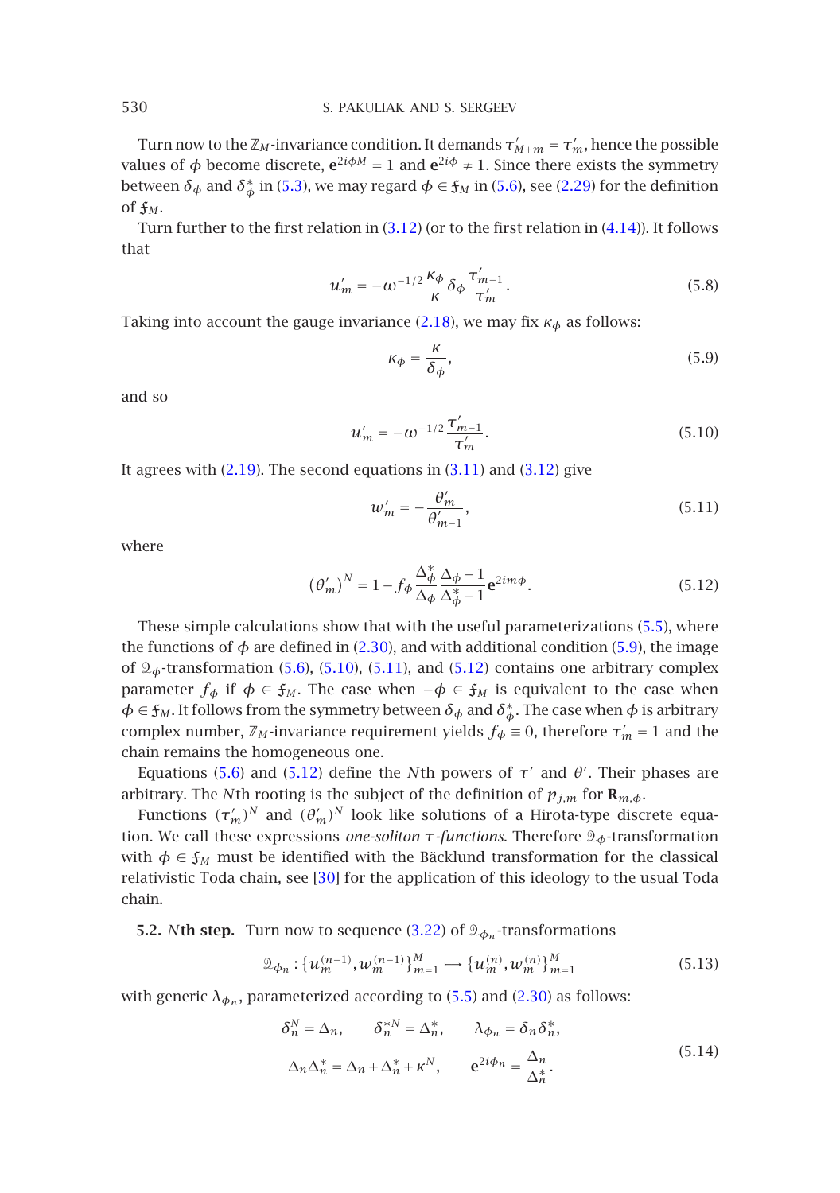Turn now to the $\mathbb{Z}_M$-invariance condition. It demands $\tau'_{M+m} = \tau'_m$, hence the possible values of $\phi$ become discrete, $\mathbf{e}^{2i\phi M} = 1$ and $\mathbf{e}^{2i\phi} \neq 1$. Since there exists the symmetry between $\delta_\phi$ and $\delta^*_\phi$ in (5.3), we may regard $\phi \in \mathfrak{f}_M$ in (5.6), see (2.29) for the definition of $\mathfrak{f}_M$.

Turn further to the first relation in (3.12) (or to the first relation in (4.14)). It follows that

$$u'_m = -\omega^{-1/2}\frac{\kappa_\phi}{\kappa}\delta_\phi\frac{\tau'_{m-1}}{\tau'_m}. \tag{5.8}$$

Taking into account the gauge invariance (2.18), we may fix $\kappa_\phi$ as follows:

$$\kappa_\phi = \frac{\kappa}{\delta_\phi}, \tag{5.9}$$

and so

$$u'_m = -\omega^{-1/2}\frac{\tau'_{m-1}}{\tau'_m}. \tag{5.10}$$

It agrees with (2.19). The second equations in (3.11) and (3.12) give

$$w'_m = -\frac{\theta'_m}{\theta'_{m-1}}, \tag{5.11}$$

where

$$\left(\theta'_m\right)^N = 1 - f_\phi\frac{\Delta^*_\phi}{\Delta_\phi}\frac{\Delta_\phi - 1}{\Delta^*_\phi - 1}\mathbf{e}^{2im\phi}. \tag{5.12}$$

These simple calculations show that with the useful parameterizations (5.5), where the functions of $\phi$ are defined in (2.30), and with additional condition (5.9), the image of $\mathcal{Q}_\phi$-transformation (5.6), (5.10), (5.11), and (5.12) contains one arbitrary complex parameter $f_\phi$ if $\phi \in \mathfrak{f}_M$. The case when $-\phi \in \mathfrak{f}_M$ is equivalent to the case when $\phi \in \mathfrak{f}_M$. It follows from the symmetry between $\delta_\phi$ and $\delta^*_\phi$. The case when $\phi$ is arbitrary complex number, $\mathbb{Z}_M$-invariance requirement yields $f_\phi \equiv 0$, therefore $\tau'_m = 1$ and the chain remains the homogeneous one.

Equations (5.6) and (5.12) define the $N$th powers of $\tau'$ and $\theta'$. Their phases are arbitrary. The $N$th rooting is the subject of the definition of $p_{j,m}$ for $\mathbf{R}_{m,\phi}$.

Functions $(\tau'_m)^N$ and $(\theta'_m)^N$ look like solutions of a Hirota-type discrete equation. We call these expressions *one-soliton* $\tau$*-functions*. Therefore $\mathcal{Q}_\phi$-transformation with $\phi \in \mathfrak{f}_M$ must be identified with the Bäcklund transformation for the classical relativistic Toda chain, see [30] for the application of this ideology to the usual Toda chain.

**5.2. *N*th step.** Turn now to sequence (3.22) of $\mathcal{Q}_{\phi_n}$-transformations

$$\mathcal{Q}_{\phi_n} : \left\{u_m^{(n-1)}, w_m^{(n-1)}\right\}_{m=1}^M \longmapsto \left\{u_m^{(n)}, w_m^{(n)}\right\}_{m=1}^M \tag{5.13}$$

with generic $\lambda_{\phi_n}$, parameterized according to (5.5) and (2.30) as follows:

$$\begin{gathered}
\delta_n^N = \Delta_n, \qquad \delta_n^{*N} = \Delta^*_n, \qquad \lambda_{\phi_n} = \delta_n\delta^*_n, \\
\Delta_n\Delta^*_n = \Delta_n + \Delta^*_n + \kappa^N, \qquad \mathbf{e}^{2i\phi_n} = \frac{\Delta_n}{\Delta^*_n}.
\end{gathered} \tag{5.14}$$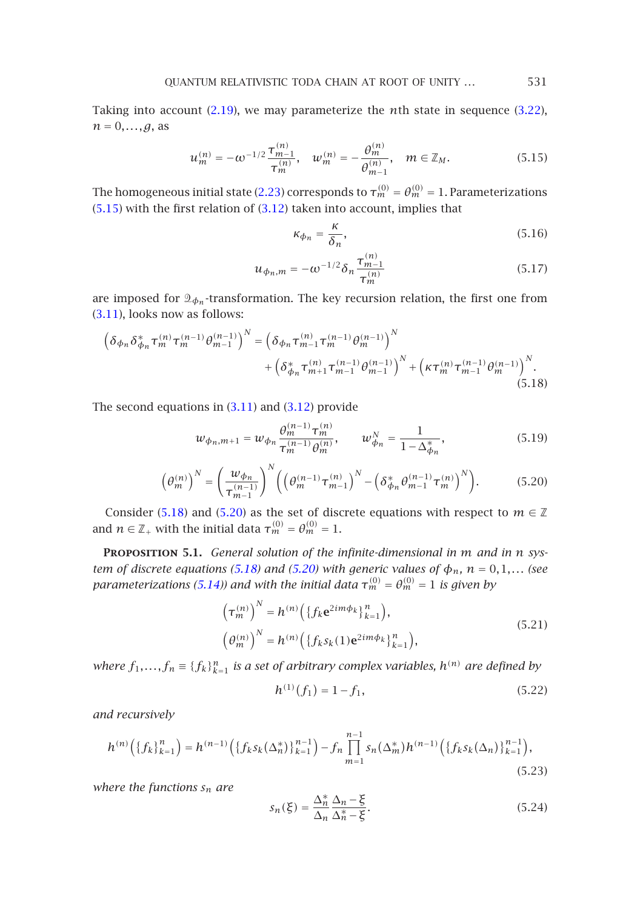Taking into account (2.19), we may parameterize the $n$th state in sequence (3.22), $n = 0,\dots,g$, as

$$u_m^{(n)} = -\omega^{-1/2}\frac{\tau_{m-1}^{(n)}}{\tau_m^{(n)}}, \quad w_m^{(n)} = -\frac{\theta_m^{(n)}}{\theta_{m-1}^{(n)}}, \quad m \in \mathbb{Z}_M. \tag{5.15}$$

The homogeneous initial state (2.23) corresponds to $\tau_m^{(0)} = \theta_m^{(0)} = 1$. Parameterizations (5.15) with the first relation of (3.12) taken into account, implies that

$$\kappa_{\phi_n} = \frac{\kappa}{\delta_n}, \tag{5.16}$$

$$u_{\phi_n,m} = -\omega^{-1/2}\delta_n\frac{\tau_{m-1}^{(n)}}{\tau_m^{(n)}} \tag{5.17}$$

are imposed for $\mathfrak{Q}_{\phi_n}$-transformation. The key recursion relation, the first one from (3.11), looks now as follows:

$$\begin{aligned}\left(\delta_{\phi_n}\delta_{\phi_n}^*\tau_m^{(n)}\tau_m^{(n-1)}\theta_{m-1}^{(n-1)}\right)^N &= \left(\delta_{\phi_n}\tau_{m-1}^{(n)}\tau_m^{(n-1)}\theta_m^{(n-1)}\right)^N \\ &\quad + \left(\delta_{\phi_n}^*\tau_{m+1}^{(n)}\tau_{m-1}^{(n-1)}\theta_{m-1}^{(n-1)}\right)^N + \left(\kappa\tau_m^{(n)}\tau_{m-1}^{(n-1)}\theta_m^{(n-1)}\right)^N.\end{aligned} \tag{5.18}$$

The second equations in (3.11) and (3.12) provide

$$w_{\phi_n,m+1} = w_{\phi_n}\frac{\theta_m^{(n-1)}\tau_m^{(n)}}{\tau_m^{(n-1)}\theta_m^{(n)}}, \qquad w_{\phi_n}^N = \frac{1}{1-\Delta_{\phi_n}^*}, \tag{5.19}$$

$$\left(\theta_m^{(n)}\right)^N = \left(\frac{w_{\phi_n}}{\tau_{m-1}^{(n-1)}}\right)^N\left(\left(\theta_m^{(n-1)}\tau_{m-1}^{(n)}\right)^N - \left(\delta_{\phi_n}^*\theta_{m-1}^{(n-1)}\tau_m^{(n)}\right)^N\right). \tag{5.20}$$

Consider (5.18) and (5.20) as the set of discrete equations with respect to $m \in \mathbb{Z}$ and $n \in \mathbb{Z}_+$ with the initial data $\tau_m^{(0)} = \theta_m^{(0)} = 1$.

**Proposition 5.1.** *General solution of the infinite-dimensional in $m$ and in $n$ system of discrete equations (5.18) and (5.20) with generic values of $\phi_n$, $n = 0,1,\dots$ (see parameterizations (5.14)) and with the initial data $\tau_m^{(0)} = \theta_m^{(0)} = 1$ is given by*

$$\begin{aligned}\left(\tau_m^{(n)}\right)^N &= h^{(n)}\left(\{f_k\mathbf{e}^{2im\phi_k}\}_{k=1}^n\right), \\ \left(\theta_m^{(n)}\right)^N &= h^{(n)}\left(\{f_k s_k(1)\mathbf{e}^{2im\phi_k}\}_{k=1}^n\right),\end{aligned} \tag{5.21}$$

*where $f_1,\dots,f_n \equiv \{f_k\}_{k=1}^n$ is a set of arbitrary complex variables, $h^{(n)}$ are defined by*

$$h^{(1)}(f_1) = 1 - f_1, \tag{5.22}$$

*and recursively*

$$h^{(n)}\left(\{f_k\}_{k=1}^n\right) = h^{(n-1)}\left(\{f_k s_k(\Delta_n^*)\}_{k=1}^{n-1}\right) - f_n\prod_{m=1}^{n-1}s_n(\Delta_m^*)h^{(n-1)}\left(\{f_k s_k(\Delta_n)\}_{k=1}^{n-1}\right), \tag{5.23}$$

*where the functions $s_n$ are*

$$s_n(\xi) = \frac{\Delta_n^*}{\Delta_n}\frac{\Delta_n - \xi}{\Delta_n^* - \xi}. \tag{5.24}$$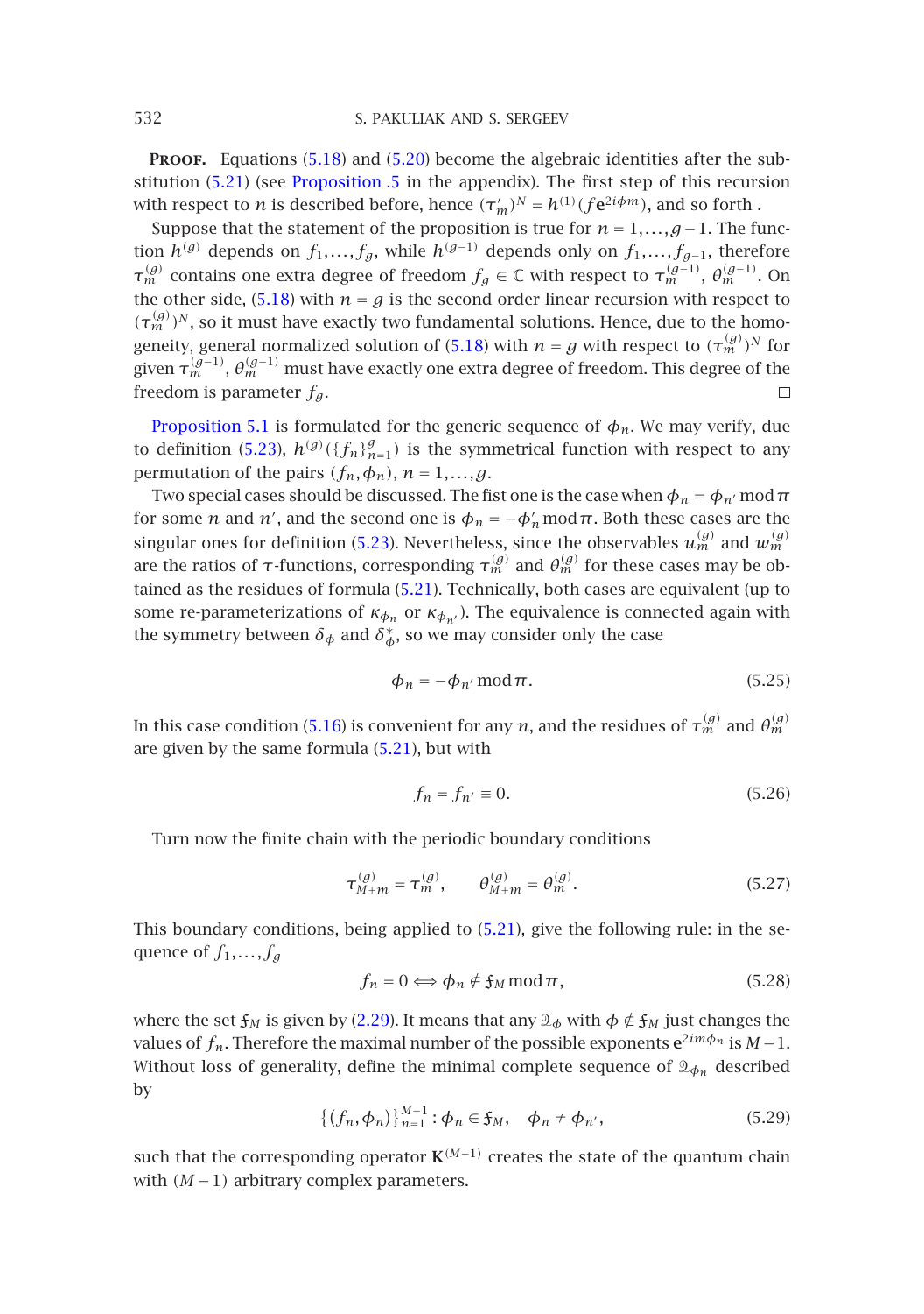**Proof.** Equations (5.18) and (5.20) become the algebraic identities after the substitution (5.21) (see Proposition .5 in the appendix). The first step of this recursion with respect to $n$ is described before, hence $(\tau'_m)^N = h^{(1)}(f\mathbf{e}^{2i\phi m})$, and so forth .

Suppose that the statement of the proposition is true for $n = 1,\dots,g-1$. The function $h^{(g)}$ depends on $f_1,\dots,f_g$, while $h^{(g-1)}$ depends only on $f_1,\dots,f_{g-1}$, therefore $\tau_m^{(g)}$ contains one extra degree of freedom $f_g \in \mathbb{C}$ with respect to $\tau_m^{(g-1)}$, $\theta_m^{(g-1)}$. On the other side, (5.18) with $n = g$ is the second order linear recursion with respect to $(\tau_m^{(g)})^N$, so it must have exactly two fundamental solutions. Hence, due to the homogeneity, general normalized solution of (5.18) with $n = g$ with respect to $(\tau_m^{(g)})^N$ for given $\tau_m^{(g-1)}$, $\theta_m^{(g-1)}$ must have exactly one extra degree of freedom. This degree of the freedom is parameter $f_g$. □

Proposition 5.1 is formulated for the generic sequence of $\phi_n$. We may verify, due to definition (5.23), $h^{(g)}(\{f_n\}_{n=1}^g)$ is the symmetrical function with respect to any permutation of the pairs $(f_n,\phi_n)$, $n = 1,\dots,g$.

Two special cases should be discussed. The fist one is the case when $\phi_n = \phi_{n'} \bmod \pi$ for some $n$ and $n'$, and the second one is $\phi_n = -\phi'_n \bmod \pi$. Both these cases are the singular ones for definition (5.23). Nevertheless, since the observables $u_m^{(g)}$ and $w_m^{(g)}$ are the ratios of $\tau$-functions, corresponding $\tau_m^{(g)}$ and $\theta_m^{(g)}$ for these cases may be obtained as the residues of formula (5.21). Technically, both cases are equivalent (up to some re-parameterizations of $\kappa_{\phi_n}$ or $\kappa_{\phi_{n'}}$). The equivalence is connected again with the symmetry between $\delta_\phi$ and $\delta_\phi^*$, so we may consider only the case

$$\phi_n = -\phi_{n'} \bmod \pi. \tag{5.25}$$

In this case condition (5.16) is convenient for any $n$, and the residues of $\tau_m^{(g)}$ and $\theta_m^{(g)}$ are given by the same formula (5.21), but with

$$f_n = f_{n'} \equiv 0. \tag{5.26}$$

Turn now the finite chain with the periodic boundary conditions

$$\tau_{M+m}^{(g)} = \tau_m^{(g)}, \qquad \theta_{M+m}^{(g)} = \theta_m^{(g)}. \tag{5.27}$$

This boundary conditions, being applied to (5.21), give the following rule: in the sequence of $f_1,\dots,f_g$

$$f_n = 0 \Longleftrightarrow \phi_n \notin \mathfrak{F}_M \bmod \pi, \tag{5.28}$$

where the set $\mathfrak{F}_M$ is given by (2.29). It means that any $\mathcal{Q}_\phi$ with $\phi \notin \mathfrak{F}_M$ just changes the values of $f_n$. Therefore the maximal number of the possible exponents $\mathbf{e}^{2im\phi_n}$ is $M-1$. Without loss of generality, define the minimal complete sequence of $\mathcal{Q}_{\phi_n}$ described by

$$\{(f_n,\phi_n)\}_{n=1}^{M-1} : \phi_n \in \mathfrak{F}_M, \quad \phi_n \neq \phi_{n'}, \tag{5.29}$$

such that the corresponding operator $\mathbf{K}^{(M-1)}$ creates the state of the quantum chain with $(M-1)$ arbitrary complex parameters.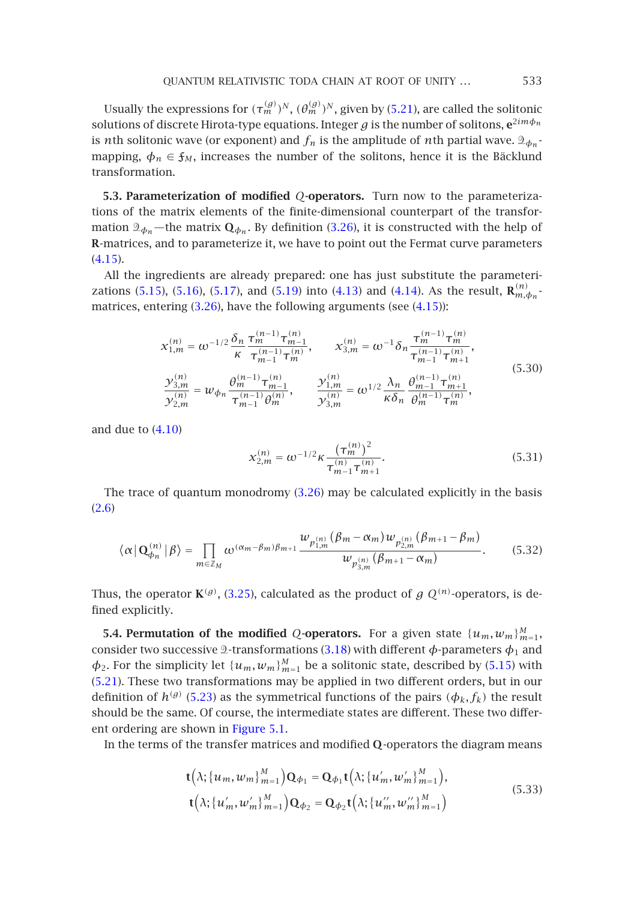Usually the expressions for $(\tau_m^{(g)})^N$, $(\theta_m^{(g)})^N$, given by (5.21), are called the solitonic solutions of discrete Hirota-type equations. Integer $g$ is the number of solitons, $\mathbf{e}^{2im\phi_n}$ is $n$th solitonic wave (or exponent) and $f_n$ is the amplitude of $n$th partial wave. $\mathcal{Q}_{\phi_n}$-mapping, $\phi_n \in \mathfrak{f}_M$, increases the number of the solitons, hence it is the Bäcklund transformation.

**5.3. Parameterization of modified** $Q$**-operators.** Turn now to the parameterizations of the matrix elements of the finite-dimensional counterpart of the transformation $\mathcal{Q}_{\phi_n}$—the matrix $\mathbf{Q}_{\phi_n}$. By definition (3.26), it is constructed with the help of $\mathbf{R}$-matrices, and to parameterize it, we have to point out the Fermat curve parameters (4.15).

All the ingredients are already prepared: one has just substitute the parameterizations (5.15), (5.16), (5.17), and (5.19) into (4.13) and (4.14). As the result, $\mathbf{R}_{m,\phi_n}^{(n)}$-matrices, entering (3.26), have the following arguments (see (4.15)):

$$
\begin{aligned}
x_{1,m}^{(n)} &= \omega^{-1/2}\frac{\delta_n}{\kappa}\frac{\tau_m^{(n-1)}\tau_{m-1}^{(n)}}{\tau_{m-1}^{(n-1)}\tau_m^{(n)}}, &\qquad x_{3,m}^{(n)} &= \omega^{-1}\delta_n\frac{\tau_m^{(n-1)}\tau_m^{(n)}}{\tau_{m-1}^{(n-1)}\tau_{m+1}^{(n)}},\\
\frac{y_{3,m}^{(n)}}{y_{2,m}^{(n)}} &= w_{\phi_n}\frac{\theta_m^{(n-1)}\tau_{m-1}^{(n)}}{\tau_{m-1}^{(n-1)}\theta_m^{(n)}}, &\qquad \frac{y_{1,m}^{(n)}}{y_{3,m}^{(n)}} &= \omega^{1/2}\frac{\lambda_n}{\kappa\delta_n}\frac{\theta_{m-1}^{(n-1)}\tau_{m+1}^{(n)}}{\theta_m^{(n-1)}\tau_m^{(n)}},
\end{aligned}
\tag{5.30}
$$

and due to (4.10)

$$
x_{2,m}^{(n)} = \omega^{-1/2}\kappa\frac{\left(\tau_m^{(n)}\right)^2}{\tau_{m-1}^{(n)}\tau_{m+1}^{(n)}}. \tag{5.31}
$$

The trace of quantum monodromy (3.26) may be calculated explicitly in the basis (2.6)

$$
\langle\alpha|\,\mathbf{Q}_{\phi_n}^{(n)}\,|\beta\rangle = \prod_{m\in\mathbb{Z}_M}\omega^{(\alpha_m-\beta_m)\beta_{m+1}}\frac{w_{p_{1,m}^{(n)}}(\beta_m-\alpha_m)\,w_{p_{2,m}^{(n)}}(\beta_{m+1}-\beta_m)}{w_{p_{3,m}^{(n)}}(\beta_{m+1}-\alpha_m)}. \tag{5.32}
$$

Thus, the operator $\mathbf{K}^{(g)}$, (3.25), calculated as the product of $g$ $Q^{(n)}$-operators, is defined explicitly.

**5.4. Permutation of the modified** $Q$**-operators.** For a given state $\{u_m,w_m\}_{m=1}^M$, consider two successive $\mathcal{Q}$-transformations (3.18) with different $\phi$-parameters $\phi_1$ and $\phi_2$. For the simplicity let $\{u_m,w_m\}_{m=1}^M$ be a solitonic state, described by (5.15) with (5.21). These two transformations may be applied in two different orders, but in our definition of $h^{(g)}$ (5.23) as the symmetrical functions of the pairs $(\phi_k,f_k)$ the result should be the same. Of course, the intermediate states are different. These two different ordering are shown in Figure 5.1.

In the terms of the transfer matrices and modified $\mathbf{Q}$-operators the diagram means

$$
\begin{aligned}
\mathbf{t}\left(\lambda;\{u_m,w_m\}_{m=1}^M\right)\mathbf{Q}_{\phi_1} &= \mathbf{Q}_{\phi_1}\mathbf{t}\left(\lambda;\{u_m',w_m'\}_{m=1}^M\right),\\
\mathbf{t}\left(\lambda;\{u_m',w_m'\}_{m=1}^M\right)\mathbf{Q}_{\phi_2} &= \mathbf{Q}_{\phi_2}\mathbf{t}\left(\lambda;\{u_m'',w_m''\}_{m=1}^M\right)
\end{aligned}
\tag{5.33}
$$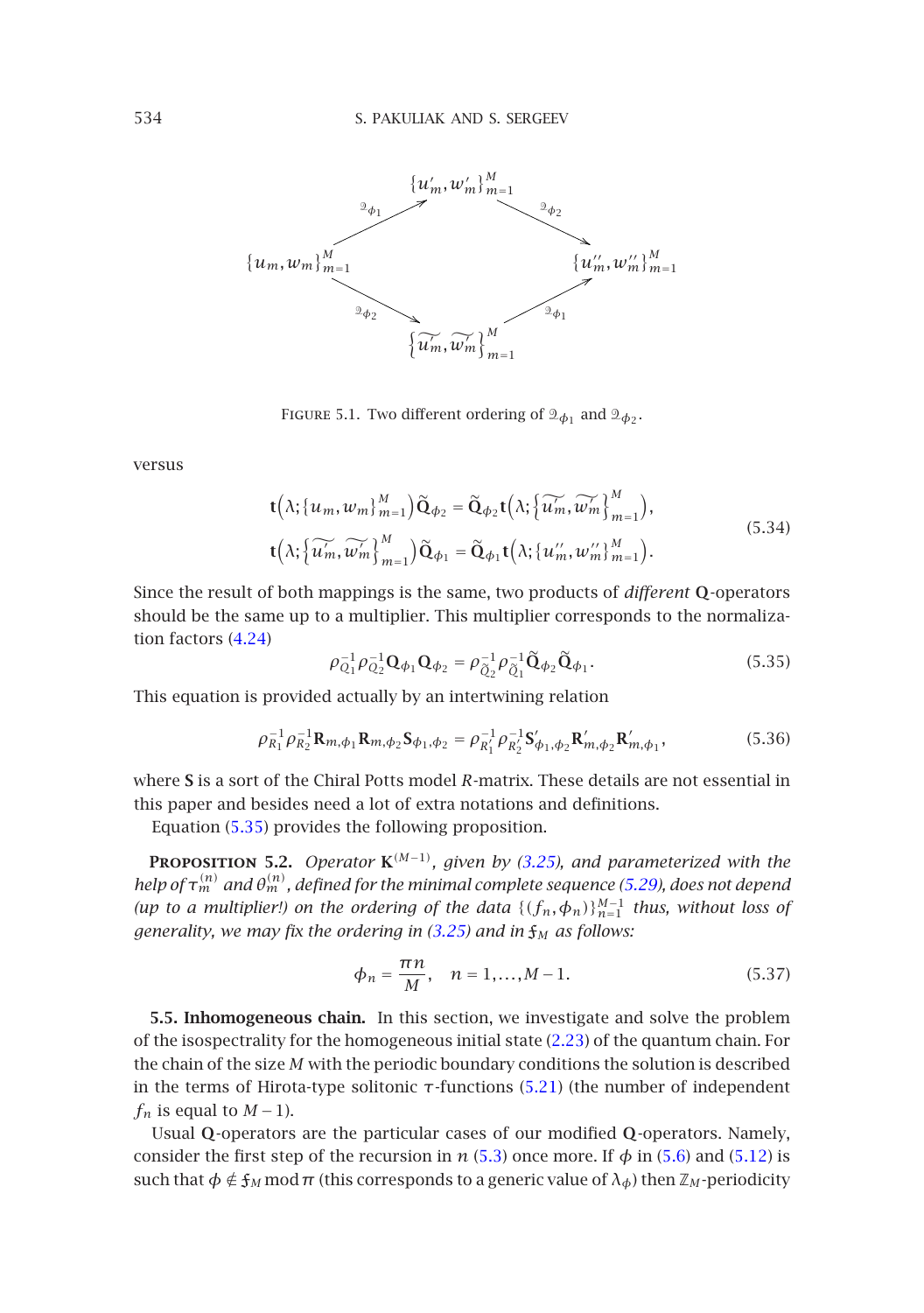$$
\begin{array}{ccccc}
 & & \{u'_m, w'_m\}_{m=1}^M & & \\
 & \nearrow^{\mathcal{Q}_{\phi_1}} & & \searrow^{\mathcal{Q}_{\phi_2}} & \\
\{u_m, w_m\}_{m=1}^M & & & & \{u''_m, w''_m\}_{m=1}^M \\
 & \searrow_{\mathcal{Q}_{\phi_2}} & & \nearrow_{\mathcal{Q}_{\phi_1}} & \\
 & & \{\widetilde{u_m}, \widetilde{w_m}\}_{m=1}^M & &
\end{array}
$$

FIGURE 5.1. Two different ordering of $\mathcal{Q}_{\phi_1}$ and $\mathcal{Q}_{\phi_2}$.

versus

$$
\begin{aligned}
\mathbf{t}\big(\lambda; \{u_m, w_m\}_{m=1}^M\big)\widetilde{\mathbf{Q}}_{\phi_2} &= \widetilde{\mathbf{Q}}_{\phi_2}\mathbf{t}\big(\lambda; \{\widetilde{u_m}, \widetilde{w_m}\}_{m=1}^M\big), \\
\mathbf{t}\big(\lambda; \{\widetilde{u_m}, \widetilde{w_m}\}_{m=1}^M\big)\widetilde{\mathbf{Q}}_{\phi_1} &= \widetilde{\mathbf{Q}}_{\phi_1}\mathbf{t}\big(\lambda; \{u''_m, w''_m\}_{m=1}^M\big).
\end{aligned}
\tag{5.34}
$$

Since the result of both mappings is the same, two products of *different* $\mathbf{Q}$-operators should be the same up to a multiplier. This multiplier corresponds to the normalization factors (4.24)

$$
\rho_{Q_1}^{-1}\rho_{Q_2}^{-1}\mathbf{Q}_{\phi_1}\mathbf{Q}_{\phi_2} = \rho_{\widetilde{Q}_2}^{-1}\rho_{\widetilde{Q}_1}^{-1}\widetilde{\mathbf{Q}}_{\phi_2}\widetilde{\mathbf{Q}}_{\phi_1}. \tag{5.35}
$$

This equation is provided actually by an intertwining relation

$$
\rho_{R_1}^{-1}\rho_{R_2}^{-1}\mathbf{R}_{m,\phi_1}\mathbf{R}_{m,\phi_2}\mathbf{S}_{\phi_1,\phi_2} = \rho_{R_1'}^{-1}\rho_{R_2'}^{-1}\mathbf{S}'_{\phi_1,\phi_2}\mathbf{R}'_{m,\phi_2}\mathbf{R}'_{m,\phi_1}, \tag{5.36}
$$

where $\mathbf{S}$ is a sort of the Chiral Potts model $R$-matrix. These details are not essential in this paper and besides need a lot of extra notations and definitions.

Equation (5.35) provides the following proposition.

**Proposition 5.2.** *Operator $\mathbf{K}^{(M-1)}$, given by (3.25), and parameterized with the help of $\tau_m^{(n)}$ and $\vartheta_m^{(n)}$, defined for the minimal complete sequence (5.29), does not depend (up to a multiplier!) on the ordering of the data $\{(f_n, \phi_n)\}_{n=1}^{M-1}$ thus, without loss of generality, we may fix the ordering in (3.25) and in $\mathfrak{f}_M$ as follows:*

$$
\phi_n = \frac{\pi n}{M}, \quad n = 1, \dots, M-1. \tag{5.37}
$$

**5.5. Inhomogeneous chain.** In this section, we investigate and solve the problem of the isospectrality for the homogeneous initial state (2.23) of the quantum chain. For the chain of the size $M$ with the periodic boundary conditions the solution is described in the terms of Hirota-type solitonic $\tau$-functions (5.21) (the number of independent $f_n$ is equal to $M-1$).

Usual $\mathbf{Q}$-operators are the particular cases of our modified $\mathbf{Q}$-operators. Namely, consider the first step of the recursion in $n$ (5.3) once more. If $\phi$ in (5.6) and (5.12) is such that $\phi \notin \mathfrak{f}_M \bmod \pi$ (this corresponds to a generic value of $\lambda_\phi$) then $\mathbb{Z}_M$-periodicity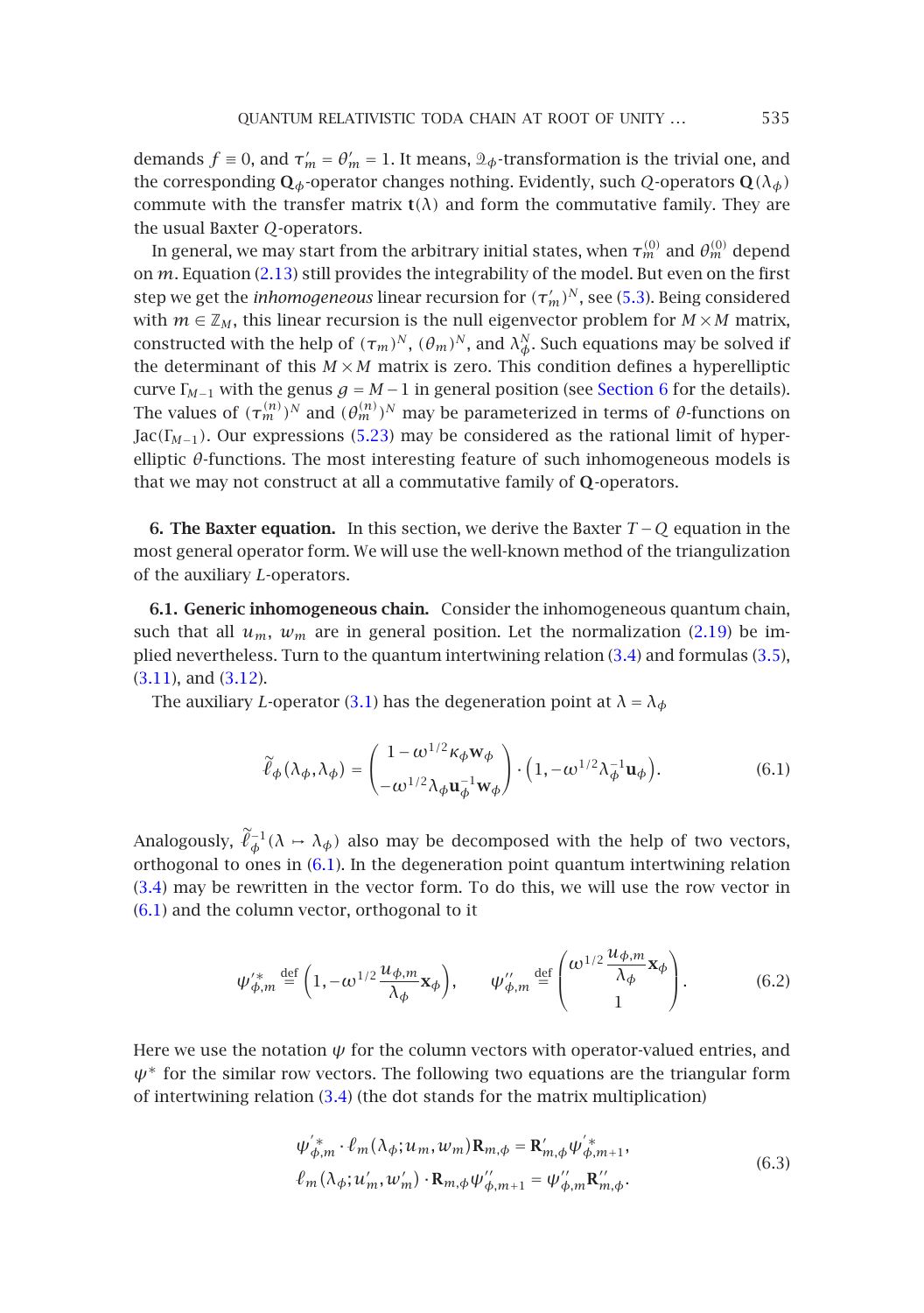demands $f \equiv 0$, and $\tau'_m = \theta'_m = 1$. It means, $\mathcal{Q}_\phi$-transformation is the trivial one, and the corresponding $\mathbf{Q}_\phi$-operator changes nothing. Evidently, such $Q$-operators $\mathbf{Q}(\lambda_\phi)$ commute with the transfer matrix $\mathbf{t}(\lambda)$ and form the commutative family. They are the usual Baxter $Q$-operators.

In general, we may start from the arbitrary initial states, when $\tau_m^{(0)}$ and $\theta_m^{(0)}$ depend on $m$. Equation (2.13) still provides the integrability of the model. But even on the first step we get the *inhomogeneous* linear recursion for $(\tau'_m)^N$, see (5.3). Being considered with $m \in \mathbb{Z}_M$, this linear recursion is the null eigenvector problem for $M \times M$ matrix, constructed with the help of $(\tau_m)^N$, $(\theta_m)^N$, and $\lambda_\phi^N$. Such equations may be solved if the determinant of this $M \times M$ matrix is zero. This condition defines a hyperelliptic curve $\Gamma_{M-1}$ with the genus $g = M-1$ in general position (see Section 6 for the details). The values of $(\tau_m^{(n)})^N$ and $(\theta_m^{(n)})^N$ may be parameterized in terms of $\theta$-functions on $\mathrm{Jac}(\Gamma_{M-1})$. Our expressions (5.23) may be considered as the rational limit of hyperelliptic $\theta$-functions. The most interesting feature of such inhomogeneous models is that we may not construct at all a commutative family of $\mathbf{Q}$-operators.

## 6. The Baxter equation.

In this section, we derive the Baxter $T-Q$ equation in the most general operator form. We will use the well-known method of the triangulization of the auxiliary $L$-operators.

### 6.1. Generic inhomogeneous chain.

Consider the inhomogeneous quantum chain, such that all $u_m$, $w_m$ are in general position. Let the normalization (2.19) be implied nevertheless. Turn to the quantum intertwining relation (3.4) and formulas (3.5), (3.11), and (3.12).

The auxiliary $L$-operator (3.1) has the degeneration point at $\lambda = \lambda_\phi$

$$
\widetilde{\ell}_\phi(\lambda_\phi,\lambda_\phi) = \begin{pmatrix} 1-\omega^{1/2}\kappa_\phi \mathbf{w}_\phi \\ -\omega^{1/2}\lambda_\phi \mathbf{u}_\phi^{-1}\mathbf{w}_\phi \end{pmatrix} \cdot \left(1, -\omega^{1/2}\lambda_\phi^{-1}\mathbf{u}_\phi\right). \tag{6.1}
$$

Analogously, $\widetilde{\ell}_\phi^{-1}(\lambda \mapsto \lambda_\phi)$ also may be decomposed with the help of two vectors, orthogonal to ones in (6.1). In the degeneration point quantum intertwining relation (3.4) may be rewritten in the vector form. To do this, we will use the row vector in (6.1) and the column vector, orthogonal to it

$$
\psi'^{*}_{\phi,m} \overset{\text{def}}{=} \left(1, -\omega^{1/2}\frac{u_{\phi,m}}{\lambda_\phi}\mathbf{x}_\phi\right), \qquad \psi''_{\phi,m} \overset{\text{def}}{=} \begin{pmatrix} \omega^{1/2}\dfrac{u_{\phi,m}}{\lambda_\phi}\mathbf{x}_\phi \\ 1 \end{pmatrix}. \tag{6.2}
$$

Here we use the notation $\psi$ for the column vectors with operator-valued entries, and $\psi^*$ for the similar row vectors. The following two equations are the triangular form of intertwining relation (3.4) (the dot stands for the matrix multiplication)

$$
\begin{aligned}
\psi'^{*}_{\phi,m} \cdot \ell_m(\lambda_\phi; u_m, w_m)\mathbf{R}_{m,\phi} &= \mathbf{R}'_{m,\phi}\psi'^{*}_{\phi,m+1}, \\
\ell_m(\lambda_\phi; u'_m, w'_m) \cdot \mathbf{R}_{m,\phi}\psi''_{\phi,m+1} &= \psi''_{\phi,m}\mathbf{R}''_{m,\phi}.
\end{aligned} \tag{6.3}
$$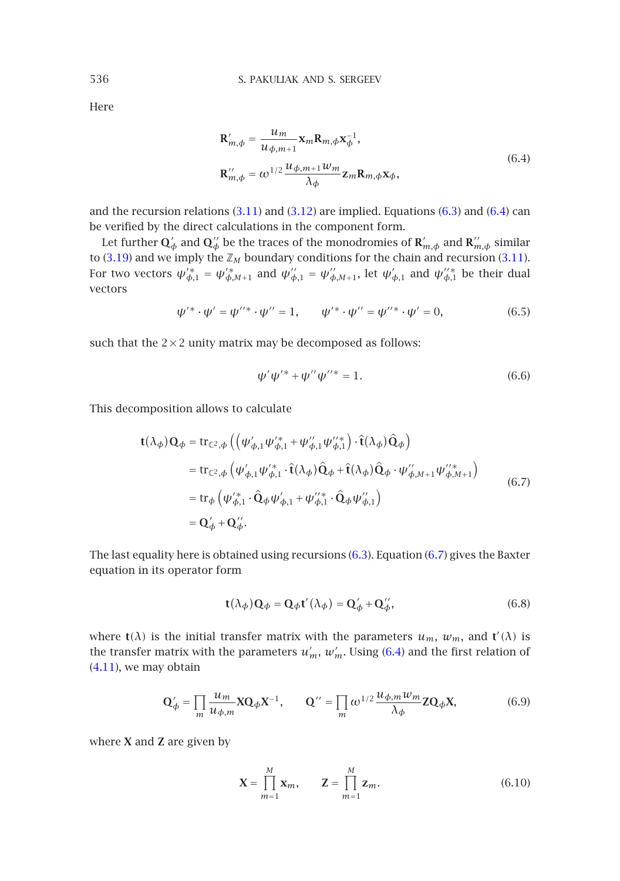Here

$$
\begin{aligned}
\mathbf{R}'_{m,\phi} &= \frac{u_m}{u_{\phi,m+1}} \mathbf{x}_m \mathbf{R}_{m,\phi} \mathbf{x}_\phi^{-1}, \\
\mathbf{R}''_{m,\phi} &= \omega^{1/2} \frac{u_{\phi,m+1} w_m}{\lambda_\phi} \mathbf{z}_m \mathbf{R}_{m,\phi} \mathbf{x}_\phi,
\end{aligned}
\tag{6.4}
$$

and the recursion relations (3.11) and (3.12) are implied. Equations (6.3) and (6.4) can be verified by the direct calculations in the component form.

Let further $\mathbf{Q}'_\phi$ and $\mathbf{Q}''_\phi$ be the traces of the monodromies of $\mathbf{R}'_{m,\phi}$ and $\mathbf{R}''_{m,\phi}$ similar to (3.19) and we imply the $\mathbb{Z}_M$ boundary conditions for the chain and recursion (3.11). For two vectors $\psi'^{*}_{\phi,1} = \psi'^{*}_{\phi,M+1}$ and $\psi''_{\phi,1} = \psi''_{\phi,M+1}$, let $\psi'_{\phi,1}$ and $\psi''^{*}_{\phi,1}$ be their dual vectors

$$
\psi'^{*} \cdot \psi' = \psi''^{*} \cdot \psi'' = 1, \qquad \psi'^{*} \cdot \psi'' = \psi''^{*} \cdot \psi' = 0, \tag{6.5}
$$

such that the $2\times 2$ unity matrix may be decomposed as follows:

$$
\psi' \psi'^{*} + \psi'' \psi''^{*} = 1. \tag{6.6}
$$

This decomposition allows to calculate

$$
\begin{aligned}
\mathbf{t}(\lambda_\phi)\mathbf{Q}_\phi &= \mathrm{tr}_{\mathbb{C}^2,\phi}\left(\left(\psi'_{\phi,1}\psi'^{*}_{\phi,1} + \psi''_{\phi,1}\psi''^{*}_{\phi,1}\right)\cdot \hat{\mathbf{t}}(\lambda_\phi)\hat{\mathbf{Q}}_\phi\right) \\
&= \mathrm{tr}_{\mathbb{C}^2,\phi}\left(\psi'_{\phi,1}\psi'^{*}_{\phi,1} \cdot \hat{\mathbf{t}}(\lambda_\phi)\hat{\mathbf{Q}}_\phi + \hat{\mathbf{t}}(\lambda_\phi)\hat{\mathbf{Q}}_\phi \cdot \psi''_{\phi,M+1}\psi''^{*}_{\phi,M+1}\right) \\
&= \mathrm{tr}_\phi\left(\psi'^{*}_{\phi,1}\cdot \hat{\mathbf{Q}}_\phi \psi'_{\phi,1} + \psi''^{*}_{\phi,1}\cdot \hat{\mathbf{Q}}_\phi \psi''_{\phi,1}\right) \\
&= \mathbf{Q}'_\phi + \mathbf{Q}''_\phi.
\end{aligned}
\tag{6.7}
$$

The last equality here is obtained using recursions (6.3). Equation (6.7) gives the Baxter equation in its operator form

$$
\mathbf{t}(\lambda_\phi)\mathbf{Q}_\phi = \mathbf{Q}_\phi \mathbf{t}'(\lambda_\phi) = \mathbf{Q}'_\phi + \mathbf{Q}''_\phi, \tag{6.8}
$$

where $\mathbf{t}(\lambda)$ is the initial transfer matrix with the parameters $u_m$, $w_m$, and $\mathbf{t}'(\lambda)$ is the transfer matrix with the parameters $u'_m$, $w'_m$. Using (6.4) and the first relation of (4.11), we may obtain

$$
\mathbf{Q}'_\phi = \prod_m \frac{u_m}{u_{\phi,m}} \mathbf{X}\mathbf{Q}_\phi \mathbf{X}^{-1}, \qquad \mathbf{Q}'' = \prod_m \omega^{1/2} \frac{u_{\phi,m} w_m}{\lambda_\phi} \mathbf{Z}\mathbf{Q}_\phi \mathbf{X}, \tag{6.9}
$$

where $\mathbf{X}$ and $\mathbf{Z}$ are given by

$$
\mathbf{X} = \prod_{m=1}^{M} \mathbf{x}_m, \qquad \mathbf{Z} = \prod_{m=1}^{M} \mathbf{z}_m. \tag{6.10}
$$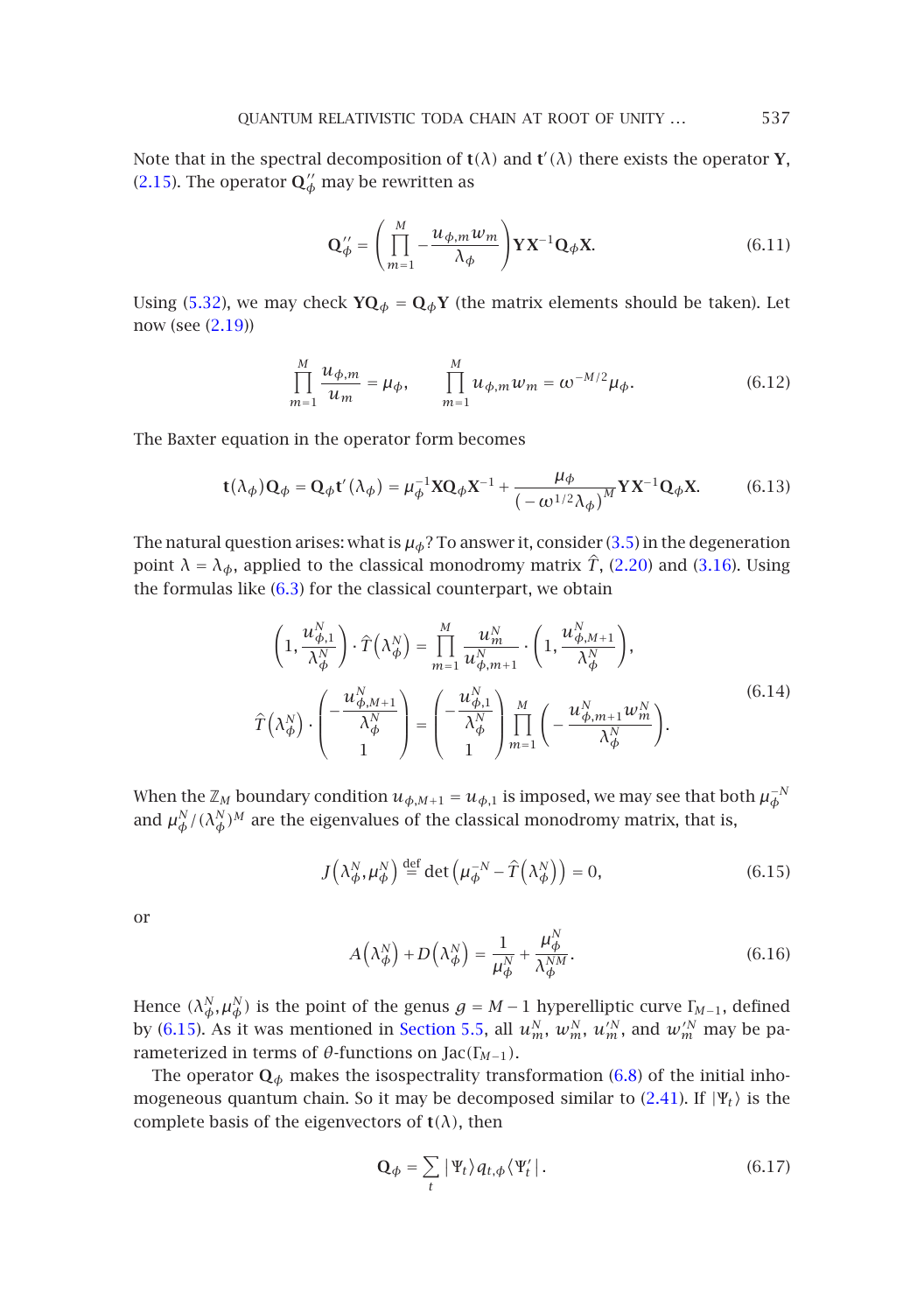Note that in the spectral decomposition of $\mathbf{t}(\lambda)$ and $\mathbf{t}'(\lambda)$ there exists the operator $\mathbf{Y}$, (2.15). The operator $\mathbf{Q}''_\phi$ may be rewritten as

$$\mathbf{Q}''_\phi = \left(\prod_{m=1}^{M} -\frac{u_{\phi,m}w_m}{\lambda_\phi}\right)\mathbf{Y}\mathbf{X}^{-1}\mathbf{Q}_\phi\mathbf{X}. \tag{6.11}$$

Using (5.32), we may check $\mathbf{Y}\mathbf{Q}_\phi = \mathbf{Q}_\phi\mathbf{Y}$ (the matrix elements should be taken). Let now (see (2.19))

$$\prod_{m=1}^{M}\frac{u_{\phi,m}}{u_m} = \mu_\phi, \qquad \prod_{m=1}^{M} u_{\phi,m}w_m = \omega^{-M/2}\mu_\phi. \tag{6.12}$$

The Baxter equation in the operator form becomes

$$\mathbf{t}(\lambda_\phi)\mathbf{Q}_\phi = \mathbf{Q}_\phi\mathbf{t}'(\lambda_\phi) = \mu_\phi^{-1}\mathbf{X}\mathbf{Q}_\phi\mathbf{X}^{-1} + \frac{\mu_\phi}{(-\omega^{1/2}\lambda_\phi)^M}\mathbf{Y}\mathbf{X}^{-1}\mathbf{Q}_\phi\mathbf{X}. \tag{6.13}$$

The natural question arises: what is $\mu_\phi$? To answer it, consider (3.5) in the degeneration point $\lambda = \lambda_\phi$, applied to the classical monodromy matrix $\hat{T}$, (2.20) and (3.16). Using the formulas like (6.3) for the classical counterpart, we obtain

$$\begin{gathered}
\left(1, \frac{u_{\phi,1}^N}{\lambda_\phi^N}\right)\cdot\hat{T}\left(\lambda_\phi^N\right) = \prod_{m=1}^{M}\frac{u_m^N}{u_{\phi,m+1}^N}\cdot\left(1, \frac{u_{\phi,M+1}^N}{\lambda_\phi^N}\right), \\
\hat{T}\left(\lambda_\phi^N\right)\cdot\begin{pmatrix} -\dfrac{u_{\phi,M+1}^N}{\lambda_\phi^N} \\ 1 \end{pmatrix} = \begin{pmatrix} -\dfrac{u_{\phi,1}^N}{\lambda_\phi^N} \\ 1 \end{pmatrix}\prod_{m=1}^{M}\left(-\frac{u_{\phi,m+1}^N w_m^N}{\lambda_\phi^N}\right).
\end{gathered} \tag{6.14}$$

When the $\mathbb{Z}_M$ boundary condition $u_{\phi,M+1} = u_{\phi,1}$ is imposed, we may see that both $\mu_\phi^{-N}$ and $\mu_\phi^N/(\lambda_\phi^N)^M$ are the eigenvalues of the classical monodromy matrix, that is,

$$J\left(\lambda_\phi^N,\mu_\phi^N\right) \stackrel{\text{def}}{=} \det\left(\mu_\phi^{-N} - \hat{T}\left(\lambda_\phi^N\right)\right) = 0, \tag{6.15}$$

or

$$A\left(\lambda_\phi^N\right) + D\left(\lambda_\phi^N\right) = \frac{1}{\mu_\phi^N} + \frac{\mu_\phi^N}{\lambda_\phi^{NM}}. \tag{6.16}$$

Hence $(\lambda_\phi^N,\mu_\phi^N)$ is the point of the genus $g = M-1$ hyperelliptic curve $\Gamma_{M-1}$, defined by (6.15). As it was mentioned in Section 5.5, all $u_m^N$, $w_m^N$, $u_m'^N$, and $w_m'^N$ may be parameterized in terms of $\theta$-functions on $\mathrm{Jac}(\Gamma_{M-1})$.

The operator $\mathbf{Q}_\phi$ makes the isospectrality transformation (6.8) of the initial inhomogeneous quantum chain. So it may be decomposed similar to (2.41). If $|\Psi_t\rangle$ is the complete basis of the eigenvectors of $\mathbf{t}(\lambda)$, then

$$\mathbf{Q}_\phi = \sum_t |\Psi_t\rangle q_{t,\phi}\langle\Psi_t'|. \tag{6.17}$$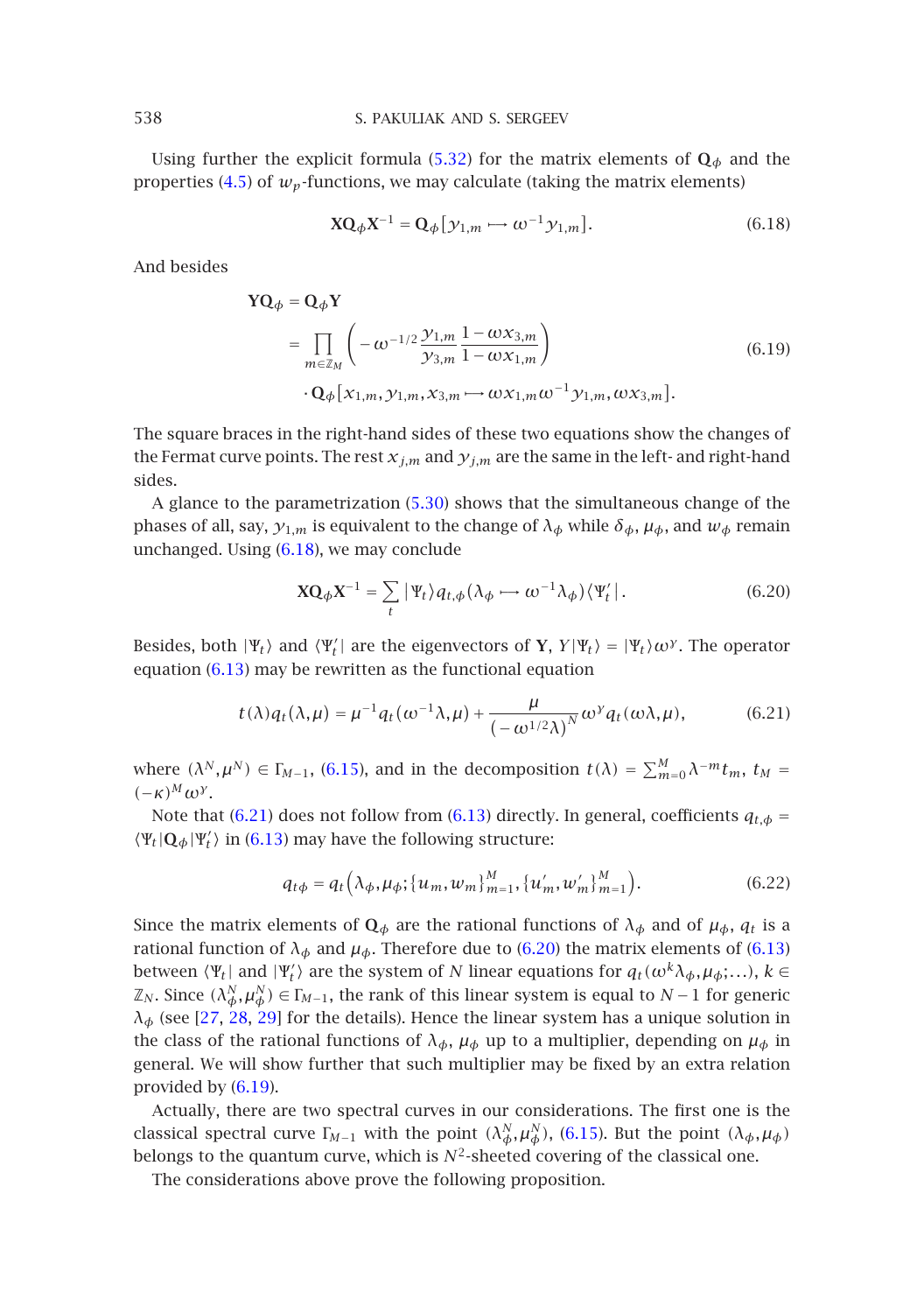Using further the explicit formula (5.32) for the matrix elements of $\mathbf{Q}_\phi$ and the properties (4.5) of $w_p$-functions, we may calculate (taking the matrix elements)

$$\mathbf{X}\mathbf{Q}_\phi\mathbf{X}^{-1} = \mathbf{Q}_\phi\left[y_{1,m} \longmapsto \omega^{-1} y_{1,m}\right]. \tag{6.18}$$

And besides

$$\begin{aligned}\mathbf{Y}\mathbf{Q}_\phi &= \mathbf{Q}_\phi\mathbf{Y} \\ &= \prod_{m\in\mathbb{Z}_M}\left(-\omega^{-1/2}\frac{y_{1,m}}{y_{3,m}}\frac{1-\omega x_{3,m}}{1-\omega x_{1,m}}\right) \\ &\quad\cdot \mathbf{Q}_\phi\left[x_{1,m}, y_{1,m}, x_{3,m} \longmapsto \omega x_{1,m}\omega^{-1}y_{1,m}, \omega x_{3,m}\right].\end{aligned} \tag{6.19}$$

The square braces in the right-hand sides of these two equations show the changes of the Fermat curve points. The rest $x_{j,m}$ and $y_{j,m}$ are the same in the left- and right-hand sides.

A glance to the parametrization (5.30) shows that the simultaneous change of the phases of all, say, $y_{1,m}$ is equivalent to the change of $\lambda_\phi$ while $\delta_\phi$, $\mu_\phi$, and $w_\phi$ remain unchanged. Using (6.18), we may conclude

$$\mathbf{X}\mathbf{Q}_\phi\mathbf{X}^{-1} = \sum_t |\Psi_t\rangle q_{t,\phi}(\lambda_\phi \longmapsto \omega^{-1}\lambda_\phi)\langle\Psi'_t|. \tag{6.20}$$

Besides, both $|\Psi_t\rangle$ and $\langle\Psi'_t|$ are the eigenvectors of $\mathbf{Y}$, $Y|\Psi_t\rangle = |\Psi_t\rangle\omega^y$. The operator equation (6.13) may be rewritten as the functional equation

$$t(\lambda)q_t(\lambda,\mu) = \mu^{-1}q_t(\omega^{-1}\lambda,\mu) + \frac{\mu}{(-\omega^{1/2}\lambda)^N}\omega^y q_t(\omega\lambda,\mu), \tag{6.21}$$

where $(\lambda^N,\mu^N) \in \Gamma_{M-1}$, (6.15), and in the decomposition $t(\lambda) = \sum_{m=0}^{M}\lambda^{-m}t_m$, $t_M = (-\kappa)^M\omega^y$.

Note that (6.21) does not follow from (6.13) directly. In general, coefficients $q_{t,\phi} = \langle\Psi_t|\mathbf{Q}_\phi|\Psi'_t\rangle$ in (6.13) may have the following structure:

$$q_{t\phi} = q_t\left(\lambda_\phi,\mu_\phi;\{u_m,w_m\}_{m=1}^M,\{u'_m,w'_m\}_{m=1}^M\right). \tag{6.22}$$

Since the matrix elements of $\mathbf{Q}_\phi$ are the rational functions of $\lambda_\phi$ and of $\mu_\phi$, $q_t$ is a rational function of $\lambda_\phi$ and $\mu_\phi$. Therefore due to (6.20) the matrix elements of (6.13) between $\langle\Psi_t|$ and $|\Psi'_t\rangle$ are the system of $N$ linear equations for $q_t(\omega^k\lambda_\phi,\mu_\phi;\ldots)$, $k \in \mathbb{Z}_N$. Since $(\lambda_\phi^N,\mu_\phi^N) \in \Gamma_{M-1}$, the rank of this linear system is equal to $N-1$ for generic $\lambda_\phi$ (see [27, 28, 29] for the details). Hence the linear system has a unique solution in the class of the rational functions of $\lambda_\phi$, $\mu_\phi$ up to a multiplier, depending on $\mu_\phi$ in general. We will show further that such multiplier may be fixed by an extra relation provided by (6.19).

Actually, there are two spectral curves in our considerations. The first one is the classical spectral curve $\Gamma_{M-1}$ with the point $(\lambda_\phi^N,\mu_\phi^N)$, (6.15). But the point $(\lambda_\phi,\mu_\phi)$ belongs to the quantum curve, which is $N^2$-sheeted covering of the classical one.

The considerations above prove the following proposition.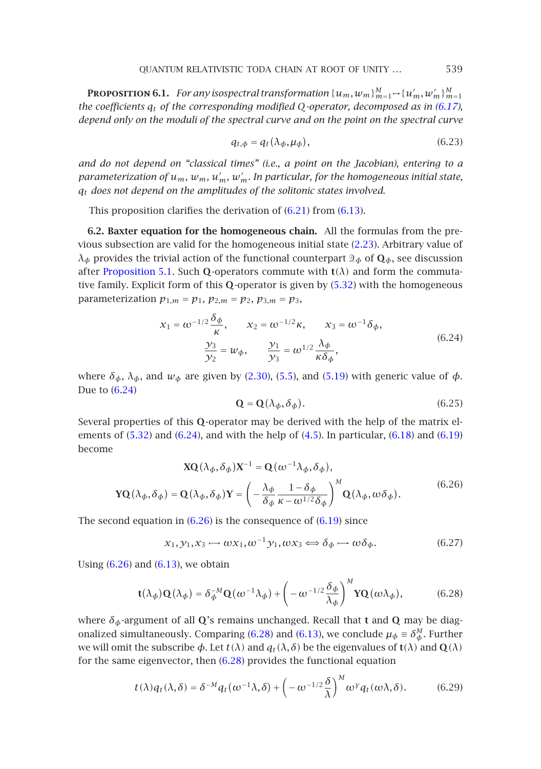**Proposition 6.1.** *For any isospectral transformation $\{u_m, w_m\}_{m=1}^M \mapsto \{u'_m, w'_m\}_{m=1}^M$ the coefficients $q_t$ of the corresponding modified $Q$-operator, decomposed as in (6.17), depend only on the moduli of the spectral curve and on the point on the spectral curve*

$$q_{t,\phi} = q_t(\lambda_\phi, \mu_\phi), \tag{6.23}$$

*and do not depend on "classical times" (i.e., a point on the Jacobian), entering to a parameterization of $u_m$, $w_m$, $u'_m$, $w'_m$. In particular, for the homogeneous initial state, $q_t$ does not depend on the amplitudes of the solitonic states involved.*

This proposition clarifies the derivation of (6.21) from (6.13).

**6.2. Baxter equation for the homogeneous chain.** All the formulas from the previous subsection are valid for the homogeneous initial state (2.23). Arbitrary value of $\lambda_\phi$ provides the trivial action of the functional counterpart $\mathcal{Q}_\phi$ of $\mathbf{Q}_\phi$, see discussion after Proposition 5.1. Such $\mathbf{Q}$-operators commute with $\mathbf{t}(\lambda)$ and form the commutative family. Explicit form of this $\mathbf{Q}$-operator is given by (5.32) with the homogeneous parameterization $p_{1,m} = p_1$, $p_{2,m} = p_2$, $p_{3,m} = p_3$,

$$\begin{gathered} x_1 = \omega^{-1/2}\frac{\delta_\phi}{\kappa}, \qquad x_2 = \omega^{-1/2}\kappa, \qquad x_3 = \omega^{-1}\delta_\phi, \\ \frac{y_3}{y_2} = w_\phi, \qquad \frac{y_1}{y_3} = \omega^{1/2}\frac{\lambda_\phi}{\kappa\delta_\phi}, \end{gathered} \tag{6.24}$$

where $\delta_\phi$, $\lambda_\phi$, and $w_\phi$ are given by (2.30), (5.5), and (5.19) with generic value of $\phi$. Due to (6.24)

$$\mathbf{Q} = \mathbf{Q}(\lambda_\phi, \delta_\phi). \tag{6.25}$$

Several properties of this $\mathbf{Q}$-operator may be derived with the help of the matrix elements of (5.32) and (6.24), and with the help of (4.5). In particular, (6.18) and (6.19) become

$$\begin{gathered} \mathbf{X}\mathbf{Q}(\lambda_\phi, \delta_\phi)\mathbf{X}^{-1} = \mathbf{Q}(\omega^{-1}\lambda_\phi, \delta_\phi), \\ \mathbf{Y}\mathbf{Q}(\lambda_\phi, \delta_\phi) = \mathbf{Q}(\lambda_\phi, \delta_\phi)\mathbf{Y} = \left(-\frac{\lambda_\phi}{\delta_\phi}\frac{1-\delta_\phi}{\kappa - \omega^{1/2}\delta_\phi}\right)^M \mathbf{Q}(\lambda_\phi, \omega\delta_\phi). \end{gathered} \tag{6.26}$$

The second equation in (6.26) is the consequence of (6.19) since

$$x_1, y_1, x_3 \longmapsto \omega x_1, \omega^{-1}y_1, \omega x_3 \Longleftrightarrow \delta_\phi \longmapsto \omega\delta_\phi. \tag{6.27}$$

Using (6.26) and (6.13), we obtain

$$\mathbf{t}(\lambda_\phi)\mathbf{Q}(\lambda_\phi) = \delta_\phi^{-M}\mathbf{Q}(\omega^{-1}\lambda_\phi) + \left(-\omega^{-1/2}\frac{\delta_\phi}{\lambda_\phi}\right)^M \mathbf{Y}\mathbf{Q}(\omega\lambda_\phi), \tag{6.28}$$

where $\delta_\phi$-argument of all $\mathbf{Q}$'s remains unchanged. Recall that $\mathbf{t}$ and $\mathbf{Q}$ may be diagonalized simultaneously. Comparing (6.28) and (6.13), we conclude $\mu_\phi \equiv \delta_\phi^M$. Further we will omit the subscript $\phi$. Let $t(\lambda)$ and $q_t(\lambda, \delta)$ be the eigenvalues of $\mathbf{t}(\lambda)$ and $\mathbf{Q}(\lambda)$ for the same eigenvector, then (6.28) provides the functional equation

$$t(\lambda)q_t(\lambda, \delta) = \delta^{-M}q_t(\omega^{-1}\lambda, \delta) + \left(-\omega^{-1/2}\frac{\delta}{\lambda}\right)^M \omega^{\gamma}q_t(\omega\lambda, \delta). \tag{6.29}$$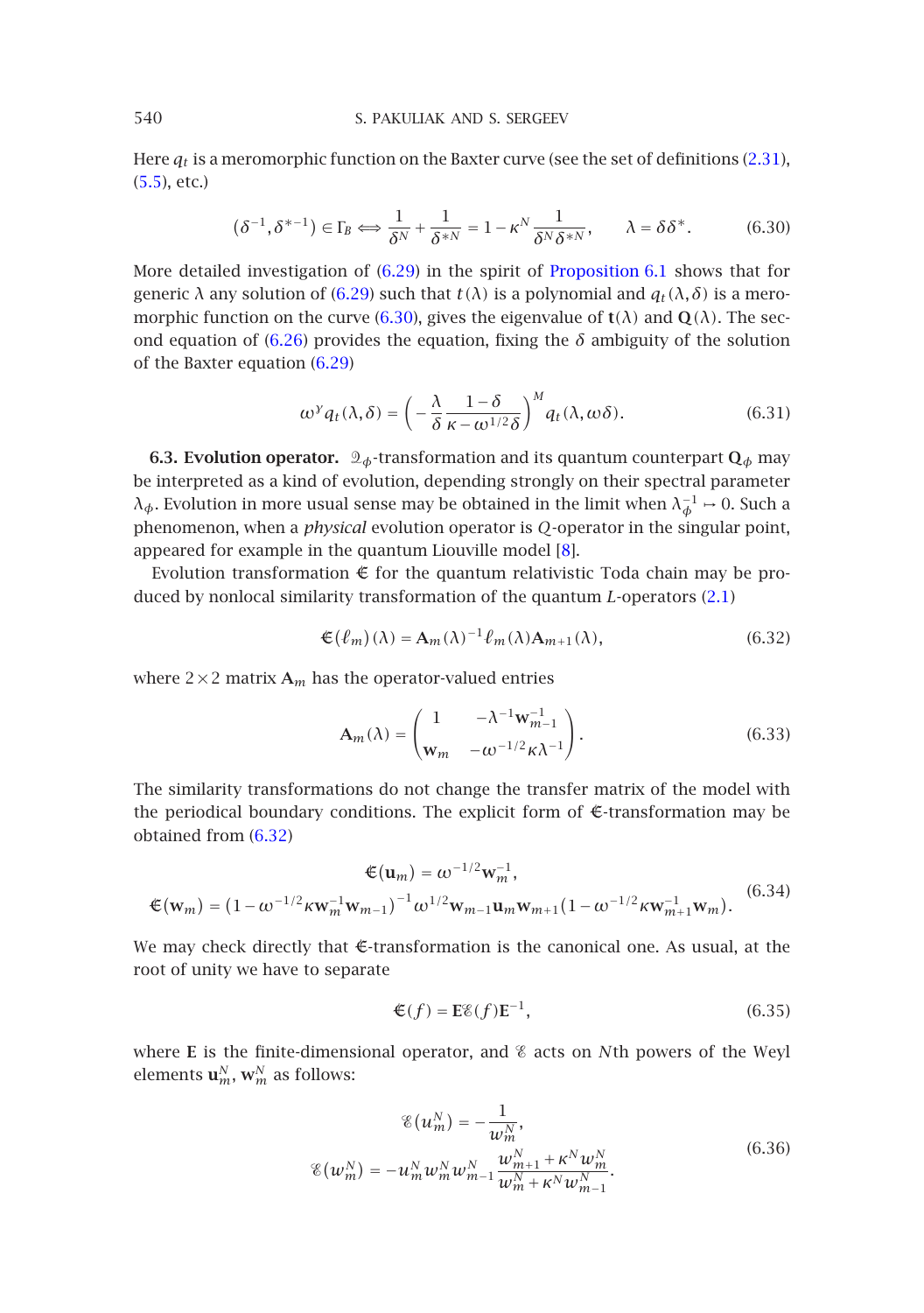Here $q_t$ is a meromorphic function on the Baxter curve (see the set of definitions (2.31), (5.5), etc.)

$$(\delta^{-1}, \delta^{*-1}) \in \Gamma_B \Longleftrightarrow \frac{1}{\delta^N} + \frac{1}{\delta^{*N}} = 1 - \kappa^N \frac{1}{\delta^N \delta^{*N}}, \qquad \lambda = \delta\delta^*. \tag{6.30}$$

More detailed investigation of (6.29) in the spirit of Proposition 6.1 shows that for generic $\lambda$ any solution of (6.29) such that $t(\lambda)$ is a polynomial and $q_t(\lambda, \delta)$ is a meromorphic function on the curve (6.30), gives the eigenvalue of $\mathbf{t}(\lambda)$ and $\mathbf{Q}(\lambda)$. The second equation of (6.26) provides the equation, fixing the $\delta$ ambiguity of the solution of the Baxter equation (6.29)

$$\omega^y q_t(\lambda, \delta) = \left( -\frac{\lambda}{\delta} \frac{1-\delta}{\kappa - \omega^{1/2}\delta} \right)^M q_t(\lambda, \omega\delta). \tag{6.31}$$

**6.3. Evolution operator.** $\mathcal{Q}_\phi$-transformation and its quantum counterpart $\mathbf{Q}_\phi$ may be interpreted as a kind of evolution, depending strongly on their spectral parameter $\lambda_\phi$. Evolution in more usual sense may be obtained in the limit when $\lambda_\phi^{-1} \mapsto 0$. Such a phenomenon, when a *physical* evolution operator is $Q$-operator in the singular point, appeared for example in the quantum Liouville model [8].

Evolution transformation $\mathfrak{E}$ for the quantum relativistic Toda chain may be produced by nonlocal similarity transformation of the quantum $L$-operators (2.1)

$$\mathfrak{E}(\ell_m)(\lambda) = \mathbf{A}_m(\lambda)^{-1} \ell_m(\lambda) \mathbf{A}_{m+1}(\lambda), \tag{6.32}$$

where $2\times 2$ matrix $\mathbf{A}_m$ has the operator-valued entries

$$\mathbf{A}_m(\lambda) = \begin{pmatrix} 1 & -\lambda^{-1}\mathbf{w}_{m-1}^{-1} \\ \mathbf{w}_m & -\omega^{-1/2}\kappa\lambda^{-1} \end{pmatrix}. \tag{6.33}$$

The similarity transformations do not change the transfer matrix of the model with the periodical boundary conditions. The explicit form of $\mathfrak{E}$-transformation may be obtained from (6.32)

$$\begin{gathered} \mathfrak{E}(\mathbf{u}_m) = \omega^{-1/2}\mathbf{w}_m^{-1}, \\ \mathfrak{E}(\mathbf{w}_m) = \left(1 - \omega^{-1/2}\kappa \mathbf{w}_m^{-1}\mathbf{w}_{m-1}\right)^{-1} \omega^{1/2} \mathbf{w}_{m-1}\mathbf{u}_m\mathbf{w}_{m+1}\left(1 - \omega^{-1/2}\kappa\mathbf{w}_{m+1}^{-1}\mathbf{w}_m\right). \end{gathered} \tag{6.34}$$

We may check directly that $\mathfrak{E}$-transformation is the canonical one. As usual, at the root of unity we have to separate

$$\mathfrak{E}(f) = \mathbf{E}\mathscr{E}(f)\mathbf{E}^{-1}, \tag{6.35}$$

where $\mathbf{E}$ is the finite-dimensional operator, and $\mathscr{E}$ acts on $N$th powers of the Weyl elements $\mathbf{u}_m^N$, $\mathbf{w}_m^N$ as follows:

$$\begin{gathered} \mathscr{E}(u_m^N) = -\frac{1}{w_m^N}, \\ \mathscr{E}(w_m^N) = -u_m^N w_m^N w_{m-1}^N \frac{w_{m+1}^N + \kappa^N w_m^N}{w_m^N + \kappa^N w_{m-1}^N}. \end{gathered} \tag{6.36}$$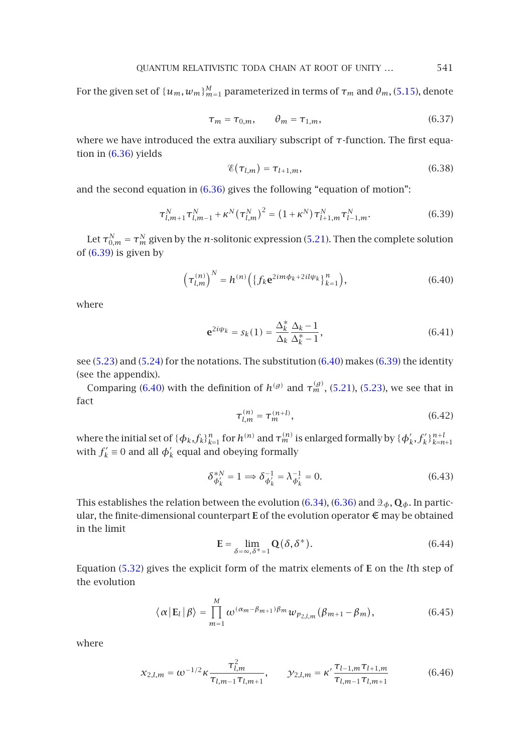For the given set of $\{u_m, w_m\}_{m=1}^{M}$ parameterized in terms of $\tau_m$ and $\theta_m$, (5.15), denote

$$\tau_m = \tau_{0,m}, \qquad \theta_m = \tau_{1,m}, \tag{6.37}$$

where we have introduced the extra auxiliary subscript of $\tau$-function. The first equation in (6.36) yields

$$\mathscr{E}(\tau_{l,m}) = \tau_{l+1,m}, \tag{6.38}$$

and the second equation in (6.36) gives the following "equation of motion":

$$\tau_{l,m+1}^{N}\tau_{l,m-1}^{N} + \kappa^{N}\left(\tau_{l,m}^{N}\right)^{2} = \left(1+\kappa^{N}\right)\tau_{l+1,m}^{N}\tau_{l-1,m}^{N}. \tag{6.39}$$

Let $\tau_{0,m}^{N} = \tau_{m}^{N}$ given by the $n$-solitonic expression (5.21). Then the complete solution of (6.39) is given by

$$\left(\tau_{l,m}^{(n)}\right)^{N} = h^{(n)}\left(\left\{f_k \mathbf{e}^{2im\phi_k + 2il\psi_k}\right\}_{k=1}^{n}\right), \tag{6.40}$$

where

$$\mathbf{e}^{2i\psi_k} = s_k(1) = \frac{\Delta_k^{*}}{\Delta_k}\frac{\Delta_k - 1}{\Delta_k^{*} - 1}, \tag{6.41}$$

see (5.23) and (5.24) for the notations. The substitution (6.40) makes (6.39) the identity (see the appendix).

Comparing (6.40) with the definition of $h^{(g)}$ and $\tau_m^{(g)}$, (5.21), (5.23), we see that in fact

$$\tau_{l,m}^{(n)} = \tau_{m}^{(n+l)}, \tag{6.42}$$

where the initial set of $\{\phi_k, f_k\}_{k=1}^{n}$ for $h^{(n)}$ and $\tau_m^{(n)}$ is enlarged formally by $\{\phi_k', f_k'\}_{k=n+1}^{n+l}$ with $f_k' \equiv 0$ and all $\phi_k'$ equal and obeying formally

$$\delta_{\phi_k'}^{*N} = 1 \Longrightarrow \delta_{\phi_k'}^{-1} = \lambda_{\phi_k'}^{-1} = 0. \tag{6.43}$$

This establishes the relation between the evolution (6.34), (6.36) and $\mathcal{Q}_{\phi}$, $\mathbf{Q}_{\phi}$. In particular, the finite-dimensional counterpart $\mathbf{E}$ of the evolution operator $\mathfrak{E}$ may be obtained in the limit

$$\mathbf{E} = \lim_{\delta=\infty,\,\delta^{*}=1} \mathbf{Q}(\delta, \delta^{*}). \tag{6.44}$$

Equation (5.32) gives the explicit form of the matrix elements of $\mathbf{E}$ on the $l$th step of the evolution

$$\langle \alpha | \mathbf{E}_l | \beta \rangle = \prod_{m=1}^{M} \omega^{(\alpha_m - \beta_{m+1})\beta_m} w_{p_{2,l,m}}\left(\beta_{m+1} - \beta_m\right), \tag{6.45}$$

where

$$x_{2,l,m} = \omega^{-1/2}\kappa \frac{\tau_{l,m}^{2}}{\tau_{l,m-1}\tau_{l,m+1}}, \qquad y_{2,l,m} = \kappa' \frac{\tau_{l-1,m}\tau_{l+1,m}}{\tau_{l,m-1}\tau_{l,m+1}} \tag{6.46}$$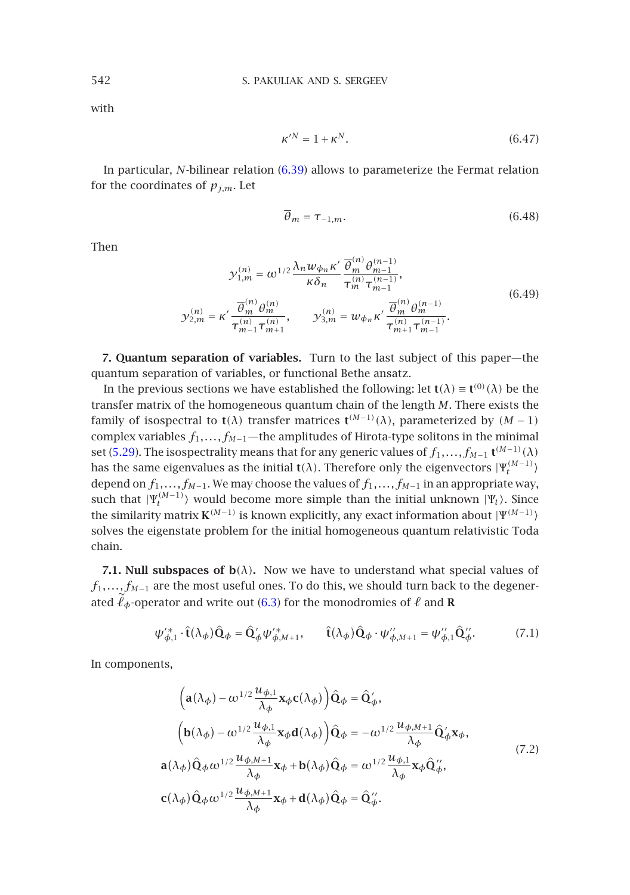with

$$\kappa'^N = 1 + \kappa^N. \tag{6.47}$$

In particular, $N$-bilinear relation (6.39) allows to parameterize the Fermat relation for the coordinates of $p_{j,m}$. Let

$$\overline{\theta}_m = \tau_{-1,m}. \tag{6.48}$$

Then

$$\begin{gathered}
y_{1,m}^{(n)} = \omega^{1/2} \frac{\lambda_n w_{\phi_n} \kappa'}{\kappa \delta_n} \frac{\overline{\theta}_m^{(n)} \theta_{m-1}^{(n-1)}}{\tau_m^{(n)} \tau_{m-1}^{(n-1)}}, \\
y_{2,m}^{(n)} = \kappa' \frac{\overline{\theta}_m^{(n)} \theta_m^{(n)}}{\tau_{m-1}^{(n)} \tau_{m+1}^{(n)}}, \qquad y_{3,m}^{(n)} = w_{\phi_n} \kappa' \frac{\overline{\theta}_m^{(n)} \theta_m^{(n-1)}}{\tau_{m+1}^{(n)} \tau_{m-1}^{(n-1)}}.
\end{gathered} \tag{6.49}$$

**7. Quantum separation of variables.** Turn to the last subject of this paper—the quantum separation of variables, or functional Bethe ansatz.

In the previous sections we have established the following: let $\mathbf{t}(\lambda) \equiv \mathbf{t}^{(0)}(\lambda)$ be the transfer matrix of the homogeneous quantum chain of the length $M$. There exists the family of isospectral to $\mathbf{t}(\lambda)$ transfer matrices $\mathbf{t}^{(M-1)}(\lambda)$, parameterized by $(M-1)$ complex variables $f_1, \dots, f_{M-1}$—the amplitudes of Hirota-type solitons in the minimal set (5.29). The isospectrality means that for any generic values of $f_1, \dots, f_{M-1}$ $\mathbf{t}^{(M-1)}(\lambda)$ has the same eigenvalues as the initial $\mathbf{t}(\lambda)$. Therefore only the eigenvectors $|\Psi_t^{(M-1)}\rangle$ depend on $f_1, \dots, f_{M-1}$. We may choose the values of $f_1, \dots, f_{M-1}$ in an appropriate way, such that $|\Psi_t^{(M-1)}\rangle$ would become more simple than the initial unknown $|\Psi_t\rangle$. Since the similarity matrix $\mathbf{K}^{(M-1)}$ is known explicitly, any exact information about $|\Psi^{(M-1)}\rangle$ solves the eigenstate problem for the initial homogeneous quantum relativistic Toda chain.

**7.1. Null subspaces of $\mathbf{b}(\lambda)$.** Now we have to understand what special values of $f_1, \dots, f_{M-1}$ are the most useful ones. To do this, we should turn back to the degenerated $\widetilde{\ell}_\phi$-operator and write out (6.3) for the monodromies of $\ell$ and $\mathbf{R}$

$$\psi_{\phi,1}'^{*} \cdot \hat{\mathbf{t}}(\lambda_\phi) \hat{\mathbf{Q}}_\phi = \hat{\mathbf{Q}}_\phi' \psi_{\phi,M+1}'^{*}, \qquad \hat{\mathbf{t}}(\lambda_\phi) \hat{\mathbf{Q}}_\phi \cdot \psi_{\phi,M+1}'' = \psi_{\phi,1}'' \hat{\mathbf{Q}}_\phi''. \tag{7.1}$$

In components,

$$\begin{aligned}
&\left(\mathbf{a}(\lambda_\phi) - \omega^{1/2} \frac{u_{\phi,1}}{\lambda_\phi} \mathbf{x}_\phi \mathbf{c}(\lambda_\phi)\right) \hat{\mathbf{Q}}_\phi = \hat{\mathbf{Q}}_\phi', \\
&\left(\mathbf{b}(\lambda_\phi) - \omega^{1/2} \frac{u_{\phi,1}}{\lambda_\phi} \mathbf{x}_\phi \mathbf{d}(\lambda_\phi)\right) \hat{\mathbf{Q}}_\phi = -\omega^{1/2} \frac{u_{\phi,M+1}}{\lambda_\phi} \hat{\mathbf{Q}}_\phi' \mathbf{x}_\phi, \\
&\mathbf{a}(\lambda_\phi) \hat{\mathbf{Q}}_\phi \omega^{1/2} \frac{u_{\phi,M+1}}{\lambda_\phi} \mathbf{x}_\phi + \mathbf{b}(\lambda_\phi) \hat{\mathbf{Q}}_\phi = \omega^{1/2} \frac{u_{\phi,1}}{\lambda_\phi} \mathbf{x}_\phi \hat{\mathbf{Q}}_\phi'', \\
&\mathbf{c}(\lambda_\phi) \hat{\mathbf{Q}}_\phi \omega^{1/2} \frac{u_{\phi,M+1}}{\lambda_\phi} \mathbf{x}_\phi + \mathbf{d}(\lambda_\phi) \hat{\mathbf{Q}}_\phi = \hat{\mathbf{Q}}_\phi''.
\end{aligned} \tag{7.2}$$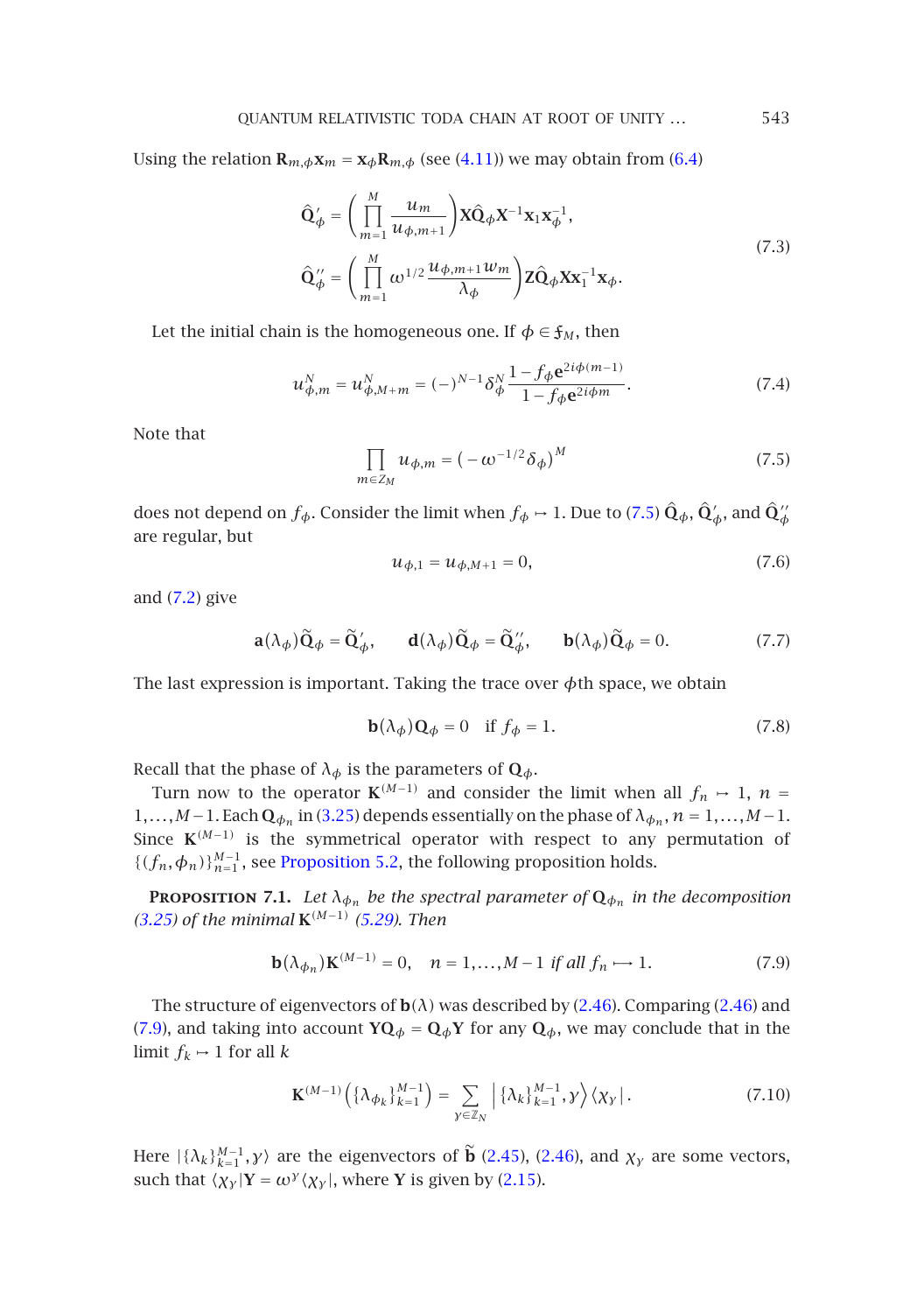Using the relation $\mathbf{R}_{m,\phi}\mathbf{x}_m = \mathbf{x}_\phi \mathbf{R}_{m,\phi}$ (see (4.11)) we may obtain from (6.4)

$$
\begin{aligned}
\hat{\mathbf{Q}}'_\phi &= \left(\prod_{m=1}^{M} \frac{u_m}{u_{\phi,m+1}}\right)\mathbf{X}\hat{\mathbf{Q}}_\phi \mathbf{X}^{-1}\mathbf{x}_1\mathbf{x}_\phi^{-1},\\
\hat{\mathbf{Q}}''_\phi &= \left(\prod_{m=1}^{M} \omega^{1/2}\frac{u_{\phi,m+1}w_m}{\lambda_\phi}\right)\mathbf{Z}\hat{\mathbf{Q}}_\phi \mathbf{X}\mathbf{x}_1^{-1}\mathbf{x}_\phi.
\end{aligned}
\tag{7.3}
$$

Let the initial chain is the homogeneous one. If $\phi \in \mathfrak{f}_M$, then

$$
u_{\phi,m}^N = u_{\phi,M+m}^N = (-)^{N-1}\delta_\phi^N \frac{1-f_\phi \mathbf{e}^{2i\phi(m-1)}}{1-f_\phi \mathbf{e}^{2i\phi m}}. \tag{7.4}
$$

Note that

$$
\prod_{m\in Z_M} u_{\phi,m} = \left(-\omega^{-1/2}\delta_\phi\right)^M \tag{7.5}
$$

does not depend on $f_\phi$. Consider the limit when $f_\phi \mapsto 1$. Due to (7.5) $\hat{\mathbf{Q}}_\phi$, $\hat{\mathbf{Q}}'_\phi$, and $\hat{\mathbf{Q}}''_\phi$ are regular, but

$$
u_{\phi,1} = u_{\phi,M+1} = 0, \tag{7.6}
$$

and (7.2) give

$$
\mathbf{a}(\lambda_\phi)\tilde{\mathbf{Q}}_\phi = \tilde{\mathbf{Q}}'_\phi, \qquad \mathbf{d}(\lambda_\phi)\tilde{\mathbf{Q}}_\phi = \tilde{\mathbf{Q}}''_\phi, \qquad \mathbf{b}(\lambda_\phi)\tilde{\mathbf{Q}}_\phi = 0. \tag{7.7}
$$

The last expression is important. Taking the trace over $\phi$th space, we obtain

$$
\mathbf{b}(\lambda_\phi)\mathbf{Q}_\phi = 0 \quad \text{if } f_\phi = 1. \tag{7.8}
$$

Recall that the phase of $\lambda_\phi$ is the parameters of $\mathbf{Q}_\phi$.

Turn now to the operator $\mathbf{K}^{(M-1)}$ and consider the limit when all $f_n \mapsto 1$, $n = 1,\dots,M-1$. Each $\mathbf{Q}_{\phi_n}$ in (3.25) depends essentially on the phase of $\lambda_{\phi_n}$, $n = 1,\dots,M-1$. Since $\mathbf{K}^{(M-1)}$ is the symmetrical operator with respect to any permutation of $\{(f_n,\phi_n)\}_{n=1}^{M-1}$, see Proposition 5.2, the following proposition holds.

**Proposition 7.1.** *Let $\lambda_{\phi_n}$ be the spectral parameter of $\mathbf{Q}_{\phi_n}$ in the decomposition (3.25) of the minimal $\mathbf{K}^{(M-1)}$ (5.29). Then*

$$
\mathbf{b}(\lambda_{\phi_n})\mathbf{K}^{(M-1)} = 0, \quad n = 1,\dots,M-1 \ \text{if all } f_n \longmapsto 1. \tag{7.9}
$$

The structure of eigenvectors of $\mathbf{b}(\lambda)$ was described by (2.46). Comparing (2.46) and (7.9), and taking into account $\mathbf{Y}\mathbf{Q}_\phi = \mathbf{Q}_\phi\mathbf{Y}$ for any $\mathbf{Q}_\phi$, we may conclude that in the limit $f_k \mapsto 1$ for all $k$

$$
\mathbf{K}^{(M-1)}\left(\{\lambda_{\phi_k}\}_{k=1}^{M-1}\right) = \sum_{\gamma\in\mathbb{Z}_N} \left|\{\lambda_k\}_{k=1}^{M-1},\gamma\right\rangle\langle\chi_\gamma|. \tag{7.10}
$$

Here $|\{\lambda_k\}_{k=1}^{M-1},\gamma\rangle$ are the eigenvectors of $\tilde{\mathbf{b}}$ (2.45), (2.46), and $\chi_\gamma$ are some vectors, such that $\langle\chi_\gamma|\mathbf{Y} = \omega^\gamma\langle\chi_\gamma|$, where $\mathbf{Y}$ is given by (2.15).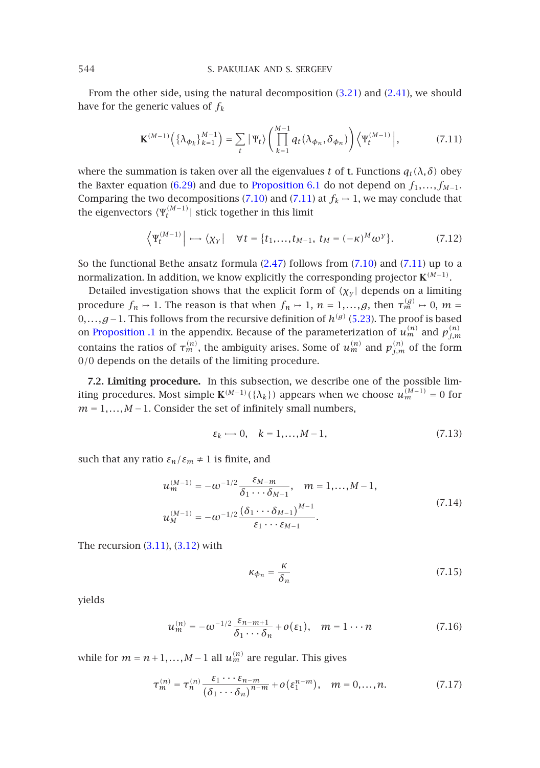From the other side, using the natural decomposition (3.21) and (2.41), we should have for the generic values of $f_k$

$$\mathbf{K}^{(M-1)}\Big(\{\Lambda_{\phi_k}\}_{k=1}^{M-1}\Big) = \sum_t |\Psi_t\rangle \left(\prod_{k=1}^{M-1} q_t(\Lambda_{\phi_n}, \delta_{\phi_n})\right) \Big\langle \Psi_t^{(M-1)}\Big|, \tag{7.11}$$

where the summation is taken over all the eigenvalues $t$ of $\mathbf{t}$. Functions $q_t(\lambda, \delta)$ obey the Baxter equation (6.29) and due to Proposition 6.1 do not depend on $f_1, \dots, f_{M-1}$. Comparing the two decompositions (7.10) and (7.11) at $f_k \mapsto 1$, we may conclude that the eigenvectors $\langle \Psi_t^{(M-1)}|$ stick together in this limit

$$\Big\langle \Psi_t^{(M-1)}\Big| \longmapsto \langle \chi_y | \quad \forall t = \{t_1, \dots, t_{M-1}, \, t_M = (-\kappa)^M \omega^y\}. \tag{7.12}$$

So the functional Bethe ansatz formula (2.47) follows from (7.10) and (7.11) up to a normalization. In addition, we know explicitly the corresponding projector $\mathbf{K}^{(M-1)}$.

Detailed investigation shows that the explicit form of $\langle \chi_y |$ depends on a limiting procedure $f_n \mapsto 1$. The reason is that when $f_n \mapsto 1$, $n = 1, \dots, g$, then $\tau_m^{(g)} \mapsto 0$, $m = 0, \dots, g-1$. This follows from the recursive definition of $h^{(g)}$ (5.23). The proof is based on Proposition .1 in the appendix. Because of the parameterization of $u_m^{(n)}$ and $p_{j,m}^{(n)}$ contains the ratios of $\tau_m^{(n)}$, the ambiguity arises. Some of $u_m^{(n)}$ and $p_{j,m}^{(n)}$ of the form $0/0$ depends on the details of the limiting procedure.

**7.2. Limiting procedure.** In this subsection, we describe one of the possible limiting procedures. Most simple $\mathbf{K}^{(M-1)}(\{\lambda_k\})$ appears when we choose $u_m^{(M-1)} = 0$ for $m = 1, \dots, M-1$. Consider the set of infinitely small numbers,

$$\varepsilon_k \longmapsto 0, \quad k = 1, \dots, M-1, \tag{7.13}$$

such that any ratio $\varepsilon_n / \varepsilon_m \neq 1$ is finite, and

$$\begin{aligned} u_m^{(M-1)} &= -\omega^{-1/2} \frac{\varepsilon_{M-m}}{\delta_1 \cdots \delta_{M-1}}, \quad m = 1, \dots, M-1, \\ u_M^{(M-1)} &= -\omega^{-1/2} \frac{(\delta_1 \cdots \delta_{M-1})^{M-1}}{\varepsilon_1 \cdots \varepsilon_{M-1}}. \end{aligned} \tag{7.14}$$

The recursion (3.11), (3.12) with

$$\kappa_{\phi_n} = \frac{\kappa}{\delta_n} \tag{7.15}$$

yields

$$u_m^{(n)} = -\omega^{-1/2} \frac{\varepsilon_{n-m+1}}{\delta_1 \cdots \delta_n} + o(\varepsilon_1), \quad m = 1 \cdots n \tag{7.16}$$

while for $m = n+1, \dots, M-1$ all $u_m^{(n)}$ are regular. This gives

$$\tau_m^{(n)} = \tau_n^{(n)} \frac{\varepsilon_1 \cdots \varepsilon_{n-m}}{(\delta_1 \cdots \delta_n)^{n-m}} + o(\varepsilon_1^{n-m}), \quad m = 0, \dots, n. \tag{7.17}$$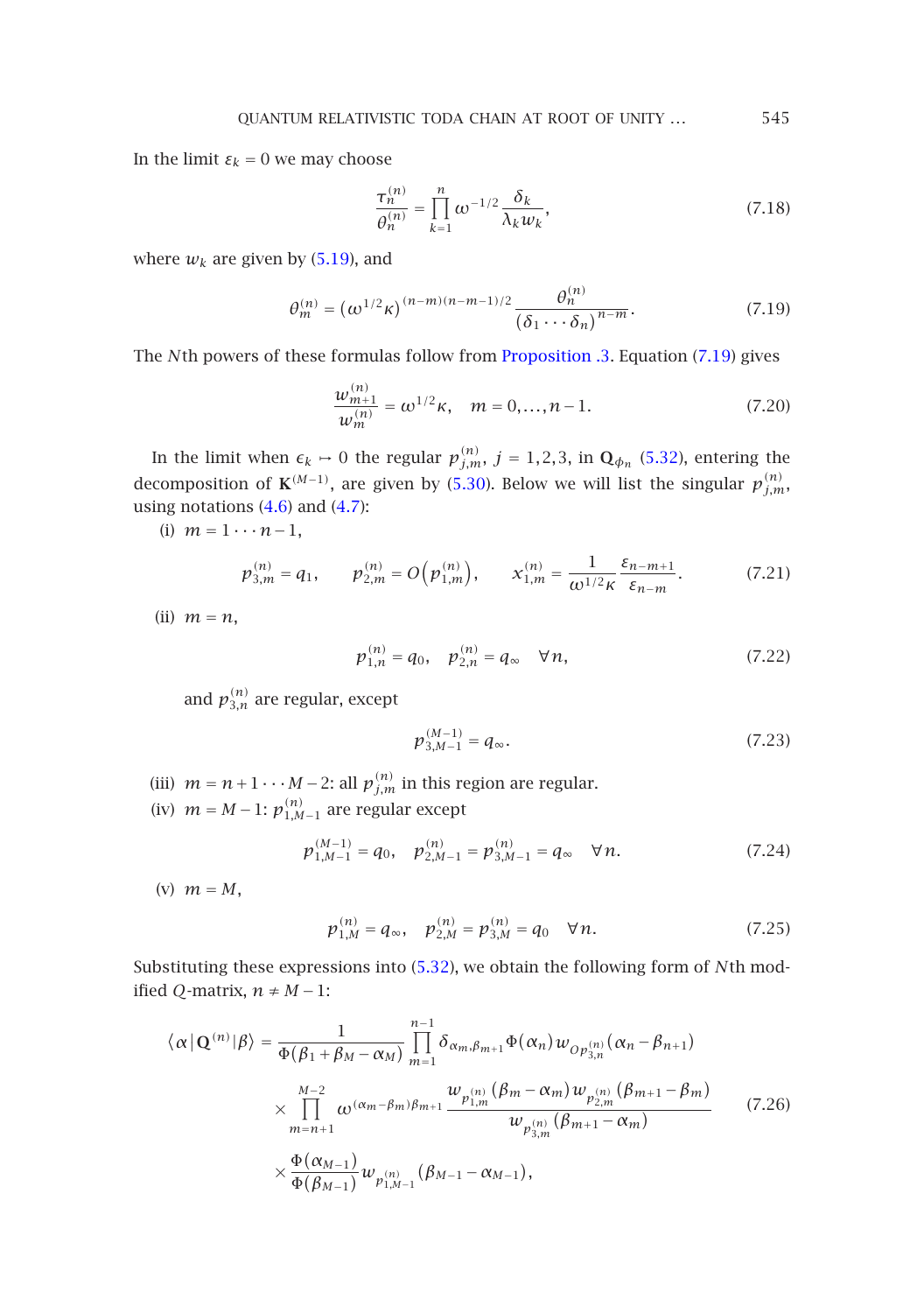In the limit $\varepsilon_k = 0$ we may choose

$$\frac{\tau_n^{(n)}}{\theta_n^{(n)}} = \prod_{k=1}^{n} \omega^{-1/2} \frac{\delta_k}{\lambda_k w_k}, \tag{7.18}$$

where $w_k$ are given by (5.19), and

$$\theta_m^{(n)} = \left(\omega^{1/2}\kappa\right)^{(n-m)(n-m-1)/2} \frac{\theta_n^{(n)}}{\left(\delta_1 \cdots \delta_n\right)^{n-m}}. \tag{7.19}$$

The $N$th powers of these formulas follow from Proposition .3. Equation (7.19) gives

$$\frac{w_{m+1}^{(n)}}{w_m^{(n)}} = \omega^{1/2}\kappa, \quad m = 0, \dots, n-1. \tag{7.20}$$

In the limit when $\epsilon_k \mapsto 0$ the regular $p_{j,m}^{(n)}$, $j = 1,2,3$, in $\mathbf{Q}_{\phi_n}$ (5.32), entering the decomposition of $\mathbf{K}^{(M-1)}$, are given by (5.30). Below we will list the singular $p_{j,m}^{(n)}$, using notations (4.6) and (4.7):

(i) $m = 1 \cdots n-1$,

$$p_{3,m}^{(n)} = q_1, \qquad p_{2,m}^{(n)} = O\left(p_{1,m}^{(n)}\right), \qquad x_{1,m}^{(n)} = \frac{1}{\omega^{1/2}\kappa} \frac{\varepsilon_{n-m+1}}{\varepsilon_{n-m}}. \tag{7.21}$$

(ii) $m = n$,

$$p_{1,n}^{(n)} = q_0, \quad p_{2,n}^{(n)} = q_\infty \quad \forall n, \tag{7.22}$$

and $p_{3,n}^{(n)}$ are regular, except

$$p_{3,M-1}^{(M-1)} = q_\infty. \tag{7.23}$$

(iii) $m = n+1 \cdots M-2$: all $p_{j,m}^{(n)}$ in this region are regular.

(iv) $m = M-1$: $p_{1,M-1}^{(n)}$ are regular except

$$p_{1,M-1}^{(M-1)} = q_0, \quad p_{2,M-1}^{(n)} = p_{3,M-1}^{(n)} = q_\infty \quad \forall n. \tag{7.24}$$

(v) $m = M$,

$$p_{1,M}^{(n)} = q_\infty, \quad p_{2,M}^{(n)} = p_{3,M}^{(n)} = q_0 \quad \forall n. \tag{7.25}$$

Substituting these expressions into (5.32), we obtain the following form of $N$th modified $Q$-matrix, $n \neq M-1$:

$$\begin{aligned}
\langle \alpha | \mathbf{Q}^{(n)} | \beta \rangle = {} & \frac{1}{\Phi(\beta_1 + \beta_M - \alpha_M)} \prod_{m=1}^{n-1} \delta_{\alpha_m, \beta_{m+1}} \Phi(\alpha_n) w_{Op_{3,n}^{(n)}}(\alpha_n - \beta_{n+1}) \\
& \times \prod_{m=n+1}^{M-2} \omega^{(\alpha_m - \beta_m)\beta_{m+1}} \frac{w_{p_{1,m}^{(n)}}(\beta_m - \alpha_m) w_{p_{2,m}^{(n)}}(\beta_{m+1} - \beta_m)}{w_{p_{3,m}^{(n)}}(\beta_{m+1} - \alpha_m)} \\
& \times \frac{\Phi(\alpha_{M-1})}{\Phi(\beta_{M-1})} w_{p_{1,M-1}^{(n)}}(\beta_{M-1} - \alpha_{M-1}),
\end{aligned} \tag{7.26}$$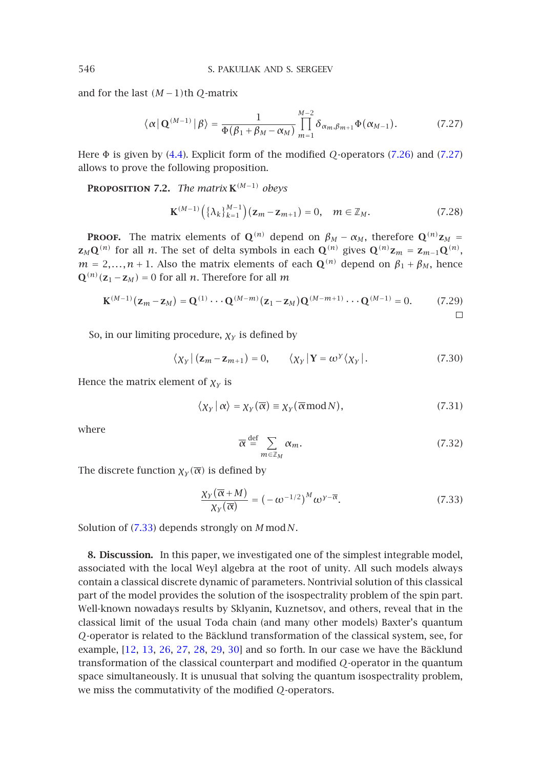and for the last $(M-1)$th $Q$-matrix

$$\langle \alpha | \mathbf{Q}^{(M-1)} | \beta \rangle = \frac{1}{\Phi(\beta_1 + \beta_M - \alpha_M)} \prod_{m=1}^{M-2} \delta_{\alpha_m, \beta_{m+1}} \Phi(\alpha_{M-1}). \tag{7.27}$$

Here $\Phi$ is given by (4.4). Explicit form of the modified $Q$-operators (7.26) and (7.27) allows to prove the following proposition.

**Proposition 7.2.** *The matrix* $\mathbf{K}^{(M-1)}$ *obeys*

$$\mathbf{K}^{(M-1)}\left(\{\lambda_k\}_{k=1}^{M-1}\right)(\mathbf{z}_m - \mathbf{z}_{m+1}) = 0, \quad m \in \mathbb{Z}_M. \tag{7.28}$$

**Proof.** The matrix elements of $\mathbf{Q}^{(n)}$ depend on $\beta_M - \alpha_M$, therefore $\mathbf{Q}^{(n)}\mathbf{z}_M = \mathbf{z}_M \mathbf{Q}^{(n)}$ for all $n$. The set of delta symbols in each $\mathbf{Q}^{(n)}$ gives $\mathbf{Q}^{(n)}\mathbf{z}_m = \mathbf{z}_{m-1}\mathbf{Q}^{(n)}$, $m = 2,\dots,n+1$. Also the matrix elements of each $\mathbf{Q}^{(n)}$ depend on $\beta_1 + \beta_M$, hence $\mathbf{Q}^{(n)}(\mathbf{z}_1 - \mathbf{z}_M) = 0$ for all $n$. Therefore for all $m$

$$\mathbf{K}^{(M-1)}(\mathbf{z}_m - \mathbf{z}_M) = \mathbf{Q}^{(1)} \cdots \mathbf{Q}^{(M-m)}(\mathbf{z}_1 - \mathbf{z}_M)\mathbf{Q}^{(M-m+1)} \cdots \mathbf{Q}^{(M-1)} = 0. \tag{7.29}$$

$\square$

So, in our limiting procedure, $\chi_\gamma$ is defined by

$$\langle \chi_\gamma | (\mathbf{z}_m - \mathbf{z}_{m+1}) = 0, \qquad \langle \chi_\gamma | \mathbf{Y} = \omega^\gamma \langle \chi_\gamma |. \tag{7.30}$$

Hence the matrix element of $\chi_\gamma$ is

$$\langle \chi_\gamma | \alpha \rangle = \chi_\gamma(\overline{\alpha}) \equiv \chi_\gamma(\overline{\alpha} \bmod N), \tag{7.31}$$

where

$$\overline{\alpha} \stackrel{\text{def}}{=} \sum_{m \in \mathbb{Z}_M} \alpha_m. \tag{7.32}$$

The discrete function $\chi_\gamma(\overline{\alpha})$ is defined by

$$\frac{\chi_\gamma(\overline{\alpha} + M)}{\chi_\gamma(\overline{\alpha})} = (-\omega^{-1/2})^M \omega^{\gamma - \overline{\alpha}}. \tag{7.33}$$

Solution of (7.33) depends strongly on $M \bmod N$.

**8. Discussion.** In this paper, we investigated one of the simplest integrable model, associated with the local Weyl algebra at the root of unity. All such models always contain a classical discrete dynamic of parameters. Nontrivial solution of this classical part of the model provides the solution of the isospectrality problem of the spin part. Well-known nowadays results by Sklyanin, Kuznetsov, and others, reveal that in the classical limit of the usual Toda chain (and many other models) Baxter's quantum $Q$-operator is related to the Bäcklund transformation of the classical system, see, for example, [12, 13, 26, 27, 28, 29, 30] and so forth. In our case we have the Bäcklund transformation of the classical counterpart and modified $Q$-operator in the quantum space simultaneously. It is unusual that solving the quantum isospectrality problem, we miss the commutativity of the modified $Q$-operators.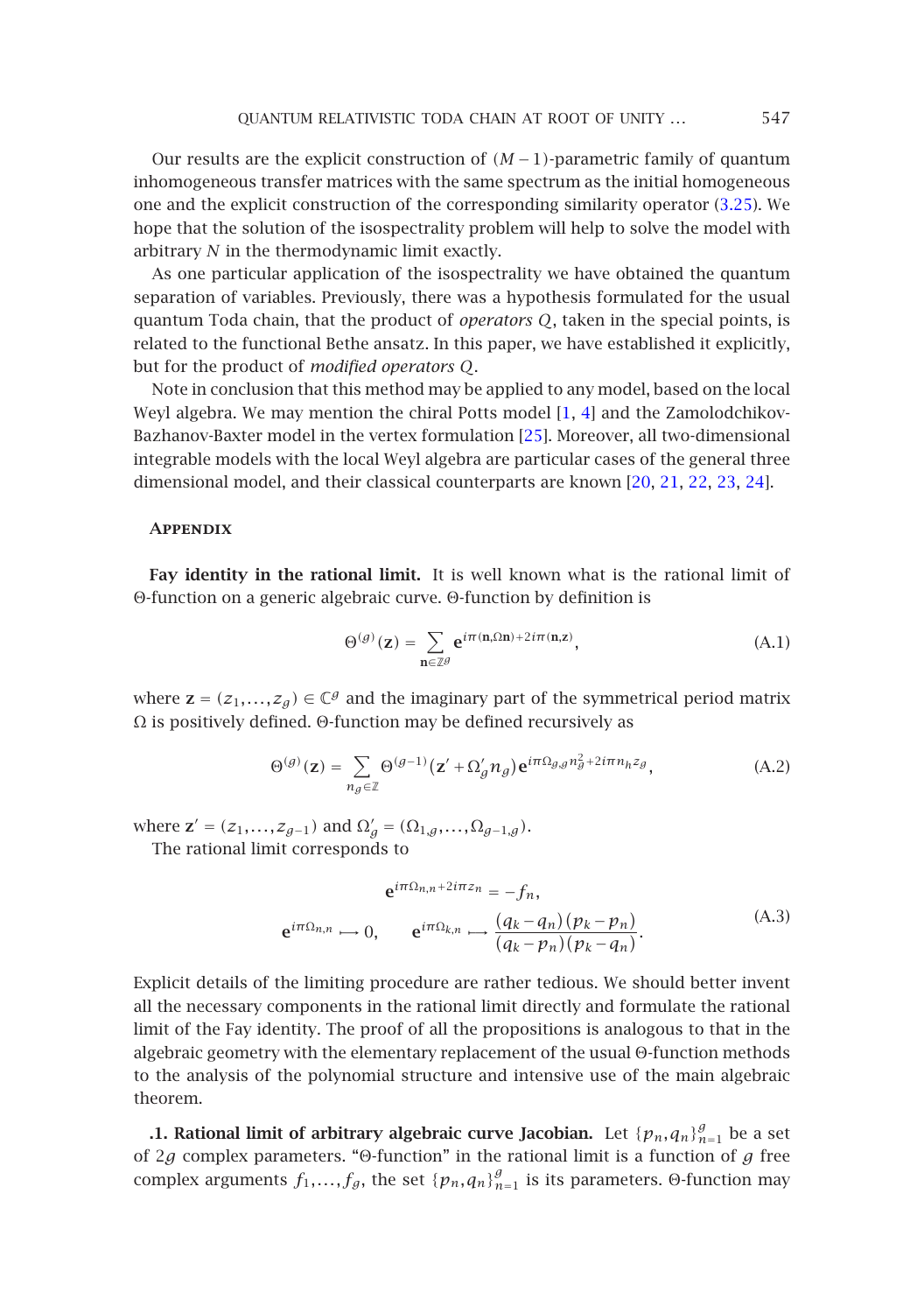Our results are the explicit construction of $(M-1)$-parametric family of quantum inhomogeneous transfer matrices with the same spectrum as the initial homogeneous one and the explicit construction of the corresponding similarity operator (3.25). We hope that the solution of the isospectrality problem will help to solve the model with arbitrary $N$ in the thermodynamic limit exactly.

As one particular application of the isospectrality we have obtained the quantum separation of variables. Previously, there was a hypothesis formulated for the usual quantum Toda chain, that the product of *operators* $Q$, taken in the special points, is related to the functional Bethe ansatz. In this paper, we have established it explicitly, but for the product of *modified operators* $Q$.

Note in conclusion that this method may be applied to any model, based on the local Weyl algebra. We may mention the chiral Potts model [1, 4] and the Zamolodchikov-Bazhanov-Baxter model in the vertex formulation [25]. Moreover, all two-dimensional integrable models with the local Weyl algebra are particular cases of the general three dimensional model, and their classical counterparts are known [20, 21, 22, 23, 24].

## Appendix

**Fay identity in the rational limit.** It is well known what is the rational limit of Θ-function on a generic algebraic curve. Θ-function by definition is

$$\Theta^{(g)}(\mathbf{z}) = \sum_{\mathbf{n}\in\mathbb{Z}^g} \mathbf{e}^{i\pi(\mathbf{n},\Omega\mathbf{n})+2i\pi(\mathbf{n},\mathbf{z})}, \tag{A.1}$$

where $\mathbf{z} = (z_1,\dots,z_g) \in \mathbb{C}^g$ and the imaginary part of the symmetrical period matrix $\Omega$ is positively defined. Θ-function may be defined recursively as

$$\Theta^{(g)}(\mathbf{z}) = \sum_{n_g\in\mathbb{Z}} \Theta^{(g-1)}\left(\mathbf{z}' + \Omega_g' n_g\right)\mathbf{e}^{i\pi\Omega_{g,g}n_g^2+2i\pi n_h z_g}, \tag{A.2}$$

where $\mathbf{z}' = (z_1,\dots,z_{g-1})$ and $\Omega_g' = (\Omega_{1,g},\dots,\Omega_{g-1,g})$.

The rational limit corresponds to

$$\begin{gathered}\mathbf{e}^{i\pi\Omega_{n,n}+2i\pi z_n} = -f_n,\\ \mathbf{e}^{i\pi\Omega_{n,n}} \longmapsto 0, \qquad \mathbf{e}^{i\pi\Omega_{k,n}} \longmapsto \frac{(q_k-q_n)(p_k-p_n)}{(q_k-p_n)(p_k-q_n)}.\end{gathered} \tag{A.3}$$

Explicit details of the limiting procedure are rather tedious. We should better invent all the necessary components in the rational limit directly and formulate the rational limit of the Fay identity. The proof of all the propositions is analogous to that in the algebraic geometry with the elementary replacement of the usual Θ-function methods to the analysis of the polynomial structure and intensive use of the main algebraic theorem.

**.1. Rational limit of arbitrary algebraic curve Jacobian.** Let $\{p_n,q_n\}_{n=1}^g$ be a set of $2g$ complex parameters. "Θ-function" in the rational limit is a function of $g$ free complex arguments $f_1,\dots,f_g$, the set $\{p_n,q_n\}_{n=1}^g$ is its parameters. Θ-function may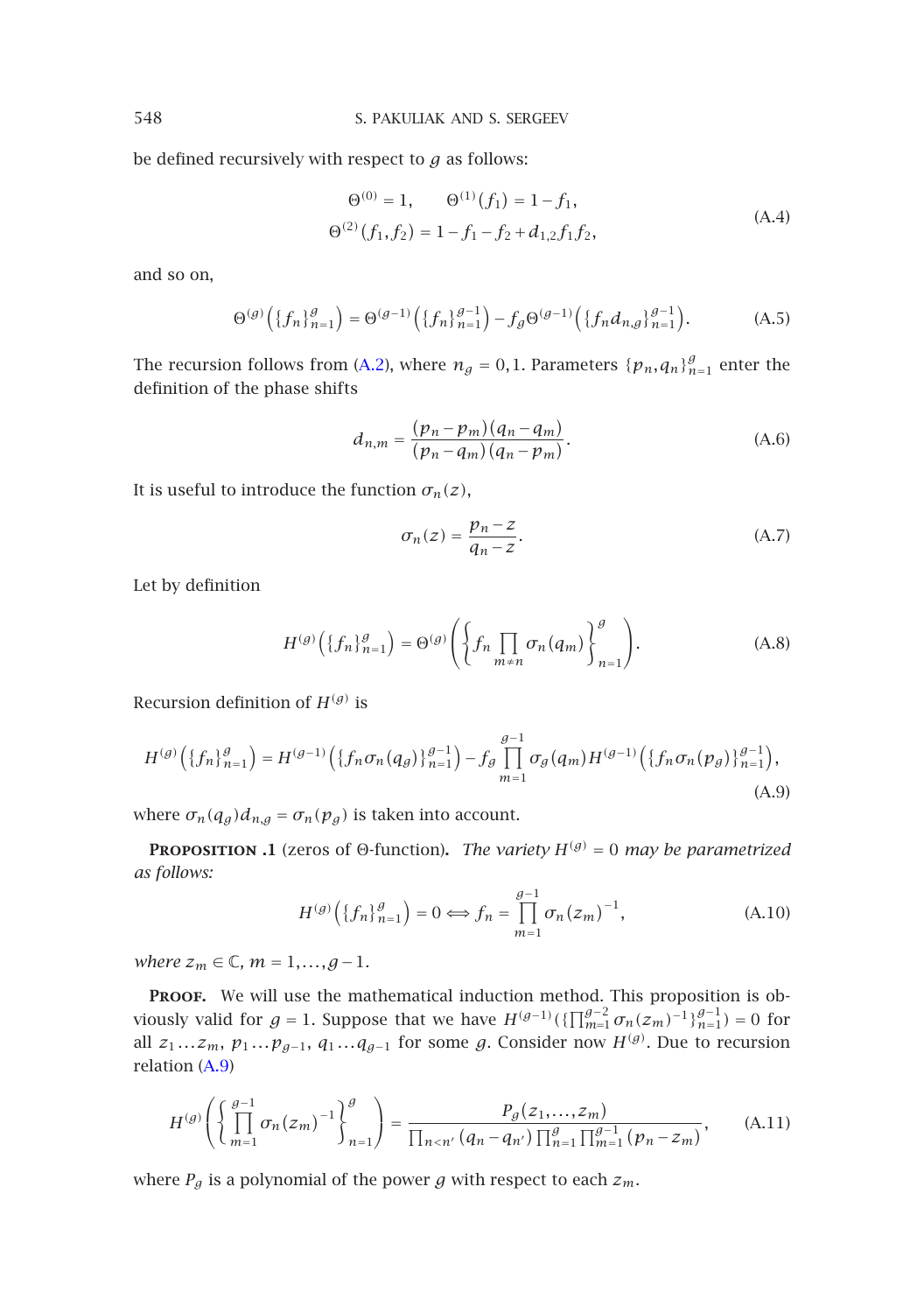be defined recursively with respect to $g$ as follows:

$$
\begin{gathered}
\Theta^{(0)} = 1, \qquad \Theta^{(1)}(f_1) = 1 - f_1, \\
\Theta^{(2)}(f_1, f_2) = 1 - f_1 - f_2 + d_{1,2} f_1 f_2,
\end{gathered}
\tag{A.4}
$$

and so on,

$$
\Theta^{(g)}\left(\{f_n\}_{n=1}^{g}\right) = \Theta^{(g-1)}\left(\{f_n\}_{n=1}^{g-1}\right) - f_g \Theta^{(g-1)}\left(\{f_n d_{n,g}\}_{n=1}^{g-1}\right).
\tag{A.5}
$$

The recursion follows from (A.2), where $n_g = 0, 1$. Parameters $\{p_n, q_n\}_{n=1}^{g}$ enter the definition of the phase shifts

$$
d_{n,m} = \frac{(p_n - p_m)(q_n - q_m)}{(p_n - q_m)(q_n - p_m)}.
\tag{A.6}
$$

It is useful to introduce the function $\sigma_n(z)$,

$$
\sigma_n(z) = \frac{p_n - z}{q_n - z}.
\tag{A.7}
$$

Let by definition

$$
H^{(g)}\left(\{f_n\}_{n=1}^{g}\right) = \Theta^{(g)}\left(\left\{f_n \prod_{m \neq n} \sigma_n(q_m)\right\}_{n=1}^{g}\right).
\tag{A.8}
$$

Recursion definition of $H^{(g)}$ is

$$
H^{(g)}\left(\{f_n\}_{n=1}^{g}\right) = H^{(g-1)}\left(\{f_n \sigma_n(q_g)\}_{n=1}^{g-1}\right) - f_g \prod_{m=1}^{g-1} \sigma_g(q_m) H^{(g-1)}\left(\{f_n \sigma_n(p_g)\}_{n=1}^{g-1}\right),
\tag{A.9}
$$

where $\sigma_n(q_g) d_{n,g} = \sigma_n(p_g)$ is taken into account.

**Proposition .1** (zeros of Θ-function). *The variety $H^{(g)} = 0$ may be parametrized as follows:*

$$
H^{(g)}\left(\{f_n\}_{n=1}^{g}\right) = 0 \Longleftrightarrow f_n = \prod_{m=1}^{g-1} \sigma_n(z_m)^{-1},
\tag{A.10}
$$

*where $z_m \in \mathbb{C}$, $m = 1, \ldots, g-1$.*

**Proof.** We will use the mathematical induction method. This proposition is obviously valid for $g = 1$. Suppose that we have $H^{(g-1)}(\{\prod_{m=1}^{g-2} \sigma_n(z_m)^{-1}\}_{n=1}^{g-1}) = 0$ for all $z_1 \ldots z_m$, $p_1 \ldots p_{g-1}$, $q_1 \ldots q_{g-1}$ for some $g$. Consider now $H^{(g)}$. Due to recursion relation (A.9)

$$
H^{(g)}\left(\left\{\prod_{m=1}^{g-1} \sigma_n(z_m)^{-1}\right\}_{n=1}^{g}\right) = \frac{P_g(z_1, \ldots, z_m)}{\prod_{n<n'} (q_n - q_{n'}) \prod_{n=1}^{g} \prod_{m=1}^{g-1} (p_n - z_m)},
\tag{A.11}
$$

where $P_g$ is a polynomial of the power $g$ with respect to each $z_m$.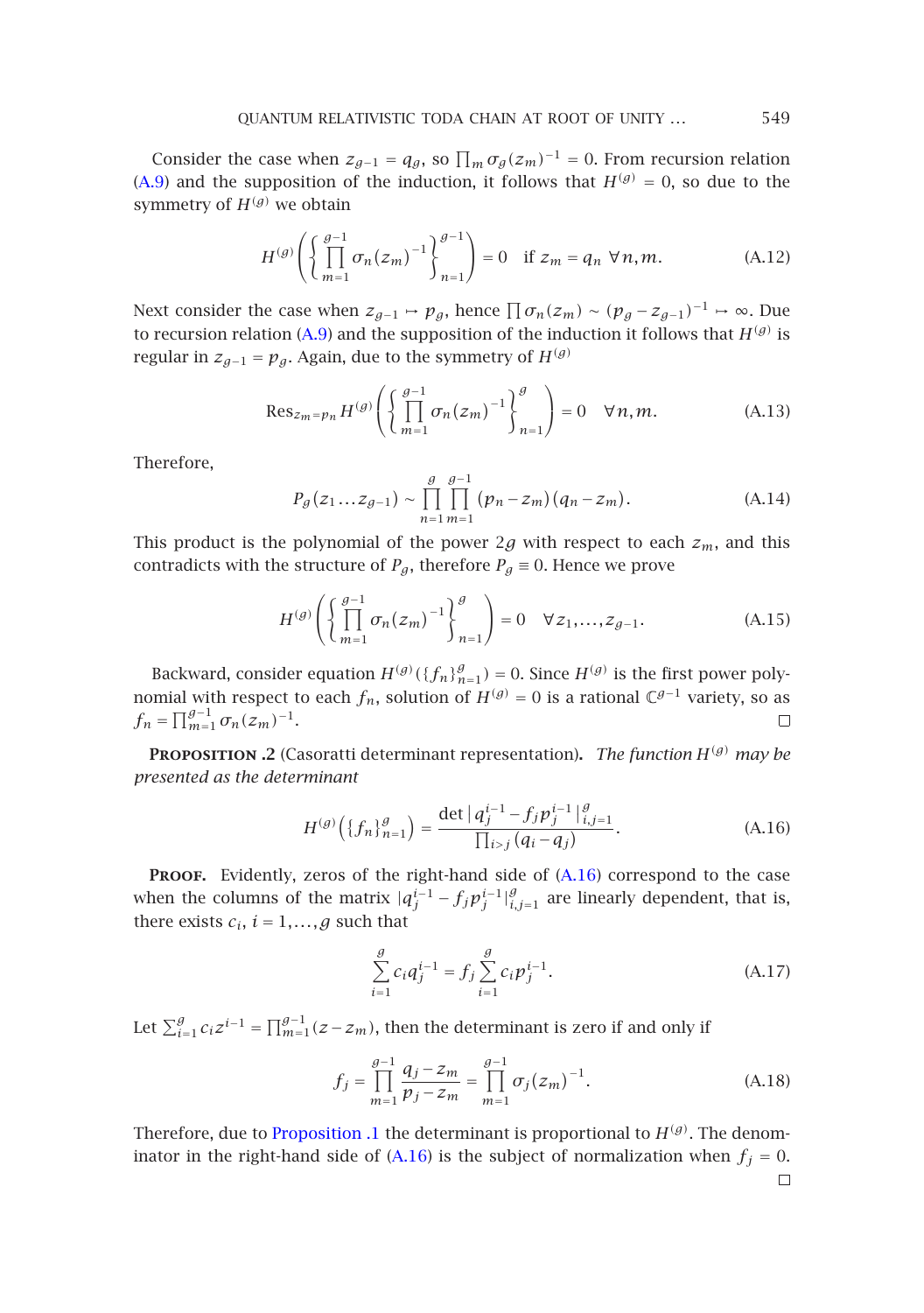Consider the case when $z_{g-1} = q_g$, so $\prod_m \sigma_g(z_m)^{-1} = 0$. From recursion relation (A.9) and the supposition of the induction, it follows that $H^{(g)} = 0$, so due to the symmetry of $H^{(g)}$ we obtain

$$H^{(g)}\left(\left\{\prod_{m=1}^{g-1} \sigma_n(z_m)^{-1}\right\}_{n=1}^{g-1}\right) = 0 \quad \text{if } z_m = q_n \ \forall n, m. \tag{A.12}$$

Next consider the case when $z_{g-1} \mapsto p_g$, hence $\prod \sigma_n(z_m) \sim (p_g - z_{g-1})^{-1} \mapsto \infty$. Due to recursion relation (A.9) and the supposition of the induction it follows that $H^{(g)}$ is regular in $z_{g-1} = p_g$. Again, due to the symmetry of $H^{(g)}$

$$\operatorname{Res}_{z_m = p_n} H^{(g)}\left(\left\{\prod_{m=1}^{g-1} \sigma_n(z_m)^{-1}\right\}_{n=1}^{g}\right) = 0 \quad \forall n, m. \tag{A.13}$$

Therefore,

$$P_g(z_1 \ldots z_{g-1}) \sim \prod_{n=1}^{g} \prod_{m=1}^{g-1} (p_n - z_m)(q_n - z_m). \tag{A.14}$$

This product is the polynomial of the power $2g$ with respect to each $z_m$, and this contradicts with the structure of $P_g$, therefore $P_g \equiv 0$. Hence we prove

$$H^{(g)}\left(\left\{\prod_{m=1}^{g-1} \sigma_n(z_m)^{-1}\right\}_{n=1}^{g}\right) = 0 \quad \forall z_1, \ldots, z_{g-1}. \tag{A.15}$$

Backward, consider equation $H^{(g)}(\{f_n\}_{n=1}^{g}) = 0$. Since $H^{(g)}$ is the first power polynomial with respect to each $f_n$, solution of $H^{(g)} = 0$ is a rational $\mathbb{C}^{g-1}$ variety, so as $f_n = \prod_{m=1}^{g-1} \sigma_n(z_m)^{-1}$. □

**Proposition .2** (Casoratti determinant representation). *The function $H^{(g)}$ may be presented as the determinant*

$$H^{(g)}\left(\{f_n\}_{n=1}^{g}\right) = \frac{\det |q_j^{i-1} - f_j p_j^{i-1}|_{i,j=1}^{g}}{\prod_{i>j}(q_i - q_j)}. \tag{A.16}$$

**Proof.** Evidently, zeros of the right-hand side of (A.16) correspond to the case when the columns of the matrix $|q_j^{i-1} - f_j p_j^{i-1}|_{i,j=1}^{g}$ are linearly dependent, that is, there exists $c_i$, $i = 1, \ldots, g$ such that

$$\sum_{i=1}^{g} c_i q_j^{i-1} = f_j \sum_{i=1}^{g} c_i p_j^{i-1}. \tag{A.17}$$

Let $\sum_{i=1}^{g} c_i z^{i-1} = \prod_{m=1}^{g-1}(z - z_m)$, then the determinant is zero if and only if

$$f_j = \prod_{m=1}^{g-1} \frac{q_j - z_m}{p_j - z_m} = \prod_{m=1}^{g-1} \sigma_j(z_m)^{-1}. \tag{A.18}$$

Therefore, due to Proposition .1 the determinant is proportional to $H^{(g)}$. The denominator in the right-hand side of (A.16) is the subject of normalization when $f_j = 0$. □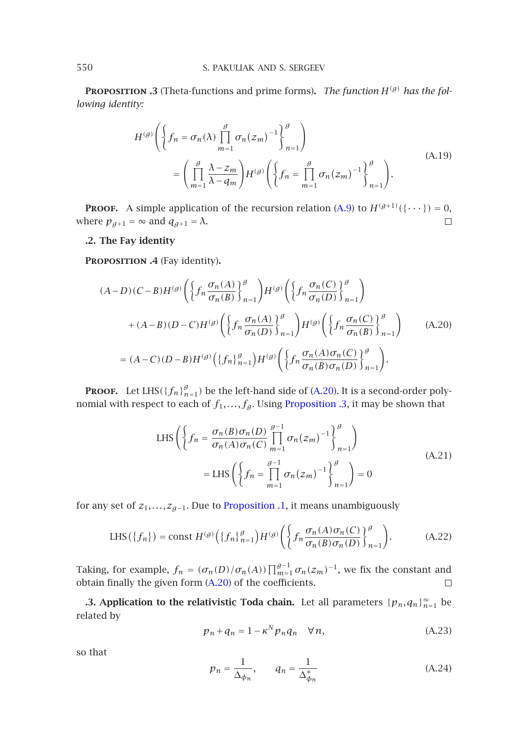**Proposition .3** (Theta-functions and prime forms). *The function $H^{(g)}$ has the following identity:*

$$
\begin{aligned}
H^{(g)}\left(\left\{f_n = \sigma_n(\lambda)\prod_{m=1}^{g}\sigma_n(z_m)^{-1}\right\}_{n=1}^{g}\right)
\\
= \left(\prod_{m=1}^{g}\frac{\lambda - z_m}{\lambda - q_m}\right)H^{(g)}\left(\left\{f_n = \prod_{m=1}^{g}\sigma_n(z_m)^{-1}\right\}_{n=1}^{g}\right).
\end{aligned}
\tag{A.19}
$$

**Proof.** A simple application of the recursion relation (A.9) to $H^{(g+1)}(\{\cdots\}) = 0$, where $p_{g+1} = \infty$ and $q_{g+1} = \lambda$. □

### .2. The Fay identity

**Proposition .4** (Fay identity).

$$
\begin{aligned}
&(A-D)(C-B)H^{(g)}\left(\left\{f_n\frac{\sigma_n(A)}{\sigma_n(B)}\right\}_{n=1}^{g}\right)H^{(g)}\left(\left\{f_n\frac{\sigma_n(C)}{\sigma_n(D)}\right\}_{n=1}^{g}\right)
\\
&\quad+(A-B)(D-C)H^{(g)}\left(\left\{f_n\frac{\sigma_n(A)}{\sigma_n(D)}\right\}_{n=1}^{g}\right)H^{(g)}\left(\left\{f_n\frac{\sigma_n(C)}{\sigma_n(B)}\right\}_{n=1}^{g}\right)
\\
&= (A-C)(D-B)H^{(g)}\left(\{f_n\}_{n=1}^{g}\right)H^{(g)}\left(\left\{f_n\frac{\sigma_n(A)\sigma_n(C)}{\sigma_n(B)\sigma_n(D)}\right\}_{n=1}^{g}\right).
\end{aligned}
\tag{A.20}
$$

**Proof.** Let $\mathrm{LHS}(\{f_n\}_{n=1}^{g})$ be the left-hand side of (A.20). It is a second-order polynomial with respect to each of $f_1,\ldots,f_g$. Using Proposition .3, it may be shown that

$$
\begin{aligned}
\mathrm{LHS}\left(\left\{f_n = \frac{\sigma_n(B)\sigma_n(D)}{\sigma_n(A)\sigma_n(C)}\prod_{m=1}^{g-1}\sigma_n(z_m)^{-1}\right\}_{n=1}^{g}\right)
\\
= \mathrm{LHS}\left(\left\{f_n = \prod_{m=1}^{g-1}\sigma_n(z_m)^{-1}\right\}_{n=1}^{g}\right) = 0
\end{aligned}
\tag{A.21}
$$

for any set of $z_1,\ldots,z_{g-1}$. Due to Proposition .1, it means unambiguously

$$
\mathrm{LHS}(\{f_n\}) = \mathrm{const}\, H^{(g)}\left(\{f_n\}_{n=1}^{g}\right)H^{(g)}\left(\left\{f_n\frac{\sigma_n(A)\sigma_n(C)}{\sigma_n(B)\sigma_n(D)}\right\}_{n=1}^{g}\right).
\tag{A.22}
$$

Taking, for example, $f_n = (\sigma_n(D)/\sigma_n(A))\prod_{m=1}^{g-1}\sigma_n(z_m)^{-1}$, we fix the constant and obtain finally the given form (A.20) of the coefficients. □

**.3. Application to the relativistic Toda chain.** Let all parameters $\{p_n,q_n\}_{n=1}^{\infty}$ be related by

$$
p_n + q_n = 1 - \kappa^N p_n q_n \quad \forall n,
\tag{A.23}
$$

so that

$$
p_n = \frac{1}{\Delta_{\phi_n}}, \qquad q_n = \frac{1}{\Delta^*_{\phi_n}}
\tag{A.24}
$$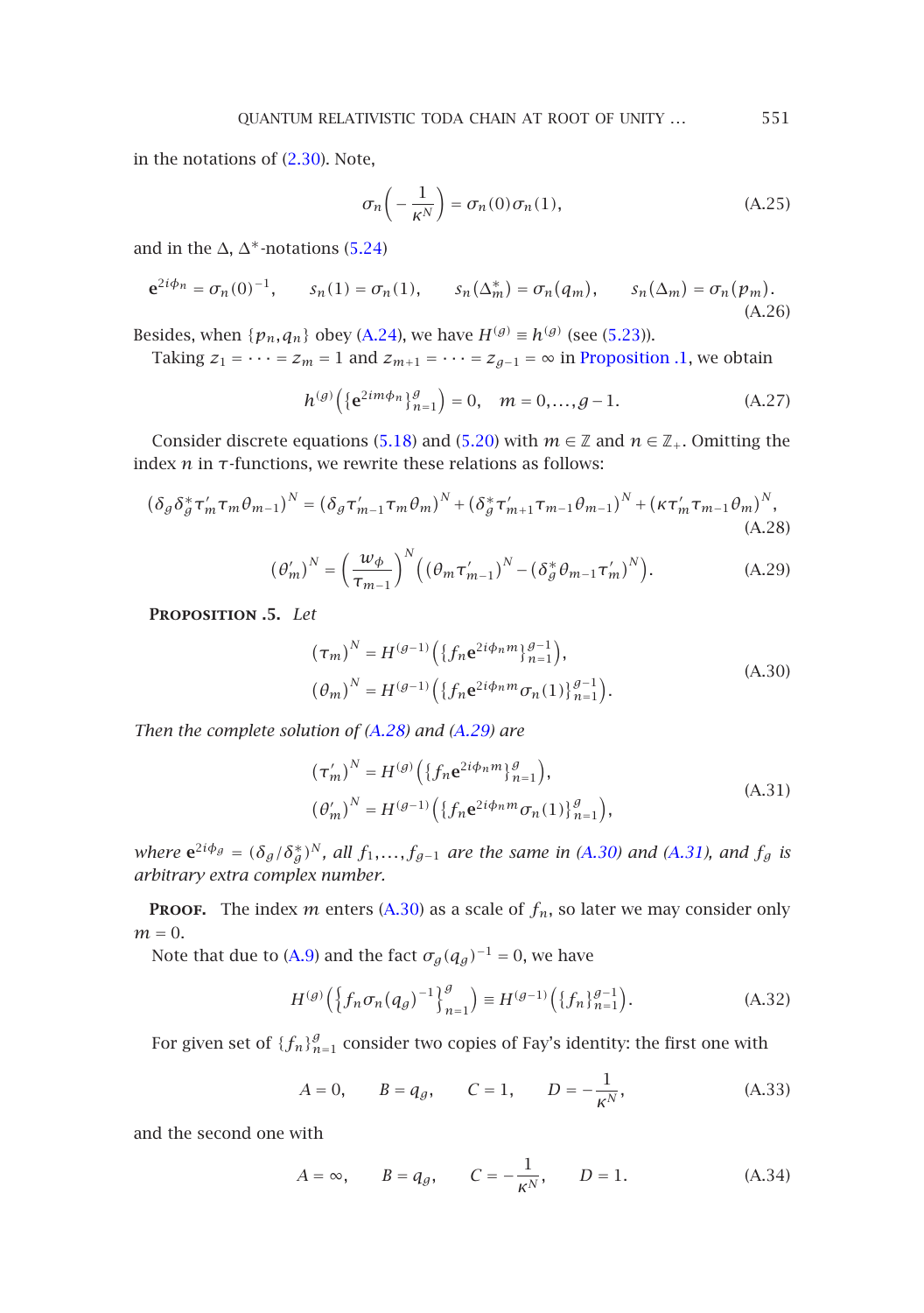in the notations of (2.30). Note,

$$\sigma_n\left(-\frac{1}{\kappa^N}\right) = \sigma_n(0)\sigma_n(1), \tag{A.25}$$

and in the $\Delta$, $\Delta^*$-notations (5.24)

$$\mathbf{e}^{2i\phi_n} = \sigma_n(0)^{-1}, \qquad s_n(1) = \sigma_n(1), \qquad s_n(\Delta_m^*) = \sigma_n(q_m), \qquad s_n(\Delta_m) = \sigma_n(p_m). \tag{A.26}$$

Besides, when $\{p_n, q_n\}$ obey (A.24), we have $H^{(g)} \equiv h^{(g)}$ (see (5.23)).

Taking $z_1 = \cdots = z_m = 1$ and $z_{m+1} = \cdots = z_{g-1} = \infty$ in Proposition .1, we obtain

$$h^{(g)}\left(\{\mathbf{e}^{2im\phi_n}\}_{n=1}^{g}\right) = 0, \quad m = 0, \ldots, g-1. \tag{A.27}$$

Consider discrete equations (5.18) and (5.20) with $m \in \mathbb{Z}$ and $n \in \mathbb{Z}_+$. Omitting the index $n$ in $\tau$-functions, we rewrite these relations as follows:

$$(\delta_g\delta_g^*\tau_m'\tau_m\theta_{m-1})^N = (\delta_g\tau_{m-1}'\tau_m\theta_m)^N + (\delta_g^*\tau_{m+1}'\tau_{m-1}\theta_{m-1})^N + (\kappa\tau_m'\tau_{m-1}\theta_m)^N, \tag{A.28}$$

$$(\theta_m')^N = \left(\frac{w_\phi}{\tau_{m-1}}\right)^N\left((\theta_m\tau_{m-1}')^N - (\delta_g^*\theta_{m-1}\tau_m')^N\right). \tag{A.29}$$

**Proposition .5.** *Let*

$$\begin{aligned}
(\tau_m)^N &= H^{(g-1)}\left(\{f_n\mathbf{e}^{2i\phi_n m}\}_{n=1}^{g-1}\right),\\
(\theta_m)^N &= H^{(g-1)}\left(\{f_n\mathbf{e}^{2i\phi_n m}\sigma_n(1)\}_{n=1}^{g-1}\right).
\end{aligned} \tag{A.30}$$

*Then the complete solution of (A.28) and (A.29) are*

$$\begin{aligned}
(\tau_m')^N &= H^{(g)}\left(\{f_n\mathbf{e}^{2i\phi_n m}\}_{n=1}^{g}\right),\\
(\theta_m')^N &= H^{(g-1)}\left(\{f_n\mathbf{e}^{2i\phi_n m}\sigma_n(1)\}_{n=1}^{g}\right),
\end{aligned} \tag{A.31}$$

*where* $\mathbf{e}^{2i\phi_g} = (\delta_g/\delta_g^*)^N$*, all* $f_1, \ldots, f_{g-1}$ *are the same in (A.30) and (A.31), and* $f_g$ *is arbitrary extra complex number.*

**Proof.** The index $m$ enters (A.30) as a scale of $f_n$, so later we may consider only $m = 0$.

Note that due to (A.9) and the fact $\sigma_g(q_g)^{-1} = 0$, we have

$$H^{(g)}\left(\left\{f_n\sigma_n(q_g)^{-1}\right\}_{n=1}^{g}\right) \equiv H^{(g-1)}\left(\{f_n\}_{n=1}^{g-1}\right). \tag{A.32}$$

For given set of $\{f_n\}_{n=1}^{g}$ consider two copies of Fay's identity: the first one with

$$A = 0, \qquad B = q_g, \qquad C = 1, \qquad D = -\frac{1}{\kappa^N}, \tag{A.33}$$

and the second one with

$$A = \infty, \qquad B = q_g, \qquad C = -\frac{1}{\kappa^N}, \qquad D = 1. \tag{A.34}$$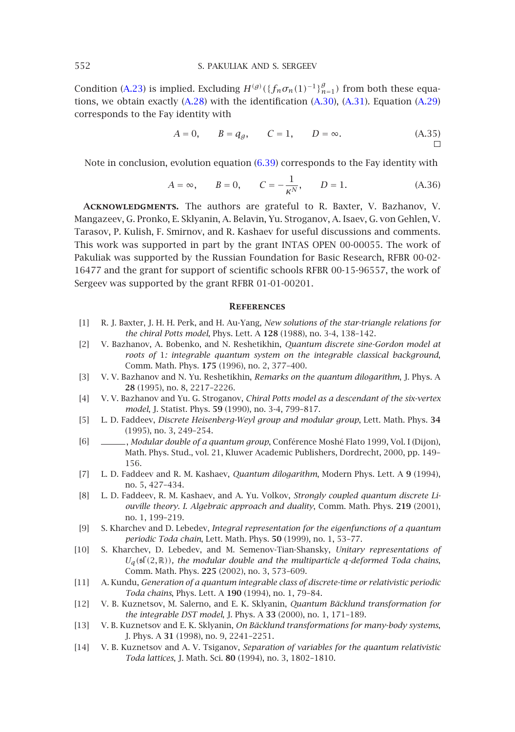Condition (A.23) is implied. Excluding $H^{(g)}(\{f_n\sigma_n(1)^{-1}\}_{n=1}^{g})$ from both these equations, we obtain exactly (A.28) with the identification (A.30), (A.31). Equation (A.29) corresponds to the Fay identity with

$$A = 0, \qquad B = q_g, \qquad C = 1, \qquad D = \infty. \tag{A.35}$$

□

Note in conclusion, evolution equation (6.39) corresponds to the Fay identity with

$$A = \infty, \qquad B = 0, \qquad C = -\frac{1}{\kappa^N}, \qquad D = 1. \tag{A.36}$$

**Acknowledgments.** The authors are grateful to R. Baxter, V. Bazhanov, V. Mangazeev, G. Pronko, E. Sklyanin, A. Belavin, Yu. Stroganov, A. Isaev, G. von Gehlen, V. Tarasov, P. Kulish, F. Smirnov, and R. Kashaev for useful discussions and comments. This work was supported in part by the grant INTAS OPEN 00-00055. The work of Pakuliak was supported by the Russian Foundation for Basic Research, RFBR 00-02-16477 and the grant for support of scientific schools RFBR 00-15-96557, the work of Sergeev was supported by the grant RFBR 01-01-00201.

## References

[1] R. J. Baxter, J. H. H. Perk, and H. Au-Yang, *New solutions of the star-triangle relations for the chiral Potts model*, Phys. Lett. A **128** (1988), no. 3-4, 138–142.

[2] V. Bazhanov, A. Bobenko, and N. Reshetikhin, *Quantum discrete sine-Gordon model at roots of 1: integrable quantum system on the integrable classical background*, Comm. Math. Phys. **175** (1996), no. 2, 377–400.

[3] V. V. Bazhanov and N. Yu. Reshetikhin, *Remarks on the quantum dilogarithm*, J. Phys. A **28** (1995), no. 8, 2217–2226.

[4] V. V. Bazhanov and Yu. G. Stroganov, *Chiral Potts model as a descendant of the six-vertex model*, J. Statist. Phys. **59** (1990), no. 3-4, 799–817.

[5] L. D. Faddeev, *Discrete Heisenberg-Weyl group and modular group*, Lett. Math. Phys. **34** (1995), no. 3, 249–254.

[6] ______, *Modular double of a quantum group*, Conférence Moshé Flato 1999, Vol. I (Dijon), Math. Phys. Stud., vol. 21, Kluwer Academic Publishers, Dordrecht, 2000, pp. 149–156.

[7] L. D. Faddeev and R. M. Kashaev, *Quantum dilogarithm*, Modern Phys. Lett. A **9** (1994), no. 5, 427–434.

[8] L. D. Faddeev, R. M. Kashaev, and A. Yu. Volkov, *Strongly coupled quantum discrete Liouville theory. I. Algebraic approach and duality*, Comm. Math. Phys. **219** (2001), no. 1, 199–219.

[9] S. Kharchev and D. Lebedev, *Integral representation for the eigenfunctions of a quantum periodic Toda chain*, Lett. Math. Phys. **50** (1999), no. 1, 53–77.

[10] S. Kharchev, D. Lebedev, and M. Semenov-Tian-Shansky, *Unitary representations of $U_q(\mathfrak{sl}(2,\mathbb{R}))$, the modular double and the multiparticle $q$-deformed Toda chains*, Comm. Math. Phys. **225** (2002), no. 3, 573–609.

[11] A. Kundu, *Generation of a quantum integrable class of discrete-time or relativistic periodic Toda chains*, Phys. Lett. A **190** (1994), no. 1, 79–84.

[12] V. B. Kuznetsov, M. Salerno, and E. K. Sklyanin, *Quantum Bäcklund transformation for the integrable DST model*, J. Phys. A **33** (2000), no. 1, 171–189.

[13] V. B. Kuznetsov and E. K. Sklyanin, *On Bäcklund transformations for many-body systems*, J. Phys. A **31** (1998), no. 9, 2241–2251.

[14] V. B. Kuznetsov and A. V. Tsiganov, *Separation of variables for the quantum relativistic Toda lattices*, J. Math. Sci. **80** (1994), no. 3, 1802–1810.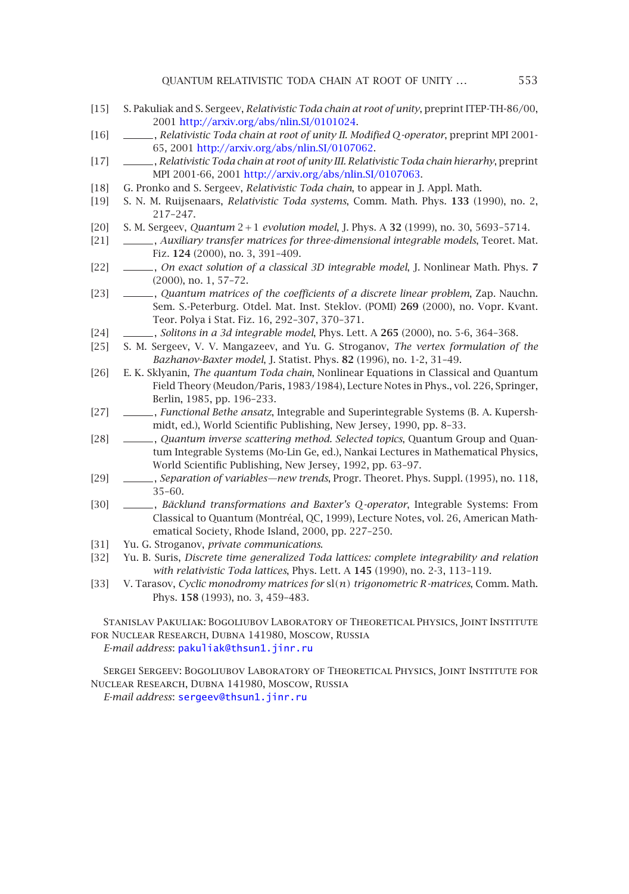[15] S. Pakuliak and S. Sergeev, *Relativistic Toda chain at root of unity*, preprint ITEP-TH-86/00, 2001 http://arxiv.org/abs/nlin.SI/0101024.

[16] ______, *Relativistic Toda chain at root of unity II. Modified Q-operator*, preprint MPI 2001-65, 2001 http://arxiv.org/abs/nlin.SI/0107062.

[17] ______, *Relativistic Toda chain at root of unity III. Relativistic Toda chain hierarhy*, preprint MPI 2001-66, 2001 http://arxiv.org/abs/nlin.SI/0107063.

[18] G. Pronko and S. Sergeev, *Relativistic Toda chain*, to appear in J. Appl. Math.

[19] S. N. M. Ruijsenaars, *Relativistic Toda systems*, Comm. Math. Phys. **133** (1990), no. 2, 217–247.

[20] S. M. Sergeev, *Quantum* $2+1$ *evolution model*, J. Phys. A **32** (1999), no. 30, 5693–5714.

[21] ______, *Auxiliary transfer matrices for three-dimensional integrable models*, Teoret. Mat. Fiz. **124** (2000), no. 3, 391–409.

[22] ______, *On exact solution of a classical 3D integrable model*, J. Nonlinear Math. Phys. **7** (2000), no. 1, 57–72.

[23] ______, *Quantum matrices of the coefficients of a discrete linear problem*, Zap. Nauchn. Sem. S.-Peterburg. Otdel. Mat. Inst. Steklov. (POMI) **269** (2000), no. Vopr. Kvant. Teor. Polya i Stat. Fiz. 16, 292–307, 370–371.

[24] ______, *Solitons in a 3d integrable model*, Phys. Lett. A **265** (2000), no. 5-6, 364–368.

[25] S. M. Sergeev, V. V. Mangazeev, and Yu. G. Stroganov, *The vertex formulation of the Bazhanov-Baxter model*, J. Statist. Phys. **82** (1996), no. 1-2, 31–49.

[26] E. K. Sklyanin, *The quantum Toda chain*, Nonlinear Equations in Classical and Quantum Field Theory (Meudon/Paris, 1983/1984), Lecture Notes in Phys., vol. 226, Springer, Berlin, 1985, pp. 196–233.

[27] ______, *Functional Bethe ansatz*, Integrable and Superintegrable Systems (B. A. Kupershmidt, ed.), World Scientific Publishing, New Jersey, 1990, pp. 8–33.

[28] ______, *Quantum inverse scattering method. Selected topics*, Quantum Group and Quantum Integrable Systems (Mo-Lin Ge, ed.), Nankai Lectures in Mathematical Physics, World Scientific Publishing, New Jersey, 1992, pp. 63–97.

[29] ______, *Separation of variables—new trends*, Progr. Theoret. Phys. Suppl. (1995), no. 118, 35–60.

[30] ______, *Bäcklund transformations and Baxter's Q-operator*, Integrable Systems: From Classical to Quantum (Montréal, QC, 1999), Lecture Notes, vol. 26, American Mathematical Society, Rhode Island, 2000, pp. 227–250.

[31] Yu. G. Stroganov, *private communications.*

[32] Yu. B. Suris, *Discrete time generalized Toda lattices: complete integrability and relation with relativistic Toda lattices*, Phys. Lett. A **145** (1990), no. 2-3, 113–119.

[33] V. Tarasov, *Cyclic monodromy matrices for* $\mathrm{sl}(n)$ *trigonometric R-matrices*, Comm. Math. Phys. **158** (1993), no. 3, 459–483.

Stanislav Pakuliak: Bogoliubov Laboratory of Theoretical Physics, Joint Institute for Nuclear Research, Dubna 141980, Moscow, Russia
*E-mail address*: pakuliak@thsun1.jinr.ru

Sergei Sergeev: Bogoliubov Laboratory of Theoretical Physics, Joint Institute for Nuclear Research, Dubna 141980, Moscow, Russia
*E-mail address*: sergeev@thsun1.jinr.ru